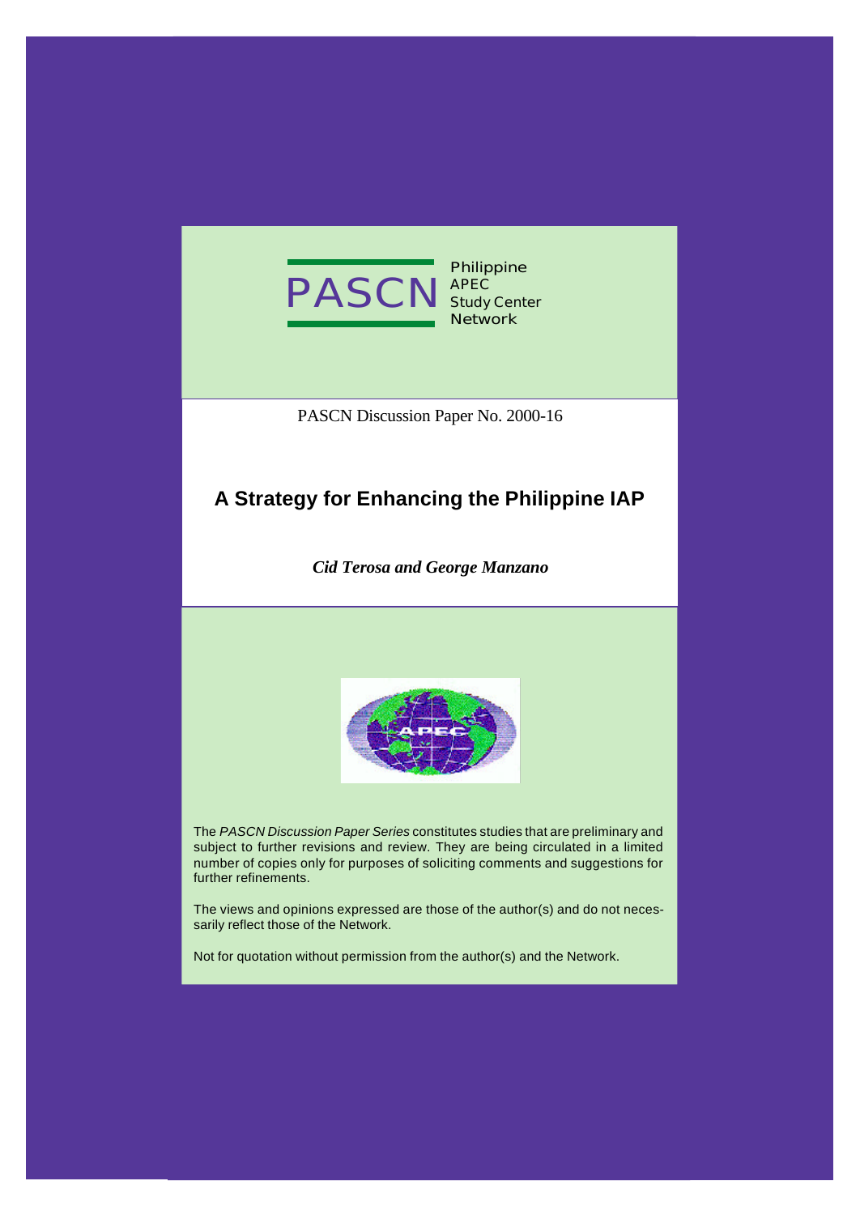PASCN Philippine APEC Study Center Network

PASCN Discussion Paper No. 2000-16

# A Strategy for Enhancing the Philippine IAP

***Cid Terosa and George Manzano***

The *PASCN Discussion Paper Series* constitutes studies that are preliminary and subject to further revisions and review. They are being circulated in a limited number of copies only for purposes of soliciting comments and suggestions for further refinements.

The views and opinions expressed are those of the author(s) and do not necessarily reflect those of the Network.

Not for quotation without permission from the author(s) and the Network.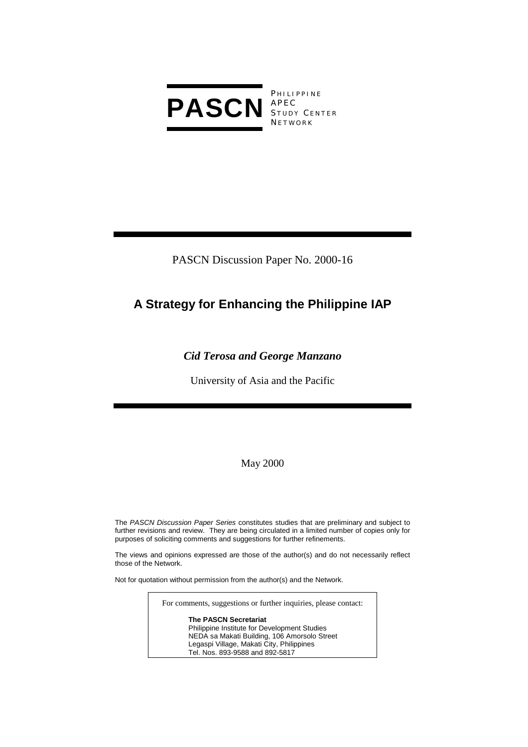**PASCN** PHILIPPINE APEC STUDY CENTER NETWORK

PASCN Discussion Paper No. 2000-16

# A Strategy for Enhancing the Philippine IAP

***Cid Terosa and George Manzano***

University of Asia and the Pacific

May 2000

The *PASCN Discussion Paper Series* constitutes studies that are preliminary and subject to further revisions and review. They are being circulated in a limited number of copies only for purposes of soliciting comments and suggestions for further refinements.

The views and opinions expressed are those of the author(s) and do not necessarily reflect those of the Network.

Not for quotation without permission from the author(s) and the Network.

For comments, suggestions or further inquiries, please contact:

**The PASCN Secretariat**
Philippine Institute for Development Studies
NEDA sa Makati Building, 106 Amorsolo Street
Legaspi Village, Makati City, Philippines
Tel. Nos. 893-9588 and 892-5817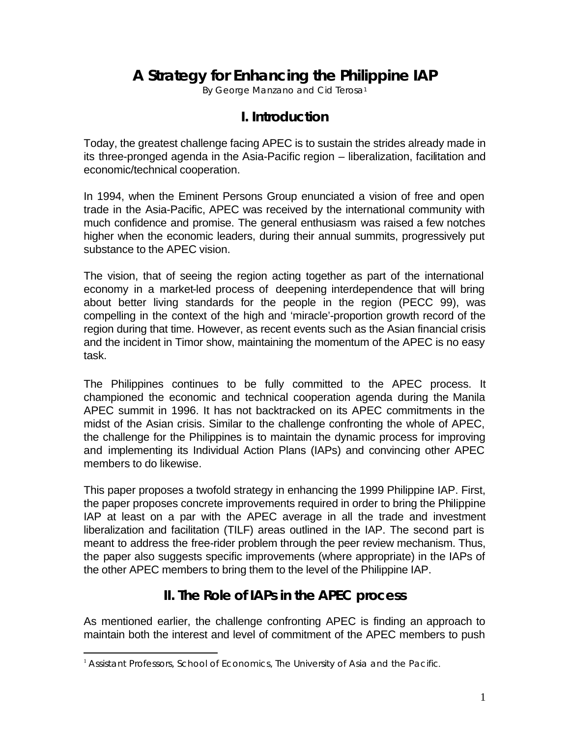# A Strategy for Enhancing the Philippine IAP

By George Manzano and Cid Terosa[1]

## I. Introduction

Today, the greatest challenge facing APEC is to sustain the strides already made in its three-pronged agenda in the Asia-Pacific region – liberalization, facilitation and economic/technical cooperation.

In 1994, when the Eminent Persons Group enunciated a vision of free and open trade in the Asia-Pacific, APEC was received by the international community with much confidence and promise. The general enthusiasm was raised a few notches higher when the economic leaders, during their annual summits, progressively put substance to the APEC vision.

The vision, that of seeing the region acting together as part of the international economy in a market-led process of deepening interdependence that will bring about better living standards for the people in the region (PECC 99), was compelling in the context of the high and 'miracle'-proportion growth record of the region during that time. However, as recent events such as the Asian financial crisis and the incident in Timor show, maintaining the momentum of the APEC is no easy task.

The Philippines continues to be fully committed to the APEC process. It championed the economic and technical cooperation agenda during the Manila APEC summit in 1996. It has not backtracked on its APEC commitments in the midst of the Asian crisis. Similar to the challenge confronting the whole of APEC, the challenge for the Philippines is to maintain the dynamic process for improving and implementing its Individual Action Plans (IAPs) and convincing other APEC members to do likewise.

This paper proposes a twofold strategy in enhancing the 1999 Philippine IAP. First, the paper proposes concrete improvements required in order to bring the Philippine IAP at least on a par with the APEC average in all the trade and investment liberalization and facilitation (TILF) areas outlined in the IAP. The second part is meant to address the free-rider problem through the peer review mechanism. Thus, the paper also suggests specific improvements (where appropriate) in the IAPs of the other APEC members to bring them to the level of the Philippine IAP.

## II. The Role of IAPs in the APEC process

As mentioned earlier, the challenge confronting APEC is finding an approach to maintain both the interest and level of commitment of the APEC members to push

[1] Assistant Professors, School of Economics, The University of Asia and the Pacific.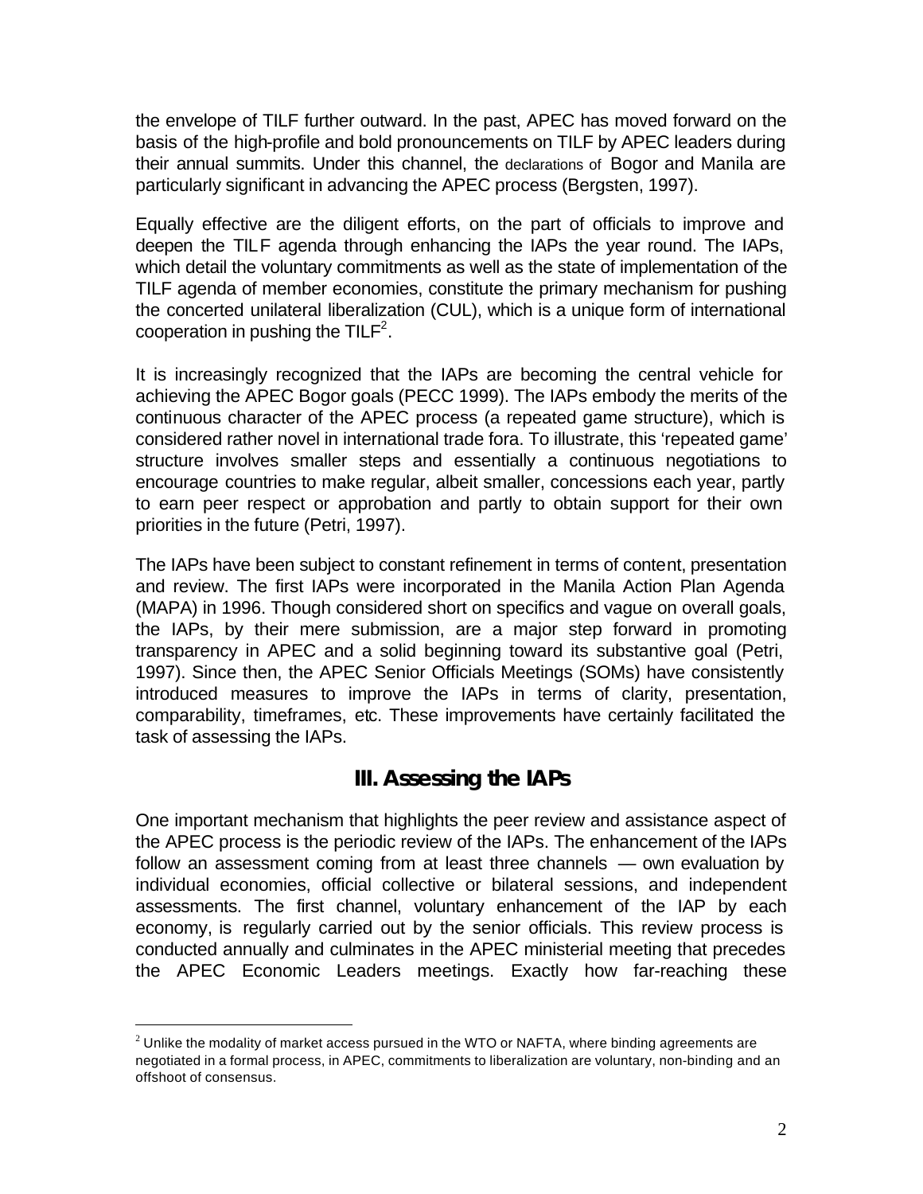the envelope of TILF further outward. In the past, APEC has moved forward on the basis of the high-profile and bold pronouncements on TILF by APEC leaders during their annual summits. Under this channel, the declarations of Bogor and Manila are particularly significant in advancing the APEC process (Bergsten, 1997).

Equally effective are the diligent efforts, on the part of officials to improve and deepen the TILF agenda through enhancing the IAPs the year round. The IAPs, which detail the voluntary commitments as well as the state of implementation of the TILF agenda of member economies, constitute the primary mechanism for pushing the concerted unilateral liberalization (CUL), which is a unique form of international cooperation in pushing the TILF[2].

It is increasingly recognized that the IAPs are becoming the central vehicle for achieving the APEC Bogor goals (PECC 1999). The IAPs embody the merits of the continuous character of the APEC process (a repeated game structure), which is considered rather novel in international trade fora. To illustrate, this 'repeated game' structure involves smaller steps and essentially a continuous negotiations to encourage countries to make regular, albeit smaller, concessions each year, partly to earn peer respect or approbation and partly to obtain support for their own priorities in the future (Petri, 1997).

The IAPs have been subject to constant refinement in terms of content, presentation and review. The first IAPs were incorporated in the Manila Action Plan Agenda (MAPA) in 1996. Though considered short on specifics and vague on overall goals, the IAPs, by their mere submission, are a major step forward in promoting transparency in APEC and a solid beginning toward its substantive goal (Petri, 1997). Since then, the APEC Senior Officials Meetings (SOMs) have consistently introduced measures to improve the IAPs in terms of clarity, presentation, comparability, timeframes, etc. These improvements have certainly facilitated the task of assessing the IAPs.

## III. Assessing the IAPs

One important mechanism that highlights the peer review and assistance aspect of the APEC process is the periodic review of the IAPs. The enhancement of the IAPs follow an assessment coming from at least three channels — own evaluation by individual economies, official collective or bilateral sessions, and independent assessments. The first channel, voluntary enhancement of the IAP by each economy, is regularly carried out by the senior officials. This review process is conducted annually and culminates in the APEC ministerial meeting that precedes the APEC Economic Leaders meetings. Exactly how far-reaching these

[2] Unlike the modality of market access pursued in the WTO or NAFTA, where binding agreements are negotiated in a formal process, in APEC, commitments to liberalization are voluntary, non-binding and an offshoot of consensus.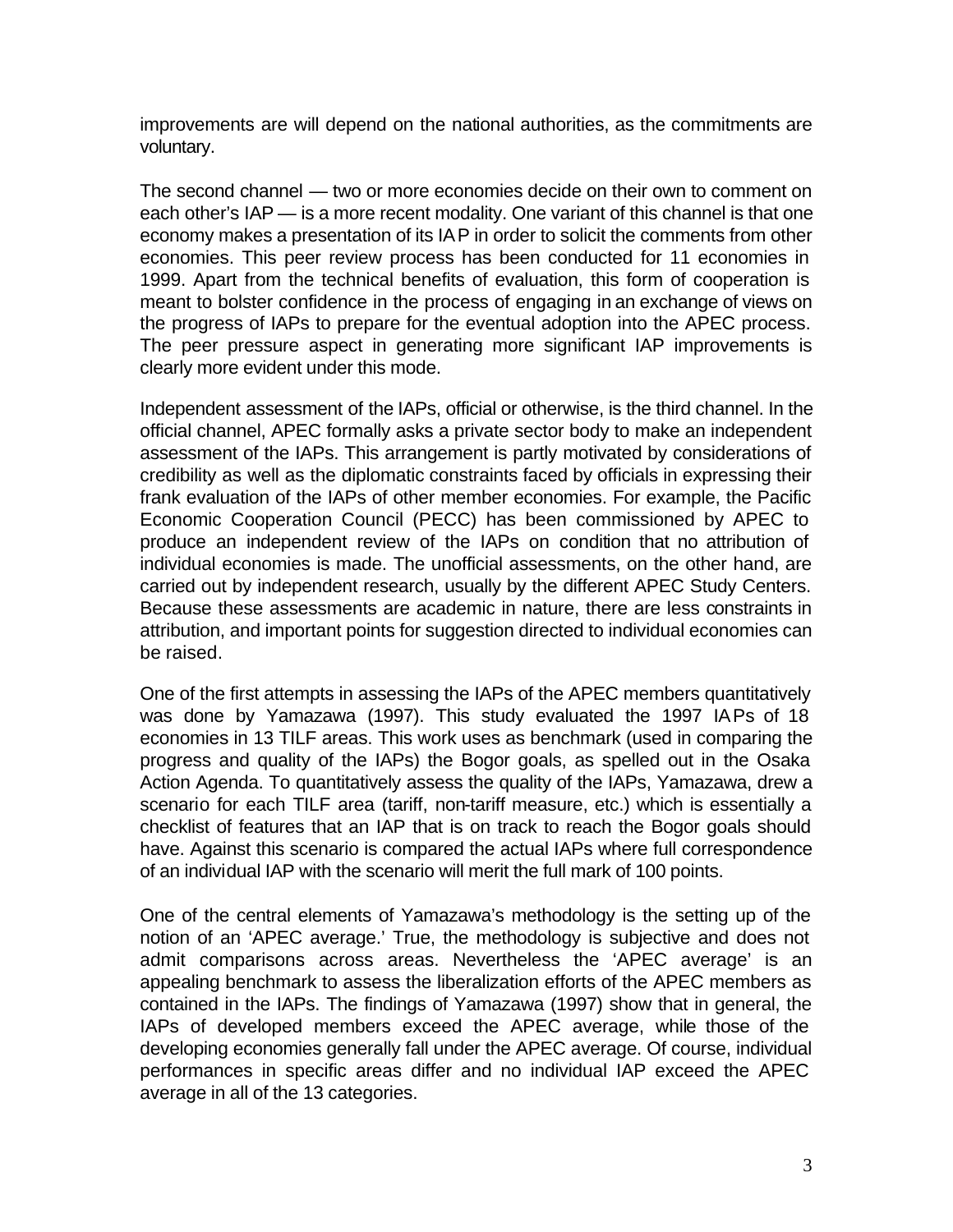improvements are will depend on the national authorities, as the commitments are voluntary.

The second channel — two or more economies decide on their own to comment on each other's IAP — is a more recent modality. One variant of this channel is that one economy makes a presentation of its IAP in order to solicit the comments from other economies. This peer review process has been conducted for 11 economies in 1999. Apart from the technical benefits of evaluation, this form of cooperation is meant to bolster confidence in the process of engaging in an exchange of views on the progress of IAPs to prepare for the eventual adoption into the APEC process. The peer pressure aspect in generating more significant IAP improvements is clearly more evident under this mode.

Independent assessment of the IAPs, official or otherwise, is the third channel. In the official channel, APEC formally asks a private sector body to make an independent assessment of the IAPs. This arrangement is partly motivated by considerations of credibility as well as the diplomatic constraints faced by officials in expressing their frank evaluation of the IAPs of other member economies. For example, the Pacific Economic Cooperation Council (PECC) has been commissioned by APEC to produce an independent review of the IAPs on condition that no attribution of individual economies is made. The unofficial assessments, on the other hand, are carried out by independent research, usually by the different APEC Study Centers. Because these assessments are academic in nature, there are less constraints in attribution, and important points for suggestion directed to individual economies can be raised.

One of the first attempts in assessing the IAPs of the APEC members quantitatively was done by Yamazawa (1997). This study evaluated the 1997 IAPs of 18 economies in 13 TILF areas. This work uses as benchmark (used in comparing the progress and quality of the IAPs) the Bogor goals, as spelled out in the Osaka Action Agenda. To quantitatively assess the quality of the IAPs, Yamazawa, drew a scenario for each TILF area (tariff, non-tariff measure, etc.) which is essentially a checklist of features that an IAP that is on track to reach the Bogor goals should have. Against this scenario is compared the actual IAPs where full correspondence of an individual IAP with the scenario will merit the full mark of 100 points.

One of the central elements of Yamazawa's methodology is the setting up of the notion of an 'APEC average.' True, the methodology is subjective and does not admit comparisons across areas. Nevertheless the 'APEC average' is an appealing benchmark to assess the liberalization efforts of the APEC members as contained in the IAPs. The findings of Yamazawa (1997) show that in general, the IAPs of developed members exceed the APEC average, while those of the developing economies generally fall under the APEC average. Of course, individual performances in specific areas differ and no individual IAP exceed the APEC average in all of the 13 categories.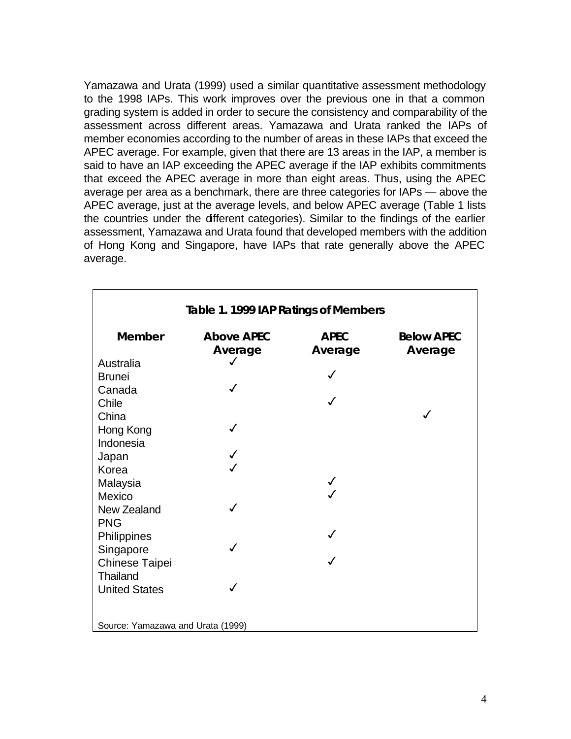Yamazawa and Urata (1999) used a similar quantitative assessment methodology to the 1998 IAPs. This work improves over the previous one in that a common grading system is added in order to secure the consistency and comparability of the assessment across different areas. Yamazawa and Urata ranked the IAPs of member economies according to the number of areas in these IAPs that exceed the APEC average. For example, given that there are 13 areas in the IAP, a member is said to have an IAP exceeding the APEC average if the IAP exhibits commitments that exceed the APEC average in more than eight areas. Thus, using the APEC average per area as a benchmark, there are three categories for IAPs — above the APEC average, just at the average levels, and below APEC average (Table 1 lists the countries under the different categories). Similar to the findings of the earlier assessment, Yamazawa and Urata found that developed members with the addition of Hong Kong and Singapore, have IAPs that rate generally above the APEC average.

**Table 1. 1999 IAP Ratings of Members**

| Member | Above APEC Average | APEC Average | Below APEC Average |
|---|---|---|---|
| Australia | ✓ | | |
| Brunei | | ✓ | |
| Canada | ✓ | | |
| Chile | | ✓ | |
| China | | | ✓ |
| Hong Kong | ✓ | | |
| Indonesia | | | |
| Japan | ✓ | | |
| Korea | ✓ | | |
| Malaysia | | ✓ | |
| Mexico | | ✓ | |
| New Zealand | ✓ | | |
| PNG | | | |
| Philippines | | ✓ | |
| Singapore | ✓ | | |
| Chinese Taipei | | ✓ | |
| Thailand | | | |
| United States | ✓ | | |

Source: Yamazawa and Urata (1999)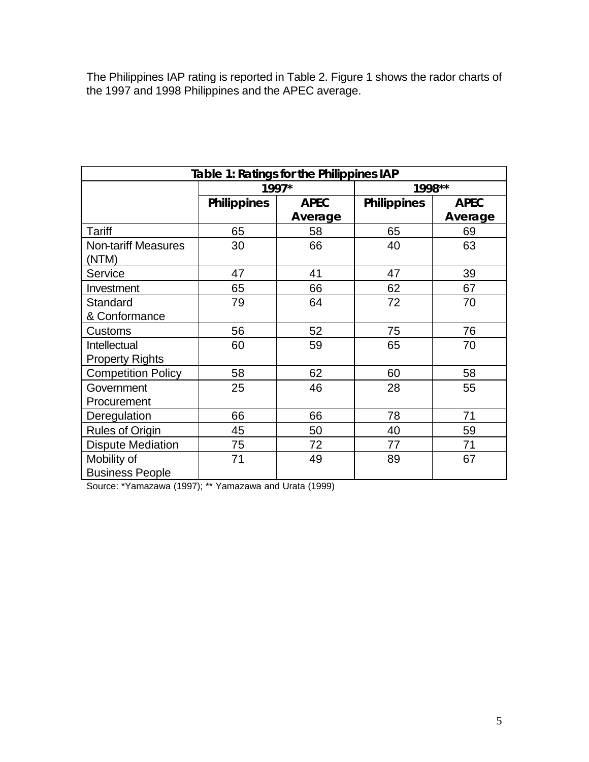The Philippines IAP rating is reported in Table 2. Figure 1 shows the rador charts of the 1997 and 1998 Philippines and the APEC average.

**Table 1: Ratings for the Philippines IAP**

| | 1997* | | 1998** | |
|---|---|---|---|---|
| | Philippines | APEC Average | Philippines | APEC Average |
| Tariff | 65 | 58 | 65 | 69 |
| Non-tariff Measures (NTM) | 30 | 66 | 40 | 63 |
| Service | 47 | 41 | 47 | 39 |
| Investment | 65 | 66 | 62 | 67 |
| Standard & Conformance | 79 | 64 | 72 | 70 |
| Customs | 56 | 52 | 75 | 76 |
| Intellectual Property Rights | 60 | 59 | 65 | 70 |
| Competition Policy | 58 | 62 | 60 | 58 |
| Government Procurement | 25 | 46 | 28 | 55 |
| Deregulation | 66 | 66 | 78 | 71 |
| Rules of Origin | 45 | 50 | 40 | 59 |
| Dispute Mediation | 75 | 72 | 77 | 71 |
| Mobility of Business People | 71 | 49 | 89 | 67 |

Source: *Yamazawa (1997); ** Yamazawa and Urata (1999)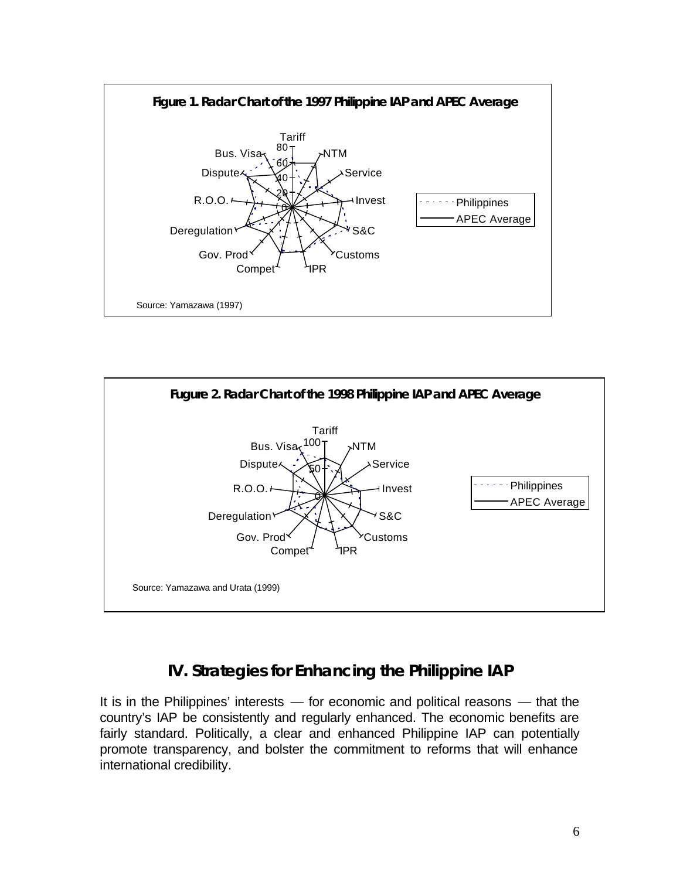**Figure 1. Radar Chart of the 1997 Philippine IAP and APEC Average**

Source: Yamazawa (1997)

**Fugure 2. Radar Chart of the 1998 Philippine IAP and APEC Average**

Source: Yamazawa and Urata (1999)

## IV. Strategies for Enhancing the Philippine IAP

It is in the Philippines' interests — for economic and political reasons — that the country's IAP be consistently and regularly enhanced. The economic benefits are fairly standard. Politically, a clear and enhanced Philippine IAP can potentially promote transparency, and bolster the commitment to reforms that will enhance international credibility.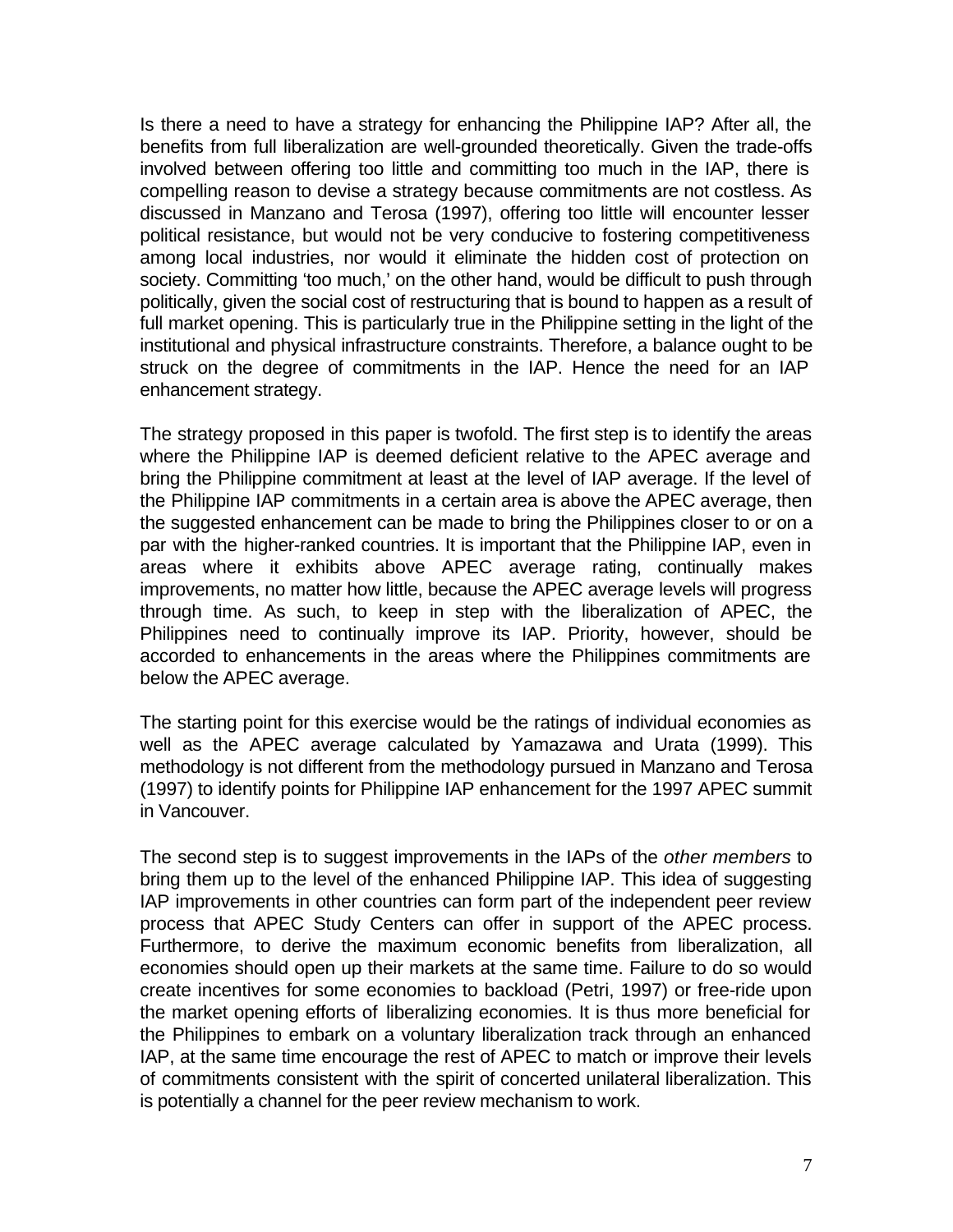Is there a need to have a strategy for enhancing the Philippine IAP? After all, the benefits from full liberalization are well-grounded theoretically. Given the trade-offs involved between offering too little and committing too much in the IAP, there is compelling reason to devise a strategy because commitments are not costless. As discussed in Manzano and Terosa (1997), offering too little will encounter lesser political resistance, but would not be very conducive to fostering competitiveness among local industries, nor would it eliminate the hidden cost of protection on society. Committing 'too much,' on the other hand, would be difficult to push through politically, given the social cost of restructuring that is bound to happen as a result of full market opening. This is particularly true in the Philippine setting in the light of the institutional and physical infrastructure constraints. Therefore, a balance ought to be struck on the degree of commitments in the IAP. Hence the need for an IAP enhancement strategy.

The strategy proposed in this paper is twofold. The first step is to identify the areas where the Philippine IAP is deemed deficient relative to the APEC average and bring the Philippine commitment at least at the level of IAP average. If the level of the Philippine IAP commitments in a certain area is above the APEC average, then the suggested enhancement can be made to bring the Philippines closer to or on a par with the higher-ranked countries. It is important that the Philippine IAP, even in areas where it exhibits above APEC average rating, continually makes improvements, no matter how little, because the APEC average levels will progress through time. As such, to keep in step with the liberalization of APEC, the Philippines need to continually improve its IAP. Priority, however, should be accorded to enhancements in the areas where the Philippines commitments are below the APEC average.

The starting point for this exercise would be the ratings of individual economies as well as the APEC average calculated by Yamazawa and Urata (1999). This methodology is not different from the methodology pursued in Manzano and Terosa (1997) to identify points for Philippine IAP enhancement for the 1997 APEC summit in Vancouver.

The second step is to suggest improvements in the IAPs of the *other members* to bring them up to the level of the enhanced Philippine IAP. This idea of suggesting IAP improvements in other countries can form part of the independent peer review process that APEC Study Centers can offer in support of the APEC process. Furthermore, to derive the maximum economic benefits from liberalization, all economies should open up their markets at the same time. Failure to do so would create incentives for some economies to backload (Petri, 1997) or free-ride upon the market opening efforts of liberalizing economies. It is thus more beneficial for the Philippines to embark on a voluntary liberalization track through an enhanced IAP, at the same time encourage the rest of APEC to match or improve their levels of commitments consistent with the spirit of concerted unilateral liberalization. This is potentially a channel for the peer review mechanism to work.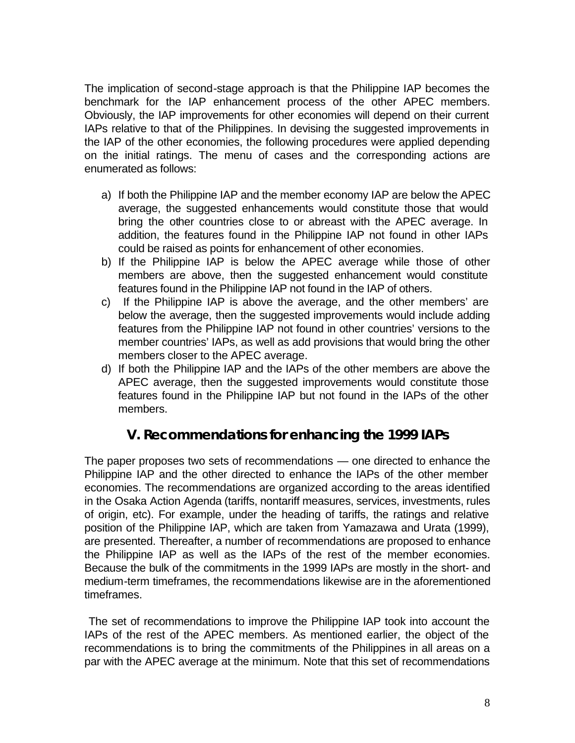The implication of second-stage approach is that the Philippine IAP becomes the benchmark for the IAP enhancement process of the other APEC members. Obviously, the IAP improvements for other economies will depend on their current IAPs relative to that of the Philippines. In devising the suggested improvements in the IAP of the other economies, the following procedures were applied depending on the initial ratings. The menu of cases and the corresponding actions are enumerated as follows:

a) If both the Philippine IAP and the member economy IAP are below the APEC average, the suggested enhancements would constitute those that would bring the other countries close to or abreast with the APEC average. In addition, the features found in the Philippine IAP not found in other IAPs could be raised as points for enhancement of other economies.
b) If the Philippine IAP is below the APEC average while those of other members are above, then the suggested enhancement would constitute features found in the Philippine IAP not found in the IAP of others.
c) If the Philippine IAP is above the average, and the other members' are below the average, then the suggested improvements would include adding features from the Philippine IAP not found in other countries' versions to the member countries' IAPs, as well as add provisions that would bring the other members closer to the APEC average.
d) If both the Philippine IAP and the IAPs of the other members are above the APEC average, then the suggested improvements would constitute those features found in the Philippine IAP but not found in the IAPs of the other members.

## V. Recommendations for enhancing the 1999 IAPs

The paper proposes two sets of recommendations — one directed to enhance the Philippine IAP and the other directed to enhance the IAPs of the other member economies. The recommendations are organized according to the areas identified in the Osaka Action Agenda (tariffs, nontariff measures, services, investments, rules of origin, etc). For example, under the heading of tariffs, the ratings and relative position of the Philippine IAP, which are taken from Yamazawa and Urata (1999), are presented. Thereafter, a number of recommendations are proposed to enhance the Philippine IAP as well as the IAPs of the rest of the member economies. Because the bulk of the commitments in the 1999 IAPs are mostly in the short- and medium-term timeframes, the recommendations likewise are in the aforementioned timeframes.

The set of recommendations to improve the Philippine IAP took into account the IAPs of the rest of the APEC members. As mentioned earlier, the object of the recommendations is to bring the commitments of the Philippines in all areas on a par with the APEC average at the minimum. Note that this set of recommendations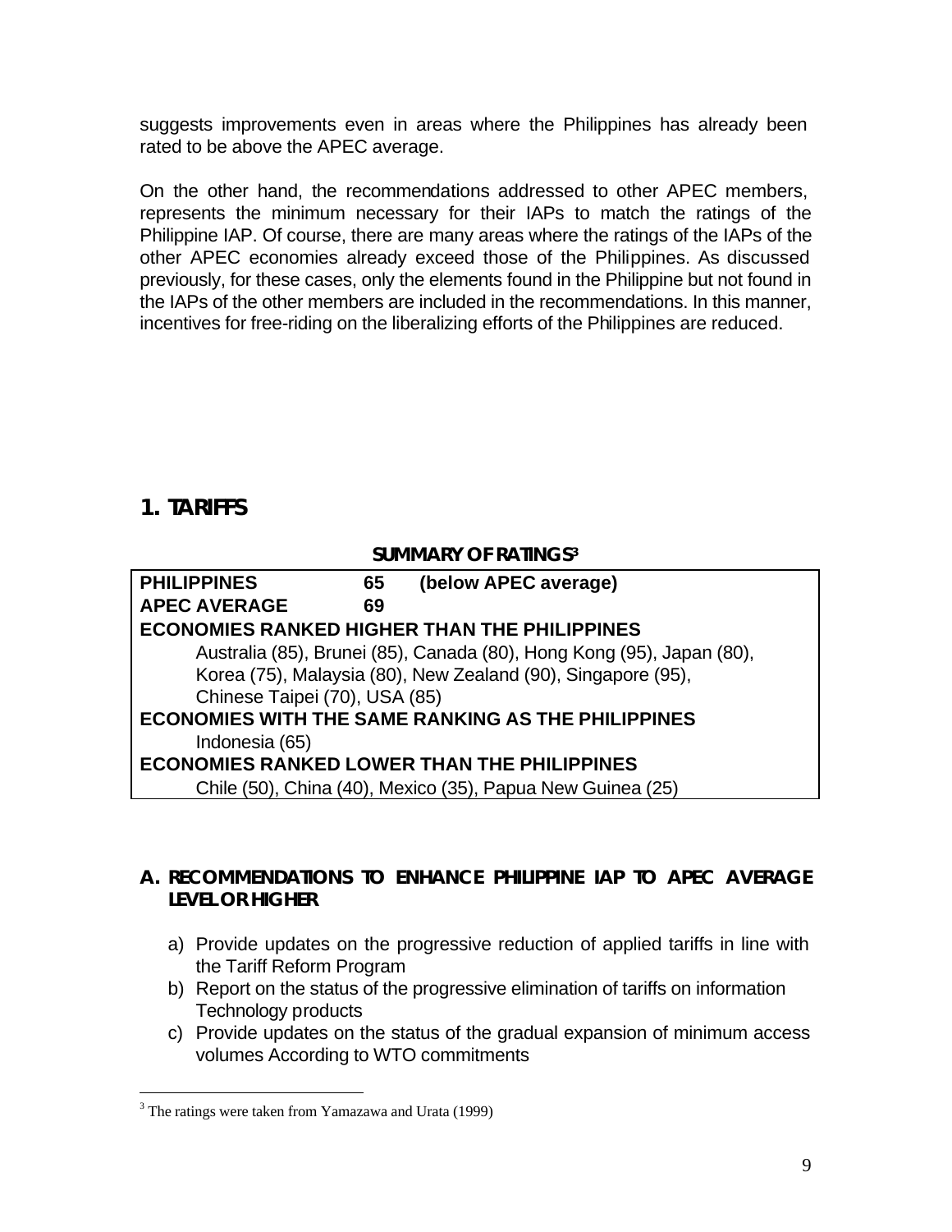suggests improvements even in areas where the Philippines has already been rated to be above the APEC average.

On the other hand, the recommendations addressed to other APEC members, represents the minimum necessary for their IAPs to match the ratings of the Philippine IAP. Of course, there are many areas where the ratings of the IAPs of the other APEC economies already exceed those of the Philippines. As discussed previously, for these cases, only the elements found in the Philippine but not found in the IAPs of the other members are included in the recommendations. In this manner, incentives for free-riding on the liberalizing efforts of the Philippines are reduced.

## 1. TARIFFS

**SUMMARY OF RATINGS[3]**

| | | |
|---|---|---|
| **PHILIPPINES** | **65** | **(below APEC average)** |
| **APEC AVERAGE** | **69** | |
| **ECONOMIES RANKED HIGHER THAN THE PHILIPPINES** | | |
| Australia (85), Brunei (85), Canada (80), Hong Kong (95), Japan (80), Korea (75), Malaysia (80), New Zealand (90), Singapore (95), Chinese Taipei (70), USA (85) | | |
| **ECONOMIES WITH THE SAME RANKING AS THE PHILIPPINES** | | |
| Indonesia (65) | | |
| **ECONOMIES RANKED LOWER THAN THE PHILIPPINES** | | |
| Chile (50), China (40), Mexico (35), Papua New Guinea (25) | | |

### A. RECOMMENDATIONS TO ENHANCE PHILIPPINE IAP TO APEC AVERAGE LEVEL OR HIGHER

a) Provide updates on the progressive reduction of applied tariffs in line with the Tariff Reform Program
b) Report on the status of the progressive elimination of tariffs on information Technology products
c) Provide updates on the status of the gradual expansion of minimum access volumes According to WTO commitments

[3] The ratings were taken from Yamazawa and Urata (1999)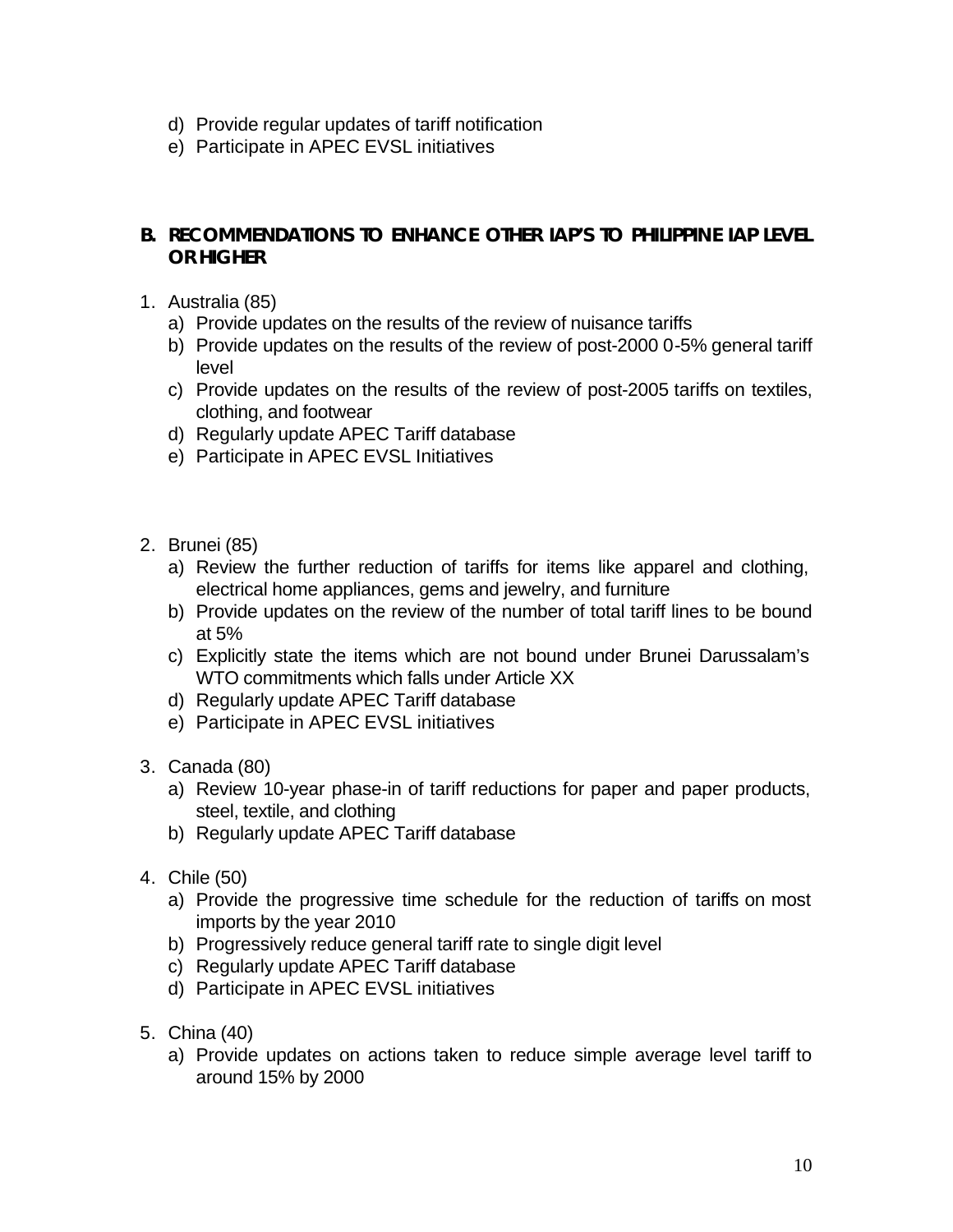d) Provide regular updates of tariff notification
e) Participate in APEC EVSL initiatives

## B. RECOMMENDATIONS TO ENHANCE OTHER IAP'S TO PHILIPPINE IAP LEVEL OR HIGHER

1. Australia (85)
   a) Provide updates on the results of the review of nuisance tariffs
   b) Provide updates on the results of the review of post-2000 0-5% general tariff level
   c) Provide updates on the results of the review of post-2005 tariffs on textiles, clothing, and footwear
   d) Regularly update APEC Tariff database
   e) Participate in APEC EVSL Initiatives

2. Brunei (85)
   a) Review the further reduction of tariffs for items like apparel and clothing, electrical home appliances, gems and jewelry, and furniture
   b) Provide updates on the review of the number of total tariff lines to be bound at 5%
   c) Explicitly state the items which are not bound under Brunei Darussalam's WTO commitments which falls under Article XX
   d) Regularly update APEC Tariff database
   e) Participate in APEC EVSL initiatives

3. Canada (80)
   a) Review 10-year phase-in of tariff reductions for paper and paper products, steel, textile, and clothing
   b) Regularly update APEC Tariff database

4. Chile (50)
   a) Provide the progressive time schedule for the reduction of tariffs on most imports by the year 2010
   b) Progressively reduce general tariff rate to single digit level
   c) Regularly update APEC Tariff database
   d) Participate in APEC EVSL initiatives

5. China (40)
   a) Provide updates on actions taken to reduce simple average level tariff to around 15% by 2000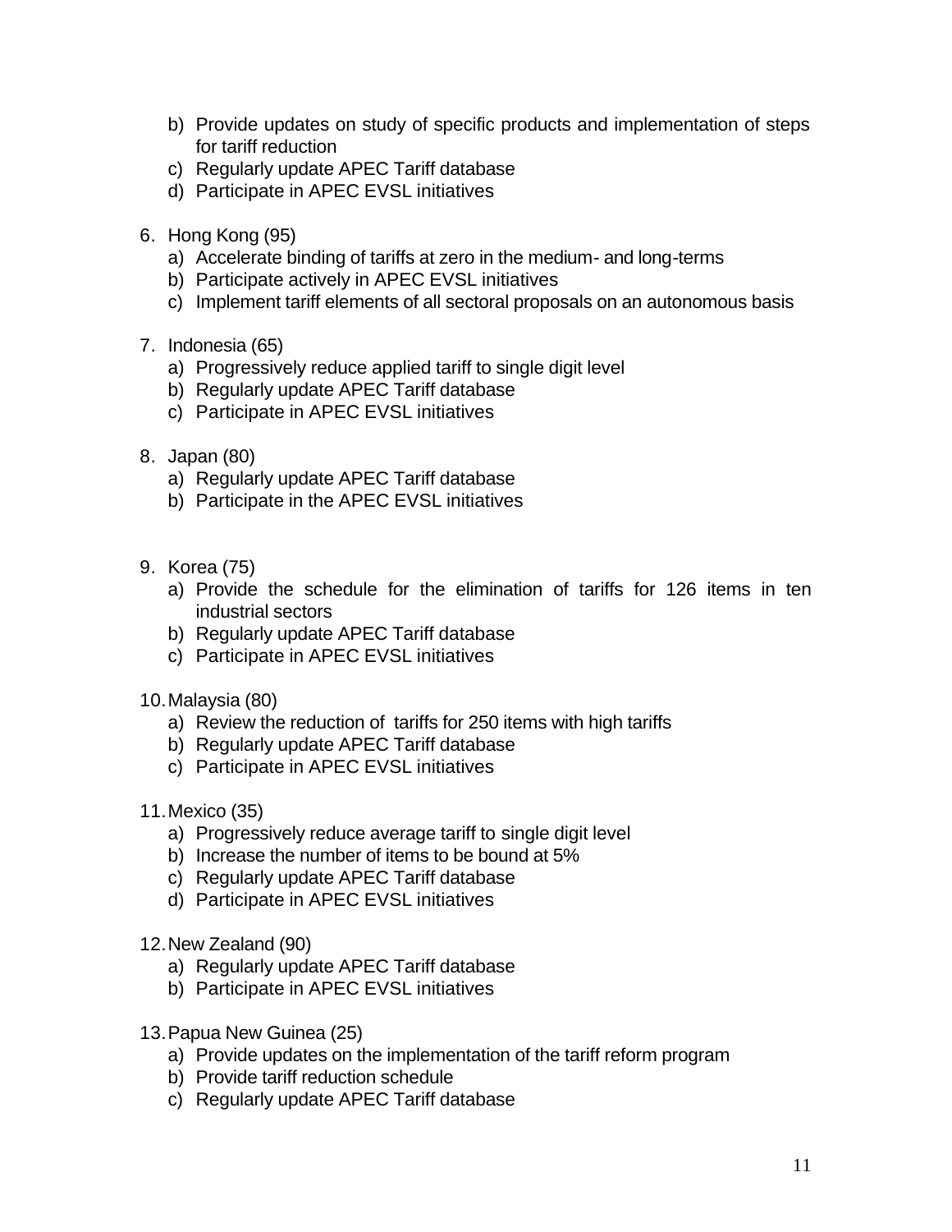b) Provide updates on study of specific products and implementation of steps for tariff reduction
   c) Regularly update APEC Tariff database
   d) Participate in APEC EVSL initiatives

6. Hong Kong (95)
   a) Accelerate binding of tariffs at zero in the medium- and long-terms
   b) Participate actively in APEC EVSL initiatives
   c) Implement tariff elements of all sectoral proposals on an autonomous basis

7. Indonesia (65)
   a) Progressively reduce applied tariff to single digit level
   b) Regularly update APEC Tariff database
   c) Participate in APEC EVSL initiatives

8. Japan (80)
   a) Regularly update APEC Tariff database
   b) Participate in the APEC EVSL initiatives

9. Korea (75)
   a) Provide the schedule for the elimination of tariffs for 126 items in ten industrial sectors
   b) Regularly update APEC Tariff database
   c) Participate in APEC EVSL initiatives

10. Malaysia (80)
    a) Review the reduction of tariffs for 250 items with high tariffs
    b) Regularly update APEC Tariff database
    c) Participate in APEC EVSL initiatives

11. Mexico (35)
    a) Progressively reduce average tariff to single digit level
    b) Increase the number of items to be bound at 5%
    c) Regularly update APEC Tariff database
    d) Participate in APEC EVSL initiatives

12. New Zealand (90)
    a) Regularly update APEC Tariff database
    b) Participate in APEC EVSL initiatives

13. Papua New Guinea (25)
    a) Provide updates on the implementation of the tariff reform program
    b) Provide tariff reduction schedule
    c) Regularly update APEC Tariff database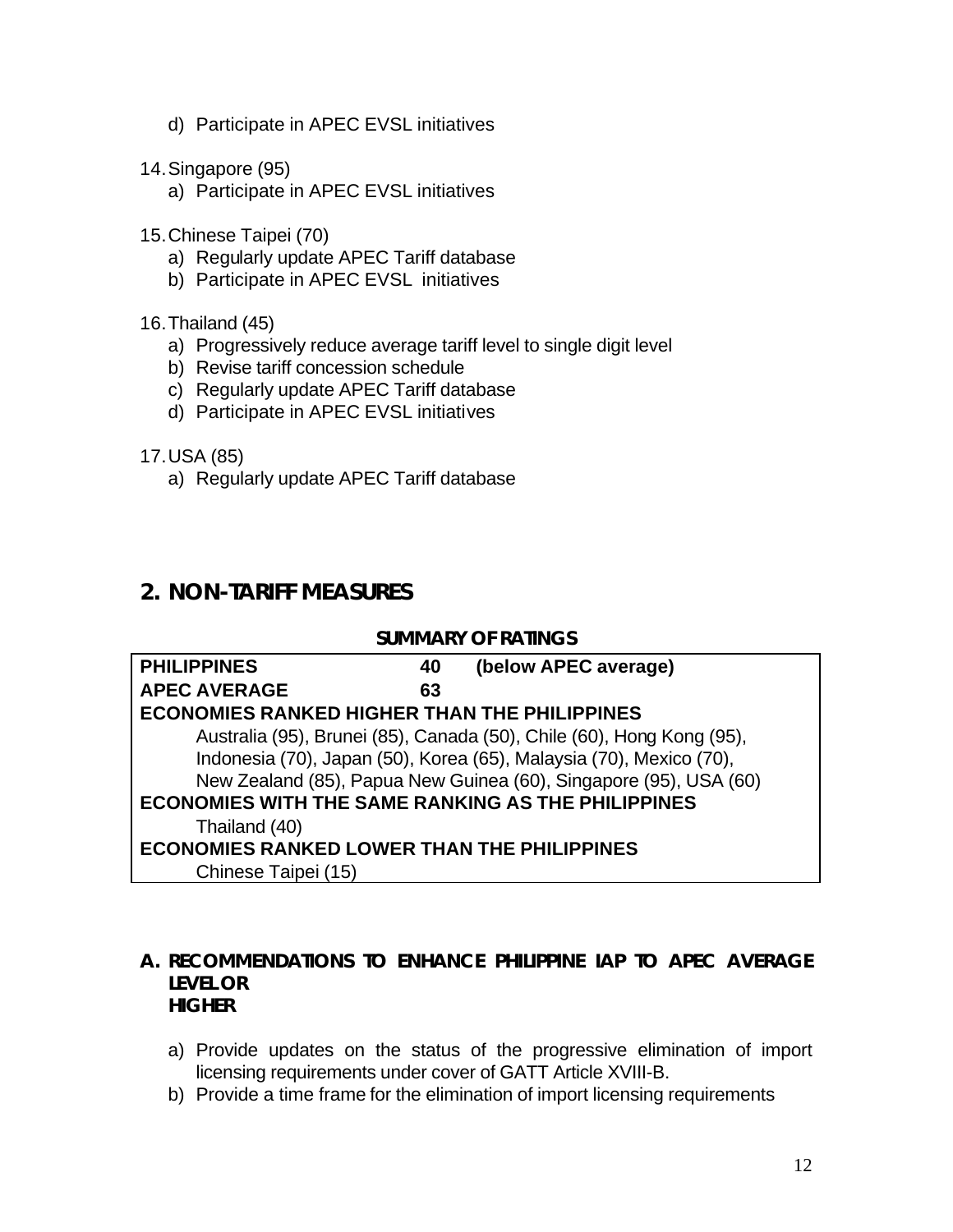d) Participate in APEC EVSL initiatives

14. Singapore (95)
    a) Participate in APEC EVSL initiatives

15. Chinese Taipei (70)
    a) Regularly update APEC Tariff database
    b) Participate in APEC EVSL initiatives

16. Thailand (45)
    a) Progressively reduce average tariff level to single digit level
    b) Revise tariff concession schedule
    c) Regularly update APEC Tariff database
    d) Participate in APEC EVSL initiatives

17. USA (85)
    a) Regularly update APEC Tariff database

## 2. NON-TARIFF MEASURES

**SUMMARY OF RATINGS**

| **PHILIPPINES** | **40** | **(below APEC average)** |
|---|---|---|
| **APEC AVERAGE** | **63** | |
| **ECONOMIES RANKED HIGHER THAN THE PHILIPPINES** | | |
| Australia (95), Brunei (85), Canada (50), Chile (60), Hong Kong (95), Indonesia (70), Japan (50), Korea (65), Malaysia (70), Mexico (70), New Zealand (85), Papua New Guinea (60), Singapore (95), USA (60) | | |
| **ECONOMIES WITH THE SAME RANKING AS THE PHILIPPINES** | | |
| Thailand (40) | | |
| **ECONOMIES RANKED LOWER THAN THE PHILIPPINES** | | |
| Chinese Taipei (15) | | |

### A. RECOMMENDATIONS TO ENHANCE PHILIPPINE IAP TO APEC AVERAGE LEVEL OR HIGHER

a) Provide updates on the status of the progressive elimination of import licensing requirements under cover of GATT Article XVIII-B.
b) Provide a time frame for the elimination of import licensing requirements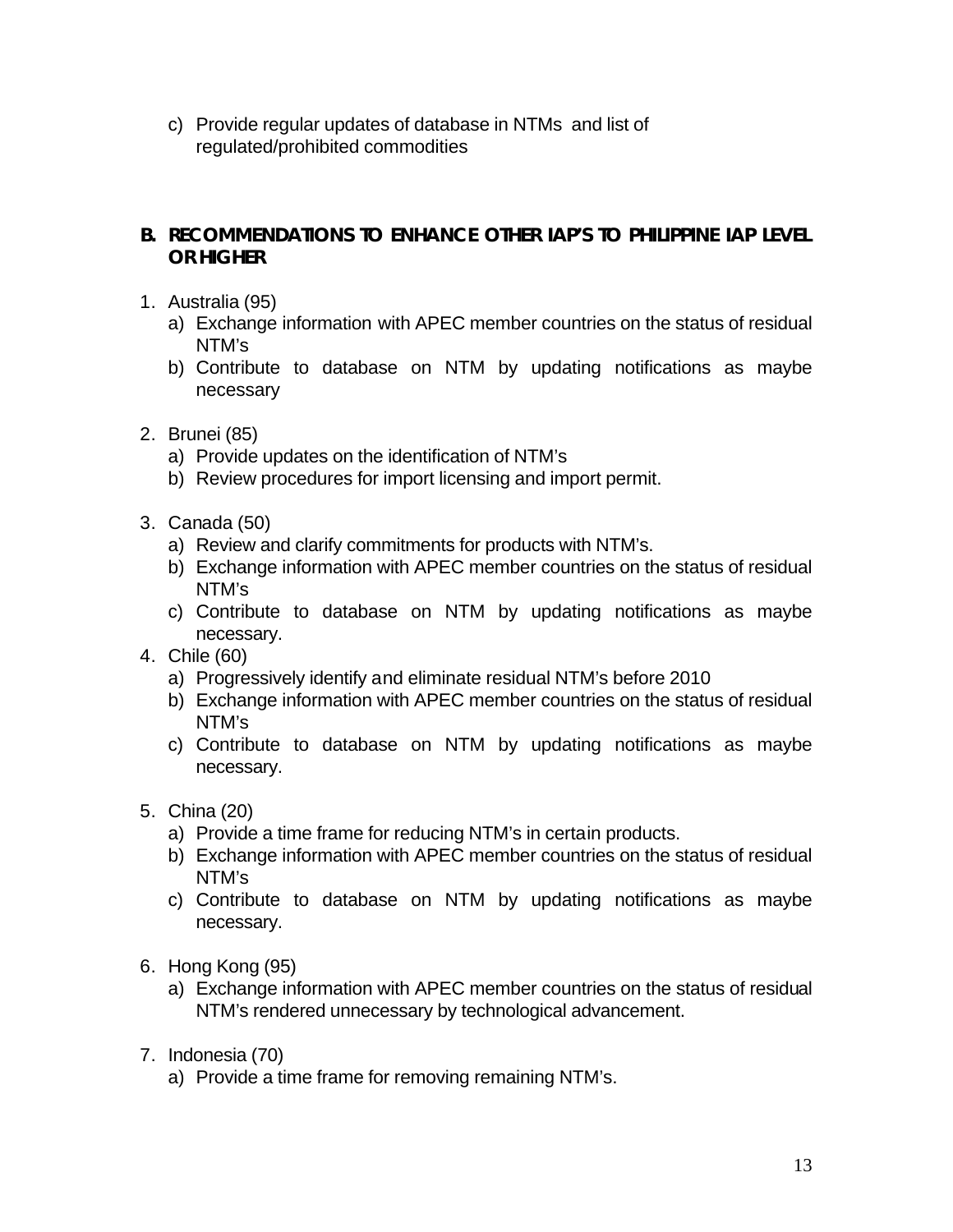c) Provide regular updates of database in NTMs and list of regulated/prohibited commodities

## B. RECOMMENDATIONS TO ENHANCE OTHER IAP'S TO PHILIPPINE IAP LEVEL OR HIGHER

1. Australia (95)
   a) Exchange information with APEC member countries on the status of residual NTM's
   b) Contribute to database on NTM by updating notifications as maybe necessary

2. Brunei (85)
   a) Provide updates on the identification of NTM's
   b) Review procedures for import licensing and import permit.

3. Canada (50)
   a) Review and clarify commitments for products with NTM's.
   b) Exchange information with APEC member countries on the status of residual NTM's
   c) Contribute to database on NTM by updating notifications as maybe necessary.

4. Chile (60)
   a) Progressively identify and eliminate residual NTM's before 2010
   b) Exchange information with APEC member countries on the status of residual NTM's
   c) Contribute to database on NTM by updating notifications as maybe necessary.

5. China (20)
   a) Provide a time frame for reducing NTM's in certain products.
   b) Exchange information with APEC member countries on the status of residual NTM's
   c) Contribute to database on NTM by updating notifications as maybe necessary.

6. Hong Kong (95)
   a) Exchange information with APEC member countries on the status of residual NTM's rendered unnecessary by technological advancement.

7. Indonesia (70)
   a) Provide a time frame for removing remaining NTM's.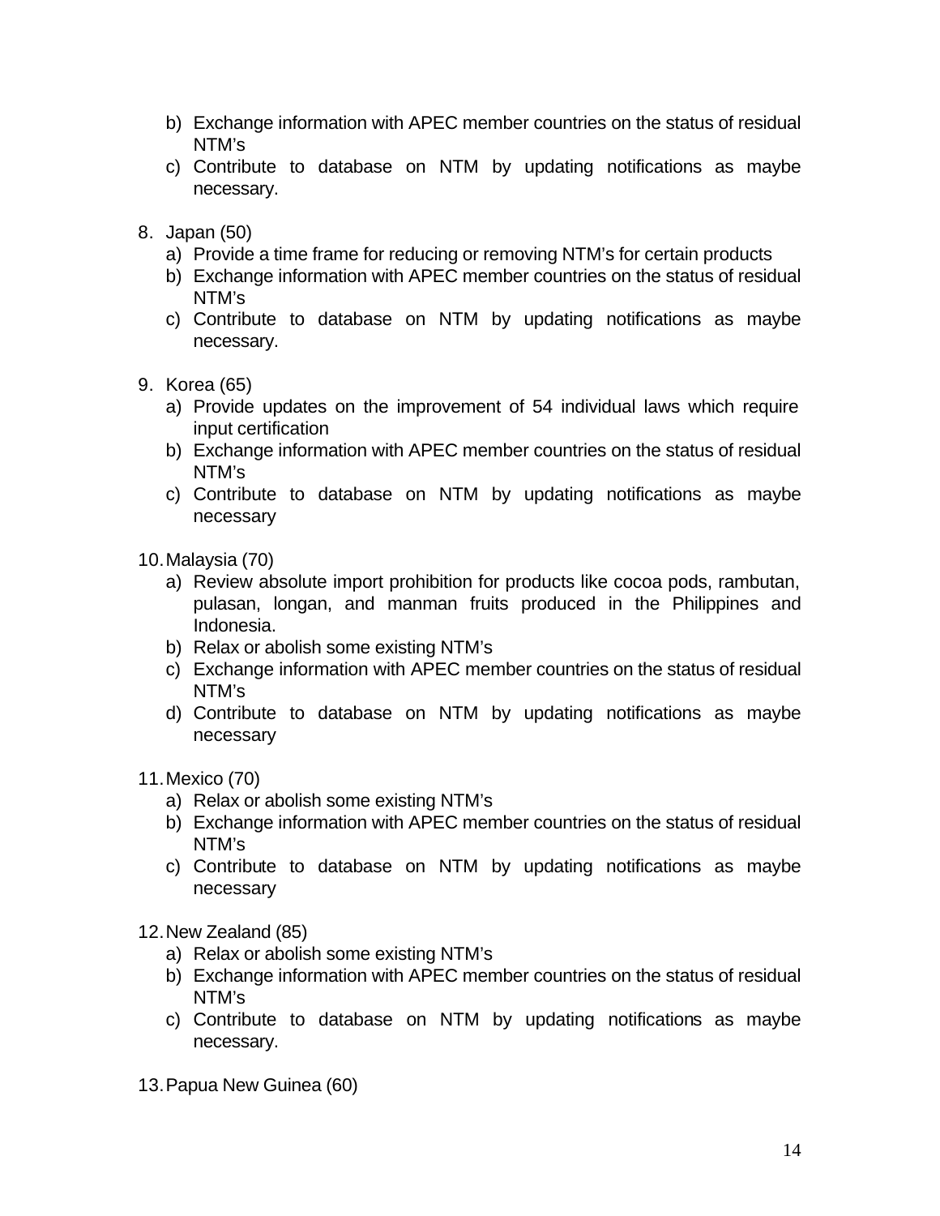b) Exchange information with APEC member countries on the status of residual NTM's
c) Contribute to database on NTM by updating notifications as maybe necessary.

8. Japan (50)
   a) Provide a time frame for reducing or removing NTM's for certain products
   b) Exchange information with APEC member countries on the status of residual NTM's
   c) Contribute to database on NTM by updating notifications as maybe necessary.

9. Korea (65)
   a) Provide updates on the improvement of 54 individual laws which require input certification
   b) Exchange information with APEC member countries on the status of residual NTM's
   c) Contribute to database on NTM by updating notifications as maybe necessary

10. Malaysia (70)
    a) Review absolute import prohibition for products like cocoa pods, rambutan, pulasan, longan, and manman fruits produced in the Philippines and Indonesia.
    b) Relax or abolish some existing NTM's
    c) Exchange information with APEC member countries on the status of residual NTM's
    d) Contribute to database on NTM by updating notifications as maybe necessary

11. Mexico (70)
    a) Relax or abolish some existing NTM's
    b) Exchange information with APEC member countries on the status of residual NTM's
    c) Contribute to database on NTM by updating notifications as maybe necessary

12. New Zealand (85)
    a) Relax or abolish some existing NTM's
    b) Exchange information with APEC member countries on the status of residual NTM's
    c) Contribute to database on NTM by updating notifications as maybe necessary.

13. Papua New Guinea (60)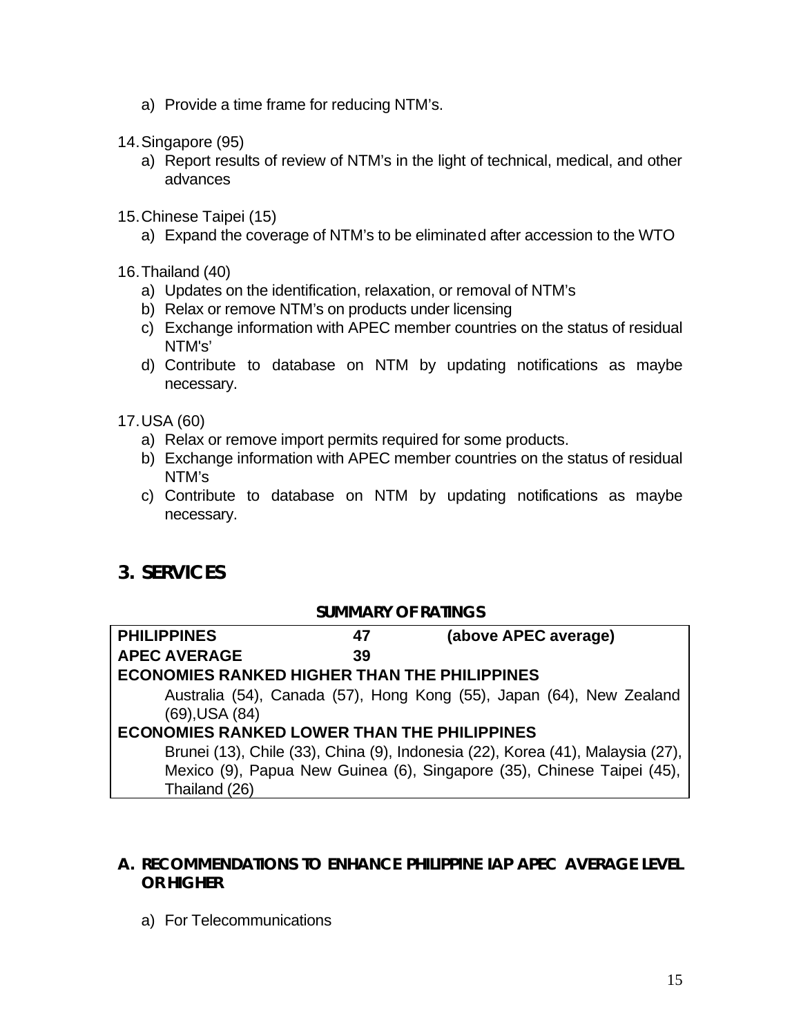a) Provide a time frame for reducing NTM's.

14. Singapore (95)
    a) Report results of review of NTM's in the light of technical, medical, and other advances

15. Chinese Taipei (15)
    a) Expand the coverage of NTM's to be eliminated after accession to the WTO

16. Thailand (40)
    a) Updates on the identification, relaxation, or removal of NTM's
    b) Relax or remove NTM's on products under licensing
    c) Exchange information with APEC member countries on the status of residual NTM's'
    d) Contribute to database on NTM by updating notifications as maybe necessary.

17. USA (60)
    a) Relax or remove import permits required for some products.
    b) Exchange information with APEC member countries on the status of residual NTM's
    c) Contribute to database on NTM by updating notifications as maybe necessary.

## 3. SERVICES

**SUMMARY OF RATINGS**

| **PHILIPPINES** | **47** | **(above APEC average)** |
|---|---|---|
| **APEC AVERAGE** | **39** | |
| **ECONOMIES RANKED HIGHER THAN THE PHILIPPINES** | | |
| Australia (54), Canada (57), Hong Kong (55), Japan (64), New Zealand (69), USA (84) | | |
| **ECONOMIES RANKED LOWER THAN THE PHILIPPINES** | | |
| Brunei (13), Chile (33), China (9), Indonesia (22), Korea (41), Malaysia (27), Mexico (9), Papua New Guinea (6), Singapore (35), Chinese Taipei (45), Thailand (26) | | |

### A. RECOMMENDATIONS TO ENHANCE PHILIPPINE IAP APEC AVERAGE LEVEL OR HIGHER

a) For Telecommunications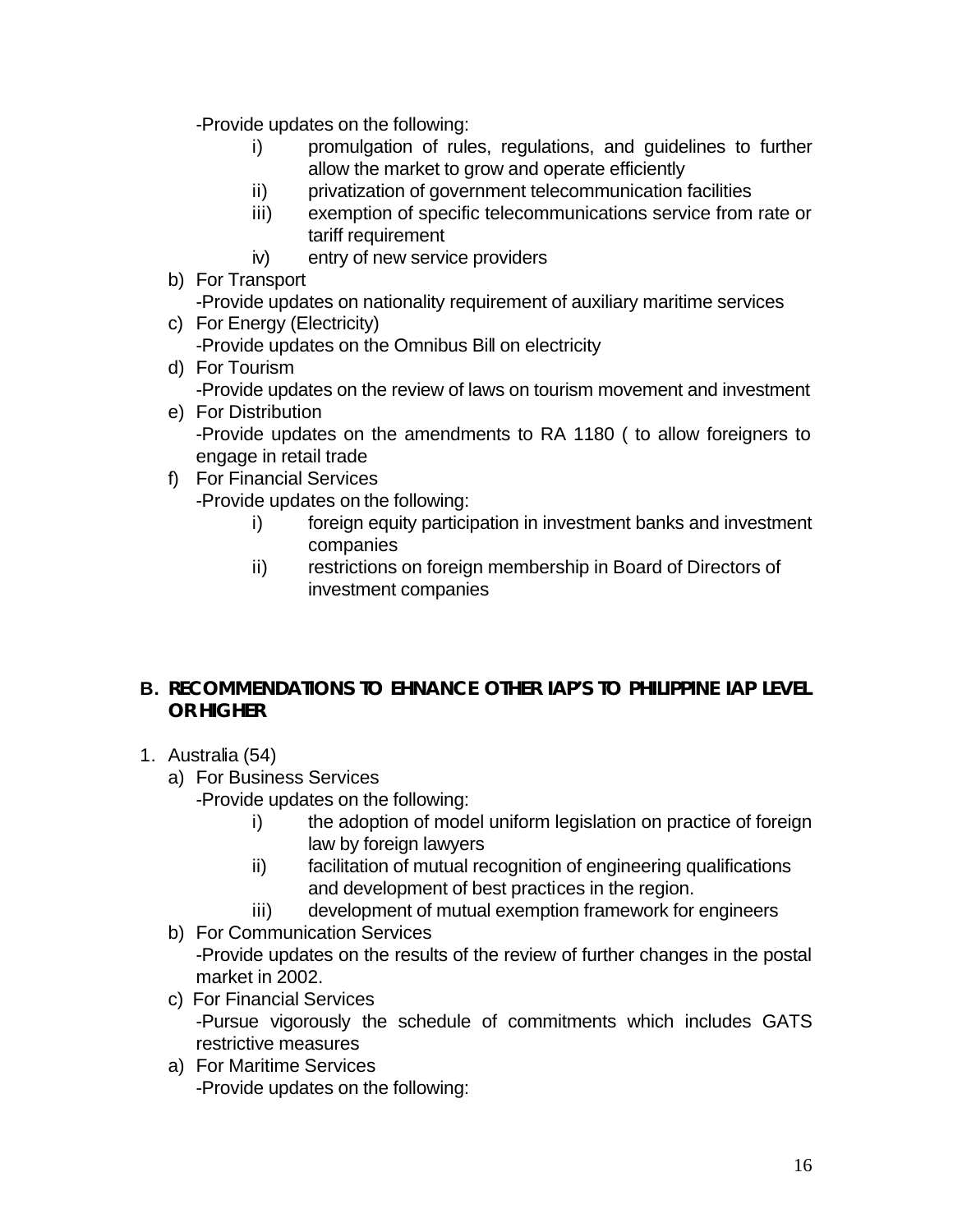-Provide updates on the following:

i) promulgation of rules, regulations, and guidelines to further allow the market to grow and operate efficiently
ii) privatization of government telecommunication facilities
iii) exemption of specific telecommunications service from rate or tariff requirement
iv) entry of new service providers

b) For Transport
-Provide updates on nationality requirement of auxiliary maritime services

c) For Energy (Electricity)
-Provide updates on the Omnibus Bill on electricity

d) For Tourism
-Provide updates on the review of laws on tourism movement and investment

e) For Distribution
-Provide updates on the amendments to RA 1180 ( to allow foreigners to engage in retail trade

f) For Financial Services
-Provide updates on the following:

i) foreign equity participation in investment banks and investment companies
ii) restrictions on foreign membership in Board of Directors of investment companies

## B. RECOMMENDATIONS TO EHNANCE OTHER IAP'S TO PHILIPPINE IAP LEVEL OR HIGHER

1. Australia (54)

a) For Business Services
-Provide updates on the following:

i) the adoption of model uniform legislation on practice of foreign law by foreign lawyers
ii) facilitation of mutual recognition of engineering qualifications and development of best practices in the region.
iii) development of mutual exemption framework for engineers

b) For Communication Services
-Provide updates on the results of the review of further changes in the postal market in 2002.

c) For Financial Services
-Pursue vigorously the schedule of commitments which includes GATS restrictive measures

a) For Maritime Services
-Provide updates on the following: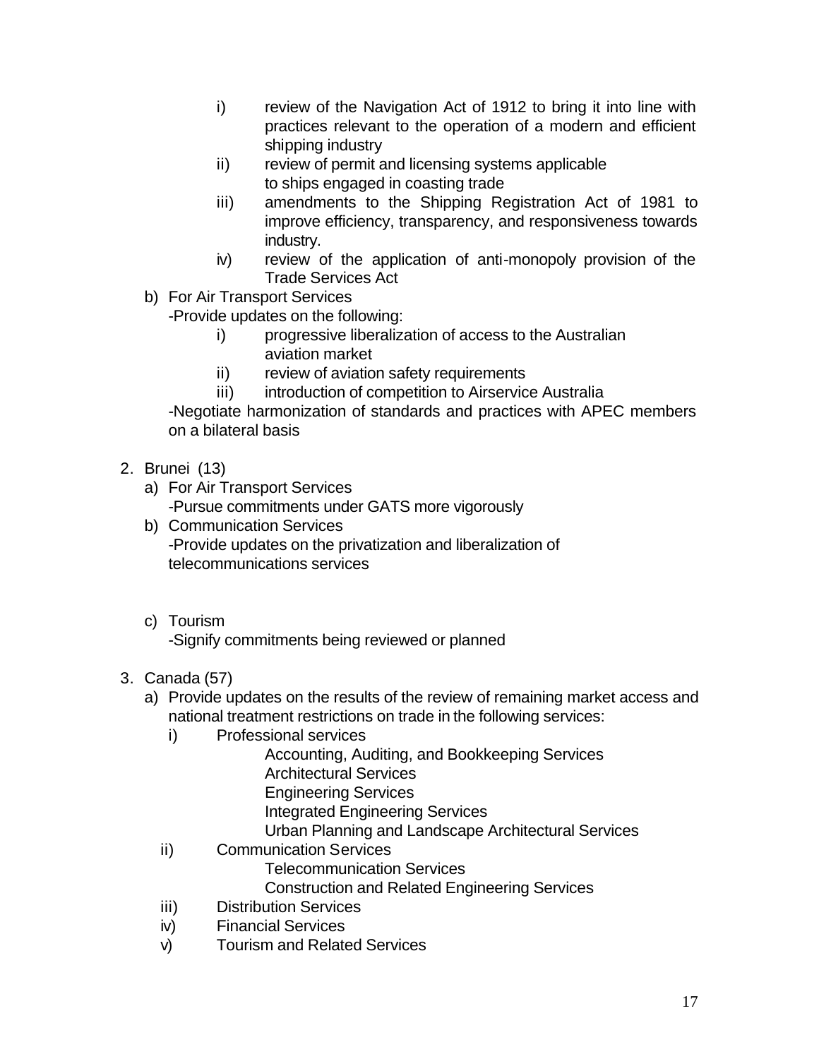i) review of the Navigation Act of 1912 to bring it into line with practices relevant to the operation of a modern and efficient shipping industry
ii) review of permit and licensing systems applicable to ships engaged in coasting trade
iii) amendments to the Shipping Registration Act of 1981 to improve efficiency, transparency, and responsiveness towards industry.
iv) review of the application of anti-monopoly provision of the Trade Services Act

b) For Air Transport Services
-Provide updates on the following:
   i) progressive liberalization of access to the Australian aviation market
   ii) review of aviation safety requirements
   iii) introduction of competition to Airservice Australia

   -Negotiate harmonization of standards and practices with APEC members on a bilateral basis

2. Brunei (13)
   a) For Air Transport Services
      -Pursue commitments under GATS more vigorously
   b) Communication Services
      -Provide updates on the privatization and liberalization of telecommunications services
   c) Tourism
      -Signify commitments being reviewed or planned

3. Canada (57)
   a) Provide updates on the results of the review of remaining market access and national treatment restrictions on trade in the following services:
      i) Professional services
         - Accounting, Auditing, and Bookkeeping Services
         - Architectural Services
         - Engineering Services
         - Integrated Engineering Services
         - Urban Planning and Landscape Architectural Services
      ii) Communication Services
         - Telecommunication Services
         - Construction and Related Engineering Services
      iii) Distribution Services
      iv) Financial Services
      v) Tourism and Related Services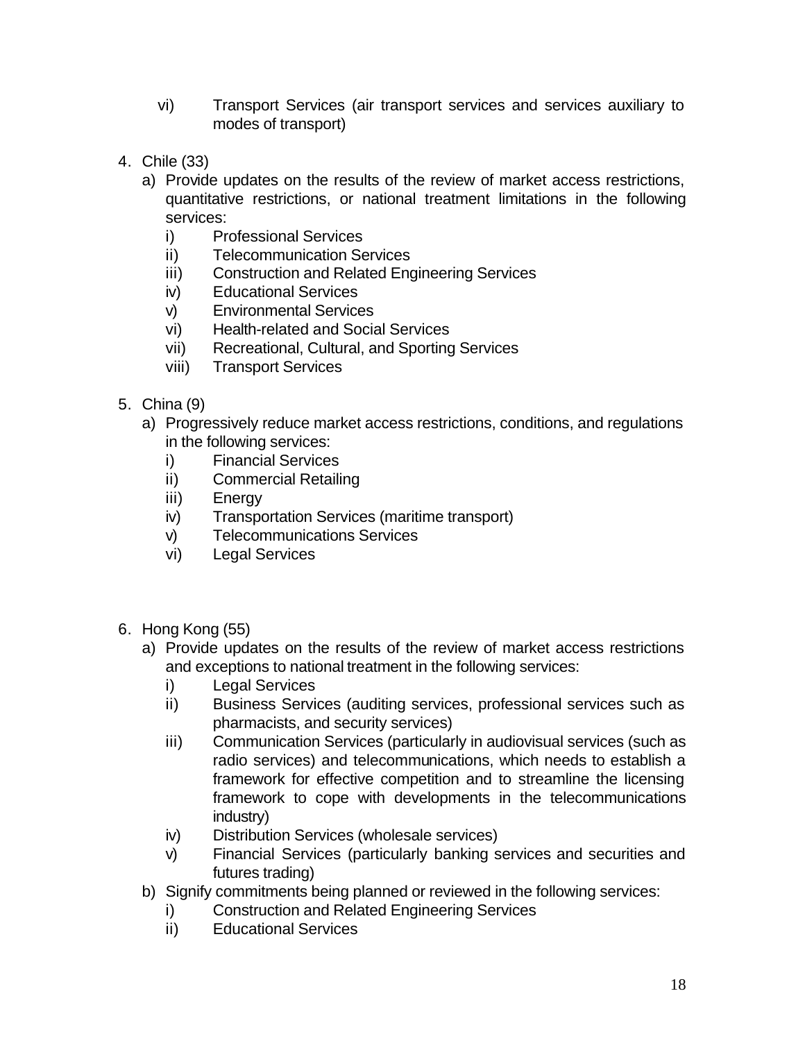vi) Transport Services (air transport services and services auxiliary to modes of transport)

4. Chile (33)
   a) Provide updates on the results of the review of market access restrictions, quantitative restrictions, or national treatment limitations in the following services:
      i) Professional Services
      ii) Telecommunication Services
      iii) Construction and Related Engineering Services
      iv) Educational Services
      v) Environmental Services
      vi) Health-related and Social Services
      vii) Recreational, Cultural, and Sporting Services
      viii) Transport Services

5. China (9)
   a) Progressively reduce market access restrictions, conditions, and regulations in the following services:
      i) Financial Services
      ii) Commercial Retailing
      iii) Energy
      iv) Transportation Services (maritime transport)
      v) Telecommunications Services
      vi) Legal Services

6. Hong Kong (55)
   a) Provide updates on the results of the review of market access restrictions and exceptions to national treatment in the following services:
      i) Legal Services
      ii) Business Services (auditing services, professional services such as pharmacists, and security services)
      iii) Communication Services (particularly in audiovisual services (such as radio services) and telecommunications, which needs to establish a framework for effective competition and to streamline the licensing framework to cope with developments in the telecommunications industry)
      iv) Distribution Services (wholesale services)
      v) Financial Services (particularly banking services and securities and futures trading)
   b) Signify commitments being planned or reviewed in the following services:
      i) Construction and Related Engineering Services
      ii) Educational Services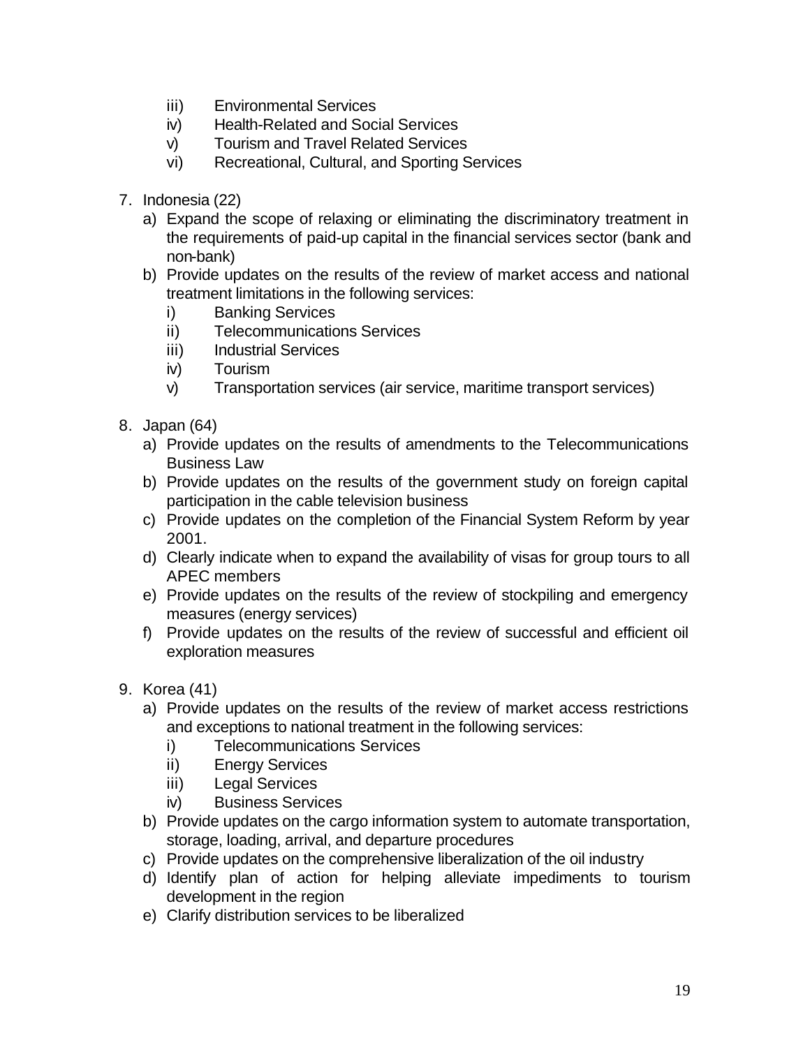iii) Environmental Services
iv) Health-Related and Social Services
v) Tourism and Travel Related Services
vi) Recreational, Cultural, and Sporting Services

7. Indonesia (22)
   a) Expand the scope of relaxing or eliminating the discriminatory treatment in the requirements of paid-up capital in the financial services sector (bank and non-bank)
   b) Provide updates on the results of the review of market access and national treatment limitations in the following services:
      i) Banking Services
      ii) Telecommunications Services
      iii) Industrial Services
      iv) Tourism
      v) Transportation services (air service, maritime transport services)

8. Japan (64)
   a) Provide updates on the results of amendments to the Telecommunications Business Law
   b) Provide updates on the results of the government study on foreign capital participation in the cable television business
   c) Provide updates on the completion of the Financial System Reform by year 2001.
   d) Clearly indicate when to expand the availability of visas for group tours to all APEC members
   e) Provide updates on the results of the review of stockpiling and emergency measures (energy services)
   f) Provide updates on the results of the review of successful and efficient oil exploration measures

9. Korea (41)
   a) Provide updates on the results of the review of market access restrictions and exceptions to national treatment in the following services:
      i) Telecommunications Services
      ii) Energy Services
      iii) Legal Services
      iv) Business Services
   b) Provide updates on the cargo information system to automate transportation, storage, loading, arrival, and departure procedures
   c) Provide updates on the comprehensive liberalization of the oil industry
   d) Identify plan of action for helping alleviate impediments to tourism development in the region
   e) Clarify distribution services to be liberalized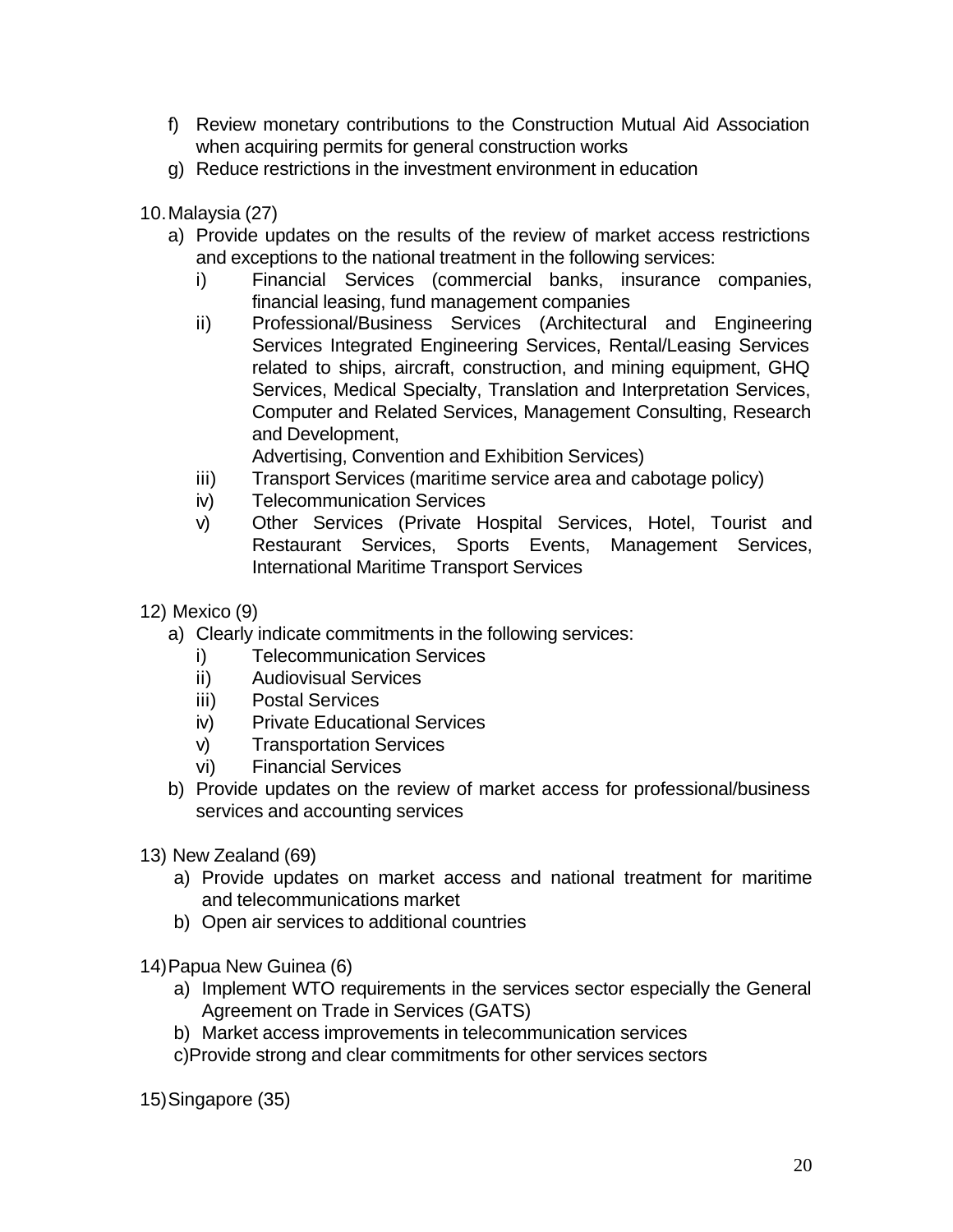f) Review monetary contributions to the Construction Mutual Aid Association when acquiring permits for general construction works
g) Reduce restrictions in the investment environment in education

10. Malaysia (27)

a) Provide updates on the results of the review of market access restrictions and exceptions to the national treatment in the following services:
   i) Financial Services (commercial banks, insurance companies, financial leasing, fund management companies
   ii) Professional/Business Services (Architectural and Engineering Services Integrated Engineering Services, Rental/Leasing Services related to ships, aircraft, construction, and mining equipment, GHQ Services, Medical Specialty, Translation and Interpretation Services, Computer and Related Services, Management Consulting, Research and Development,
   Advertising, Convention and Exhibition Services)
   iii) Transport Services (maritime service area and cabotage policy)
   iv) Telecommunication Services
   v) Other Services (Private Hospital Services, Hotel, Tourist and Restaurant Services, Sports Events, Management Services, International Maritime Transport Services

12) Mexico (9)

a) Clearly indicate commitments in the following services:
   i) Telecommunication Services
   ii) Audiovisual Services
   iii) Postal Services
   iv) Private Educational Services
   v) Transportation Services
   vi) Financial Services
b) Provide updates on the review of market access for professional/business services and accounting services

13) New Zealand (69)

a) Provide updates on market access and national treatment for maritime and telecommunications market
b) Open air services to additional countries

14) Papua New Guinea (6)

a) Implement WTO requirements in the services sector especially the General Agreement on Trade in Services (GATS)
b) Market access improvements in telecommunication services
c) Provide strong and clear commitments for other services sectors

15) Singapore (35)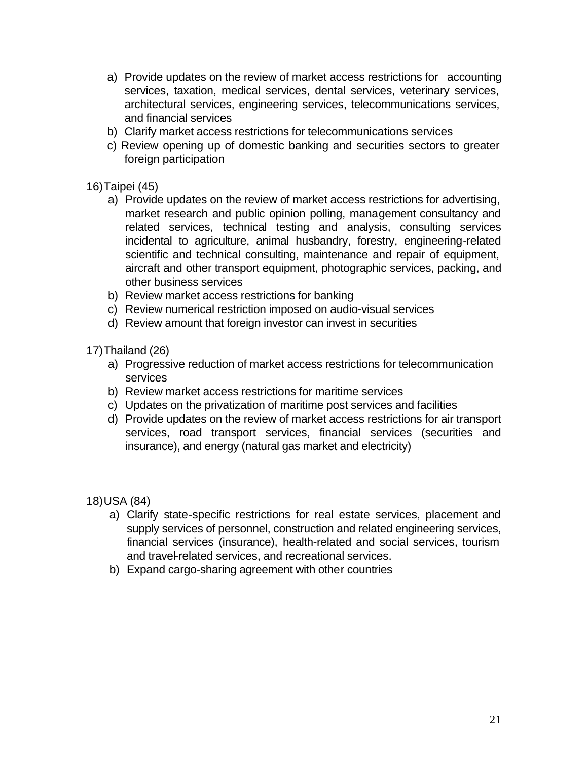a) Provide updates on the review of market access restrictions for accounting services, taxation, medical services, dental services, veterinary services, architectural services, engineering services, telecommunications services, and financial services
b) Clarify market access restrictions for telecommunications services
c) Review opening up of domestic banking and securities sectors to greater foreign participation

16) Taipei (45)

a) Provide updates on the review of market access restrictions for advertising, market research and public opinion polling, management consultancy and related services, technical testing and analysis, consulting services incidental to agriculture, animal husbandry, forestry, engineering-related scientific and technical consulting, maintenance and repair of equipment, aircraft and other transport equipment, photographic services, packing, and other business services
b) Review market access restrictions for banking
c) Review numerical restriction imposed on audio-visual services
d) Review amount that foreign investor can invest in securities

17) Thailand (26)

a) Progressive reduction of market access restrictions for telecommunication services
b) Review market access restrictions for maritime services
c) Updates on the privatization of maritime post services and facilities
d) Provide updates on the review of market access restrictions for air transport services, road transport services, financial services (securities and insurance), and energy (natural gas market and electricity)

18) USA (84)

a) Clarify state-specific restrictions for real estate services, placement and supply services of personnel, construction and related engineering services, financial services (insurance), health-related and social services, tourism and travel-related services, and recreational services.
b) Expand cargo-sharing agreement with other countries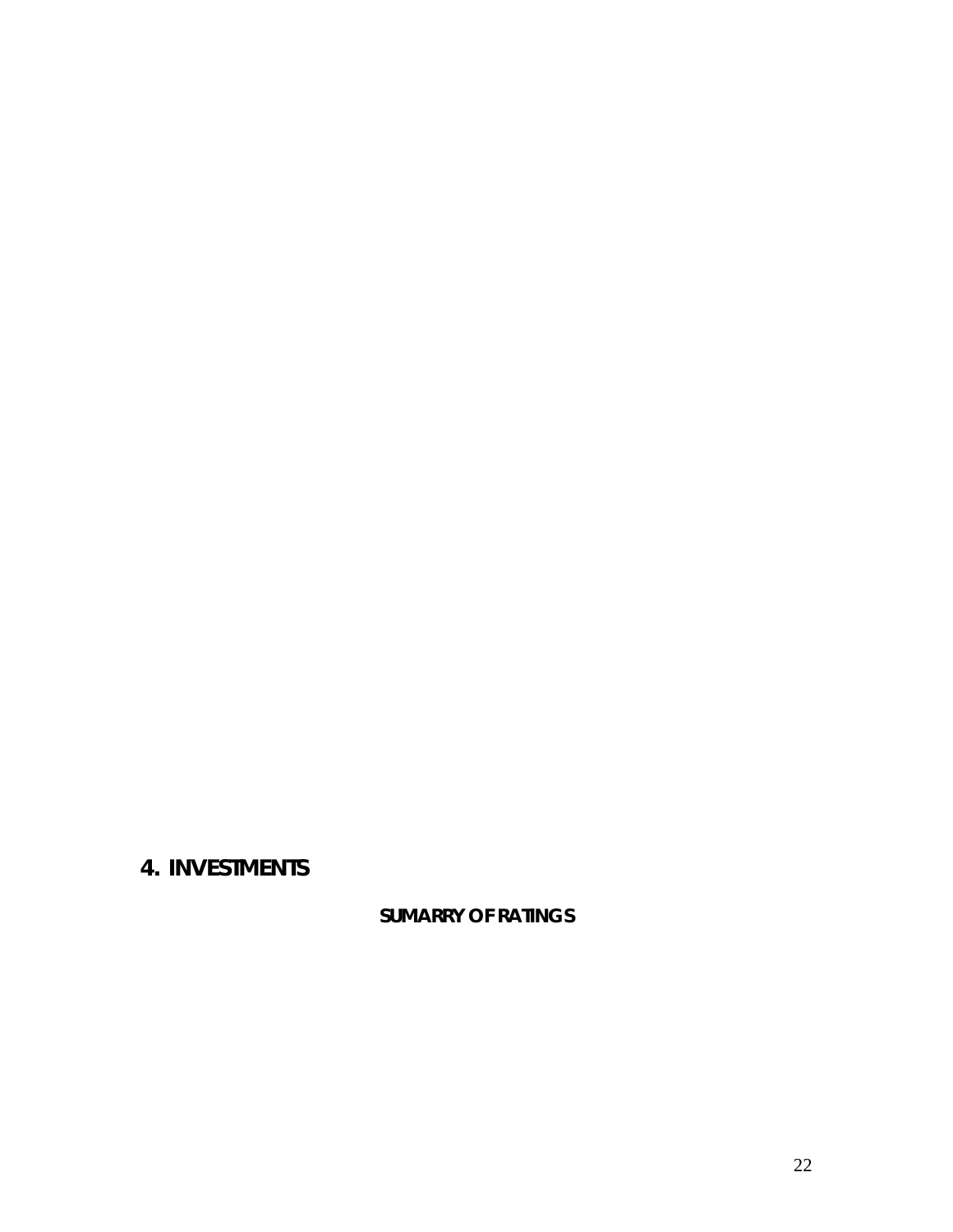# 4. INVESTMENTS

**SUMARRY OF RATINGS**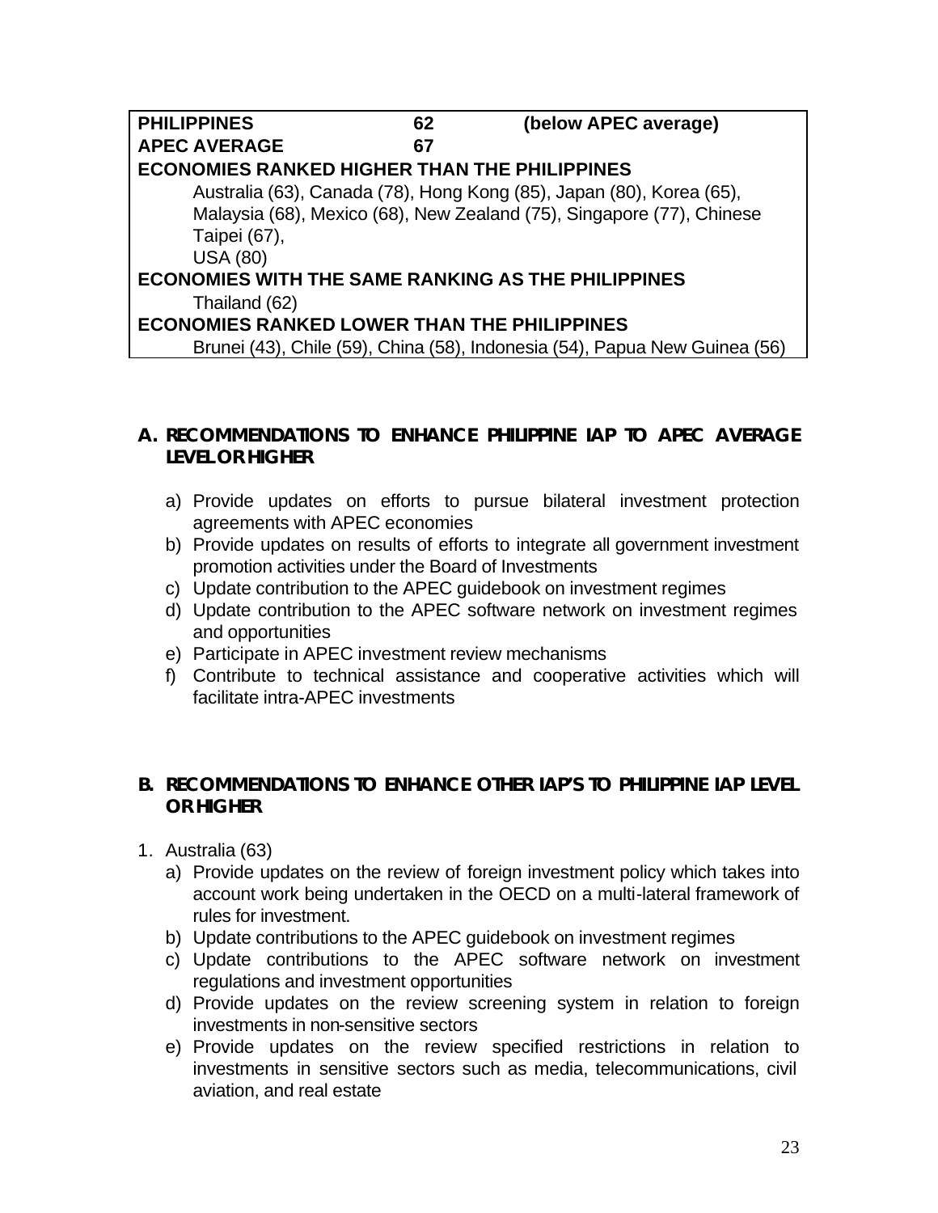| **PHILIPPINES** | **62** | **(below APEC average)** |
|---|---|---|
| **APEC AVERAGE** | **67** | |
| **ECONOMIES RANKED HIGHER THAN THE PHILIPPINES** | | |
| Australia (63), Canada (78), Hong Kong (85), Japan (80), Korea (65), Malaysia (68), Mexico (68), New Zealand (75), Singapore (77), Chinese Taipei (67), USA (80) | | |
| **ECONOMIES WITH THE SAME RANKING AS THE PHILIPPINES** | | |
| Thailand (62) | | |
| **ECONOMIES RANKED LOWER THAN THE PHILIPPINES** | | |
| Brunei (43), Chile (59), China (58), Indonesia (54), Papua New Guinea (56) | | |

## A. RECOMMENDATIONS TO ENHANCE PHILIPPINE IAP TO APEC AVERAGE LEVEL OR HIGHER

a) Provide updates on efforts to pursue bilateral investment protection agreements with APEC economies
b) Provide updates on results of efforts to integrate all government investment promotion activities under the Board of Investments
c) Update contribution to the APEC guidebook on investment regimes
d) Update contribution to the APEC software network on investment regimes and opportunities
e) Participate in APEC investment review mechanisms
f) Contribute to technical assistance and cooperative activities which will facilitate intra-APEC investments

## B. RECOMMENDATIONS TO ENHANCE OTHER IAP'S TO PHILIPPINE IAP LEVEL OR HIGHER

1. Australia (63)
   a) Provide updates on the review of foreign investment policy which takes into account work being undertaken in the OECD on a multi-lateral framework of rules for investment.
   b) Update contributions to the APEC guidebook on investment regimes
   c) Update contributions to the APEC software network on investment regulations and investment opportunities
   d) Provide updates on the review screening system in relation to foreign investments in non-sensitive sectors
   e) Provide updates on the review specified restrictions in relation to investments in sensitive sectors such as media, telecommunications, civil aviation, and real estate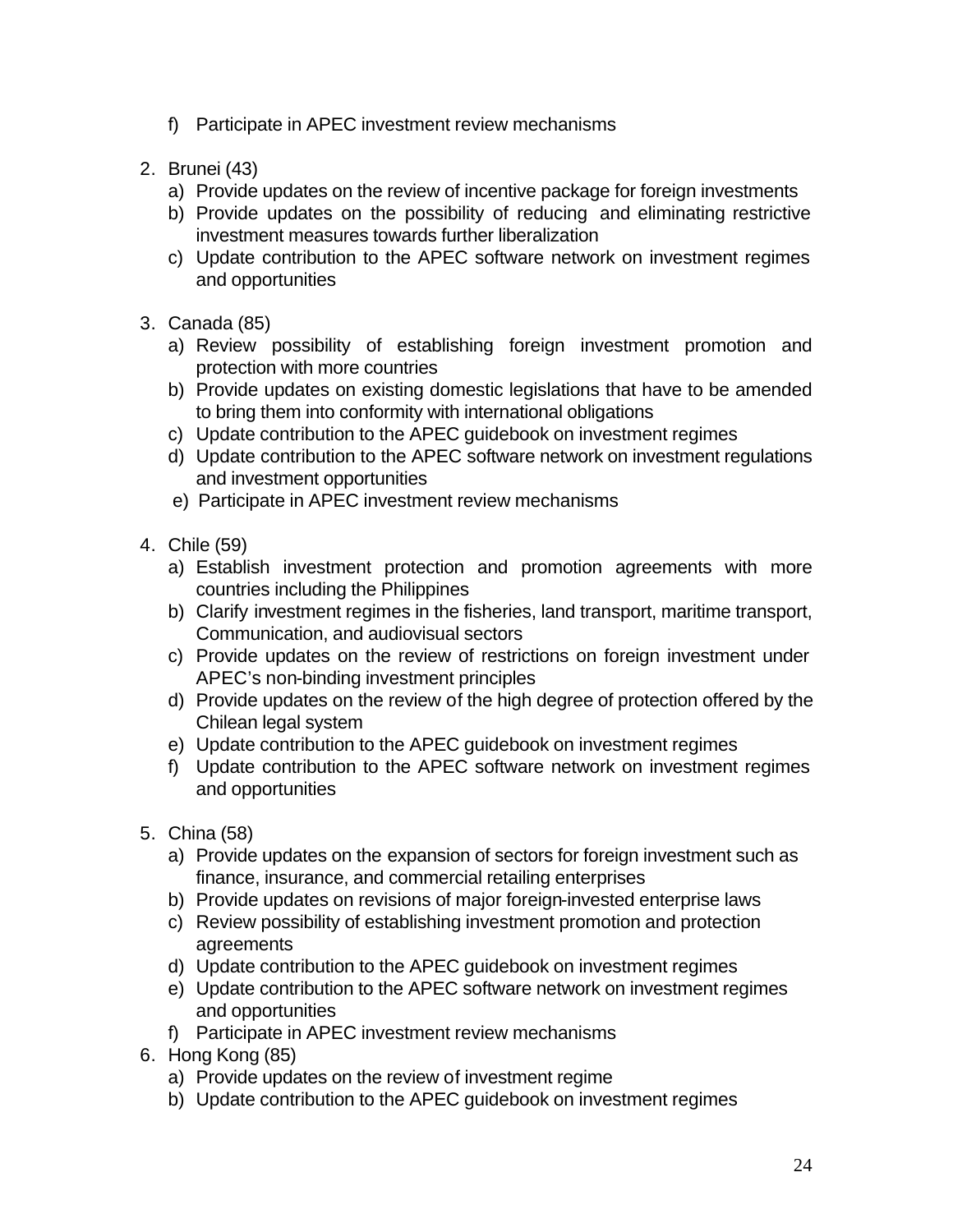f) Participate in APEC investment review mechanisms

2. Brunei (43)
   a) Provide updates on the review of incentive package for foreign investments
   b) Provide updates on the possibility of reducing and eliminating restrictive investment measures towards further liberalization
   c) Update contribution to the APEC software network on investment regimes and opportunities

3. Canada (85)
   a) Review possibility of establishing foreign investment promotion and protection with more countries
   b) Provide updates on existing domestic legislations that have to be amended to bring them into conformity with international obligations
   c) Update contribution to the APEC guidebook on investment regimes
   d) Update contribution to the APEC software network on investment regulations and investment opportunities
   e) Participate in APEC investment review mechanisms

4. Chile (59)
   a) Establish investment protection and promotion agreements with more countries including the Philippines
   b) Clarify investment regimes in the fisheries, land transport, maritime transport, Communication, and audiovisual sectors
   c) Provide updates on the review of restrictions on foreign investment under APEC's non-binding investment principles
   d) Provide updates on the review of the high degree of protection offered by the Chilean legal system
   e) Update contribution to the APEC guidebook on investment regimes
   f) Update contribution to the APEC software network on investment regimes and opportunities

5. China (58)
   a) Provide updates on the expansion of sectors for foreign investment such as finance, insurance, and commercial retailing enterprises
   b) Provide updates on revisions of major foreign-invested enterprise laws
   c) Review possibility of establishing investment promotion and protection agreements
   d) Update contribution to the APEC guidebook on investment regimes
   e) Update contribution to the APEC software network on investment regimes and opportunities
   f) Participate in APEC investment review mechanisms

6. Hong Kong (85)
   a) Provide updates on the review of investment regime
   b) Update contribution to the APEC guidebook on investment regimes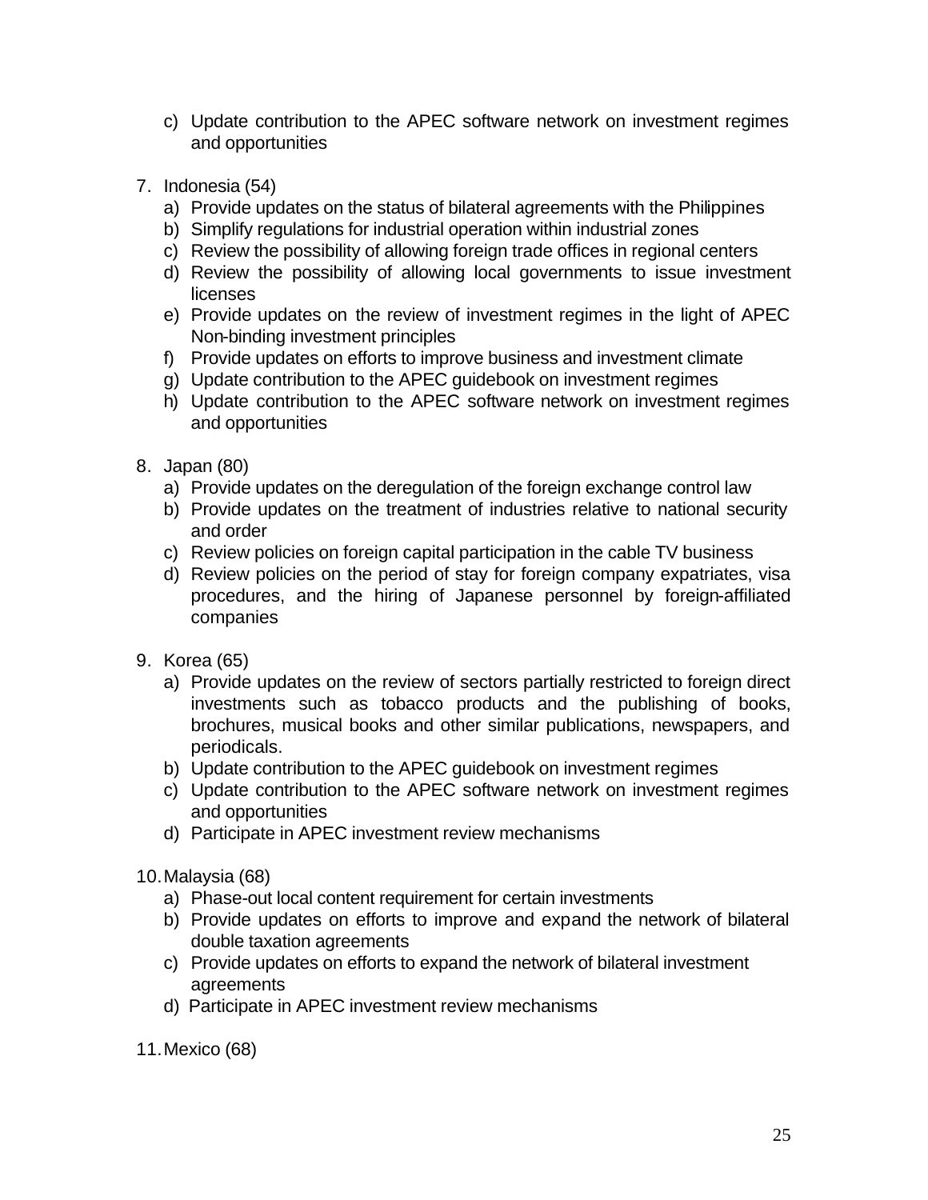c) Update contribution to the APEC software network on investment regimes and opportunities

7. Indonesia (54)
   a) Provide updates on the status of bilateral agreements with the Philippines
   b) Simplify regulations for industrial operation within industrial zones
   c) Review the possibility of allowing foreign trade offices in regional centers
   d) Review the possibility of allowing local governments to issue investment licenses
   e) Provide updates on the review of investment regimes in the light of APEC Non-binding investment principles
   f) Provide updates on efforts to improve business and investment climate
   g) Update contribution to the APEC guidebook on investment regimes
   h) Update contribution to the APEC software network on investment regimes and opportunities

8. Japan (80)
   a) Provide updates on the deregulation of the foreign exchange control law
   b) Provide updates on the treatment of industries relative to national security and order
   c) Review policies on foreign capital participation in the cable TV business
   d) Review policies on the period of stay for foreign company expatriates, visa procedures, and the hiring of Japanese personnel by foreign-affiliated companies

9. Korea (65)
   a) Provide updates on the review of sectors partially restricted to foreign direct investments such as tobacco products and the publishing of books, brochures, musical books and other similar publications, newspapers, and periodicals.
   b) Update contribution to the APEC guidebook on investment regimes
   c) Update contribution to the APEC software network on investment regimes and opportunities
   d) Participate in APEC investment review mechanisms

10. Malaysia (68)
    a) Phase-out local content requirement for certain investments
    b) Provide updates on efforts to improve and expand the network of bilateral double taxation agreements
    c) Provide updates on efforts to expand the network of bilateral investment agreements
    d) Participate in APEC investment review mechanisms

11. Mexico (68)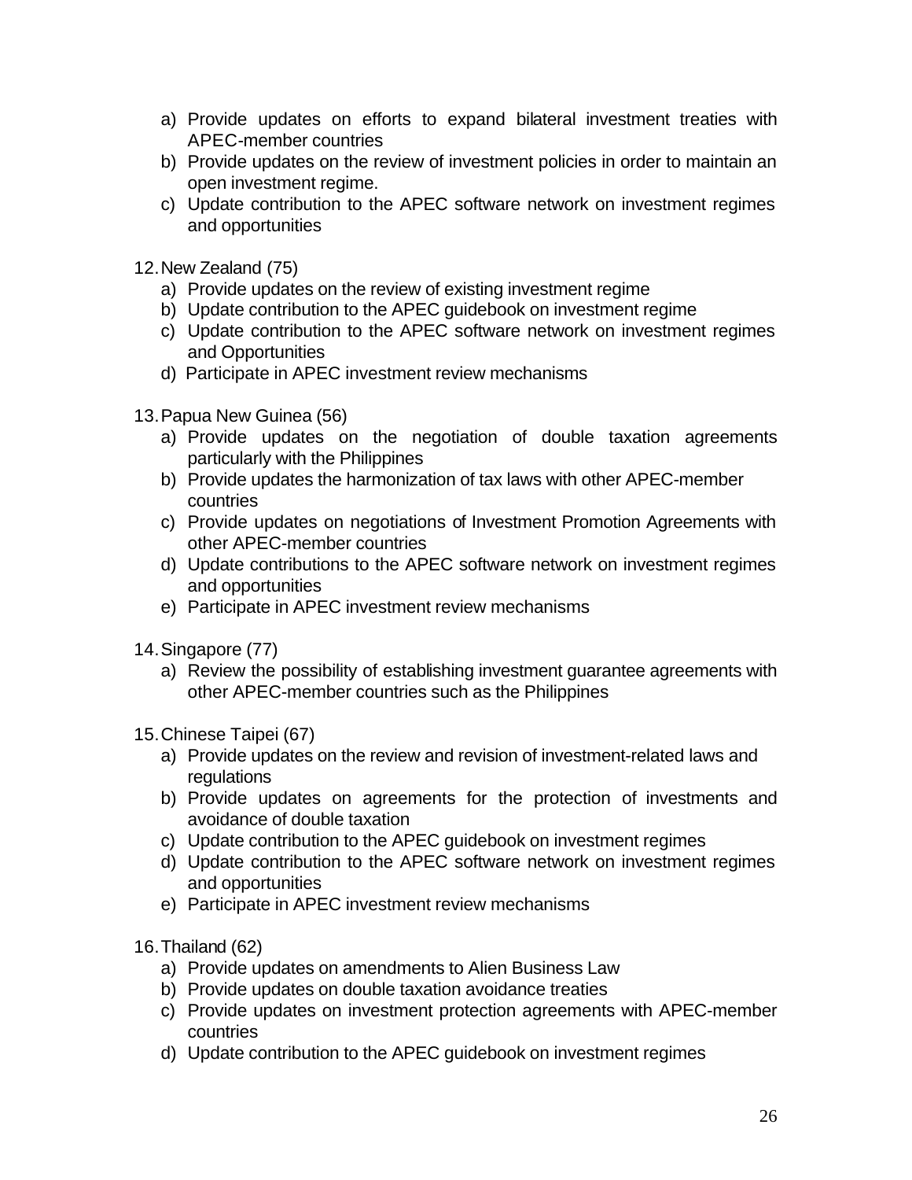a) Provide updates on efforts to expand bilateral investment treaties with APEC-member countries
b) Provide updates on the review of investment policies in order to maintain an open investment regime.
c) Update contribution to the APEC software network on investment regimes and opportunities

12. New Zealand (75)
    a) Provide updates on the review of existing investment regime
    b) Update contribution to the APEC guidebook on investment regime
    c) Update contribution to the APEC software network on investment regimes and Opportunities
    d) Participate in APEC investment review mechanisms

13. Papua New Guinea (56)
    a) Provide updates on the negotiation of double taxation agreements particularly with the Philippines
    b) Provide updates the harmonization of tax laws with other APEC-member countries
    c) Provide updates on negotiations of Investment Promotion Agreements with other APEC-member countries
    d) Update contributions to the APEC software network on investment regimes and opportunities
    e) Participate in APEC investment review mechanisms

14. Singapore (77)
    a) Review the possibility of establishing investment guarantee agreements with other APEC-member countries such as the Philippines

15. Chinese Taipei (67)
    a) Provide updates on the review and revision of investment-related laws and regulations
    b) Provide updates on agreements for the protection of investments and avoidance of double taxation
    c) Update contribution to the APEC guidebook on investment regimes
    d) Update contribution to the APEC software network on investment regimes and opportunities
    e) Participate in APEC investment review mechanisms

16. Thailand (62)
    a) Provide updates on amendments to Alien Business Law
    b) Provide updates on double taxation avoidance treaties
    c) Provide updates on investment protection agreements with APEC-member countries
    d) Update contribution to the APEC guidebook on investment regimes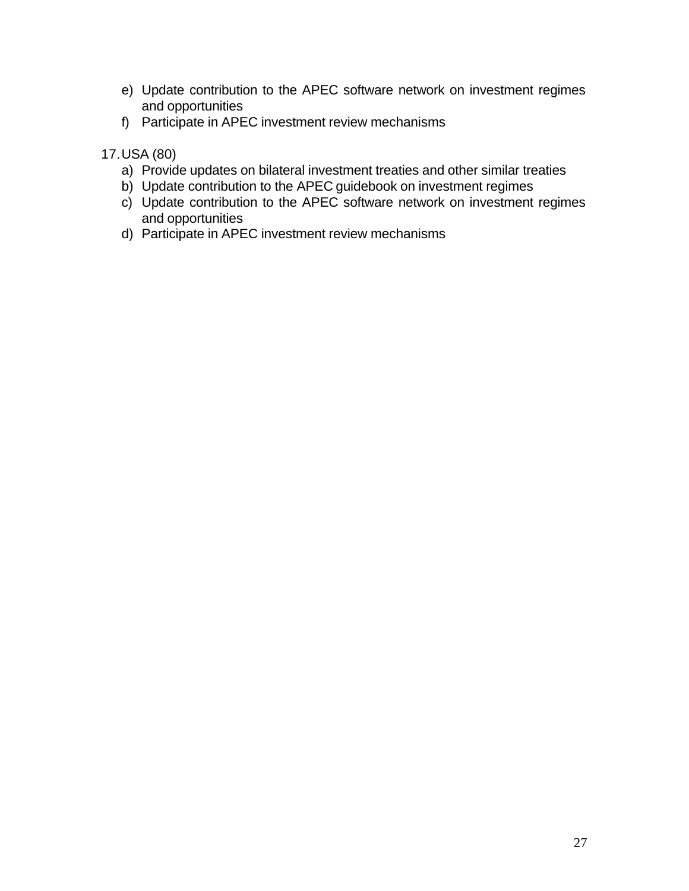e) Update contribution to the APEC software network on investment regimes and opportunities
f) Participate in APEC investment review mechanisms

17. USA (80)
    a) Provide updates on bilateral investment treaties and other similar treaties
    b) Update contribution to the APEC guidebook on investment regimes
    c) Update contribution to the APEC software network on investment regimes and opportunities
    d) Participate in APEC investment review mechanisms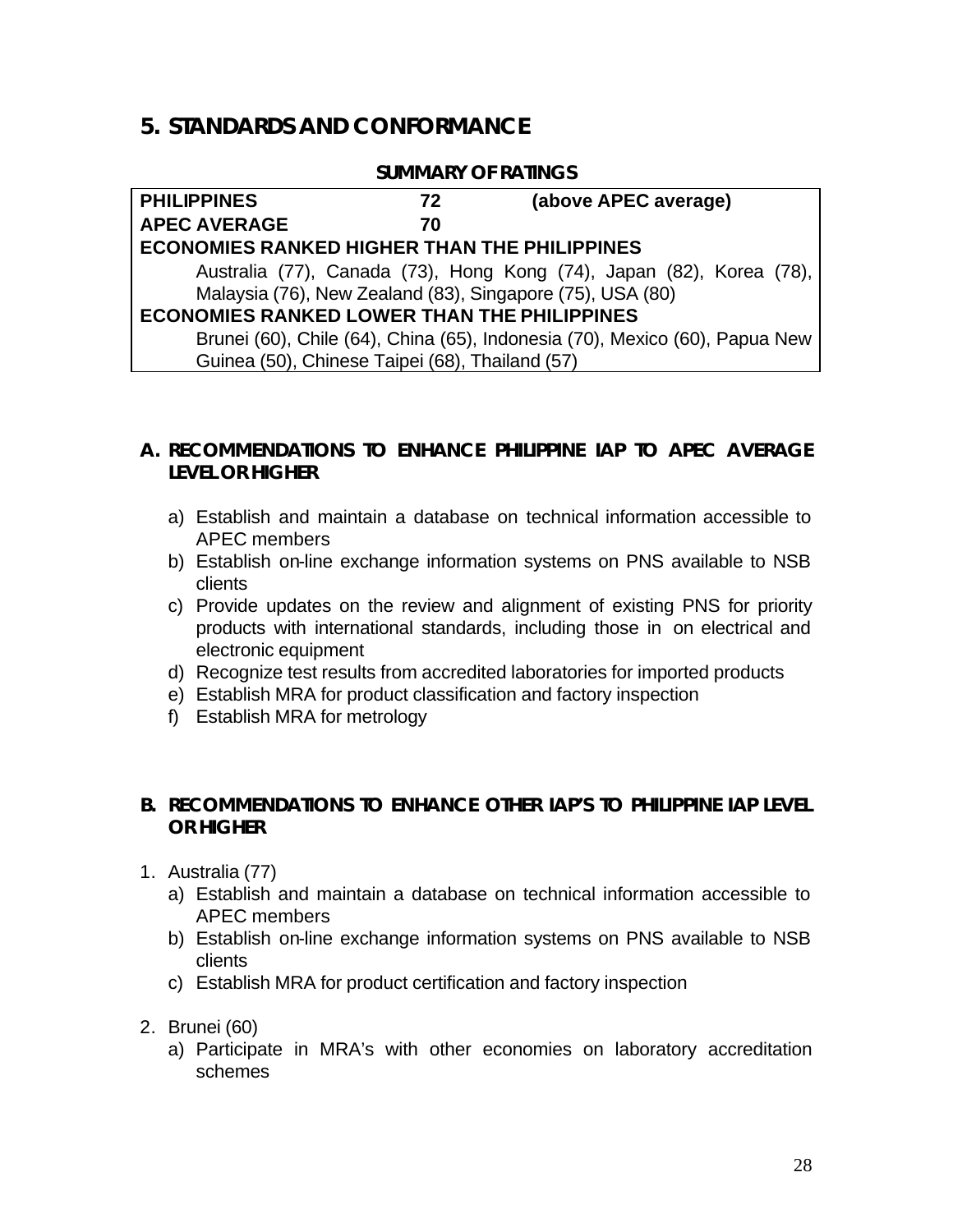## 5. STANDARDS AND CONFORMANCE

**SUMMARY OF RATINGS**

| PHILIPPINES | 72 | (above APEC average) |
|---|---|---|
| APEC AVERAGE | 70 | |
| **ECONOMIES RANKED HIGHER THAN THE PHILIPPINES** | | |
| Australia (77), Canada (73), Hong Kong (74), Japan (82), Korea (78), Malaysia (76), New Zealand (83), Singapore (75), USA (80) | | |
| **ECONOMIES RANKED LOWER THAN THE PHILIPPINES** | | |
| Brunei (60), Chile (64), China (65), Indonesia (70), Mexico (60), Papua New Guinea (50), Chinese Taipei (68), Thailand (57) | | |

### A. RECOMMENDATIONS TO ENHANCE PHILIPPINE IAP TO APEC AVERAGE LEVEL OR HIGHER

a) Establish and maintain a database on technical information accessible to APEC members
b) Establish on-line exchange information systems on PNS available to NSB clients
c) Provide updates on the review and alignment of existing PNS for priority products with international standards, including those in on electrical and electronic equipment
d) Recognize test results from accredited laboratories for imported products
e) Establish MRA for product classification and factory inspection
f) Establish MRA for metrology

### B. RECOMMENDATIONS TO ENHANCE OTHER IAP'S TO PHILIPPINE IAP LEVEL OR HIGHER

1. Australia (77)
   a) Establish and maintain a database on technical information accessible to APEC members
   b) Establish on-line exchange information systems on PNS available to NSB clients
   c) Establish MRA for product certification and factory inspection

2. Brunei (60)
   a) Participate in MRA's with other economies on laboratory accreditation schemes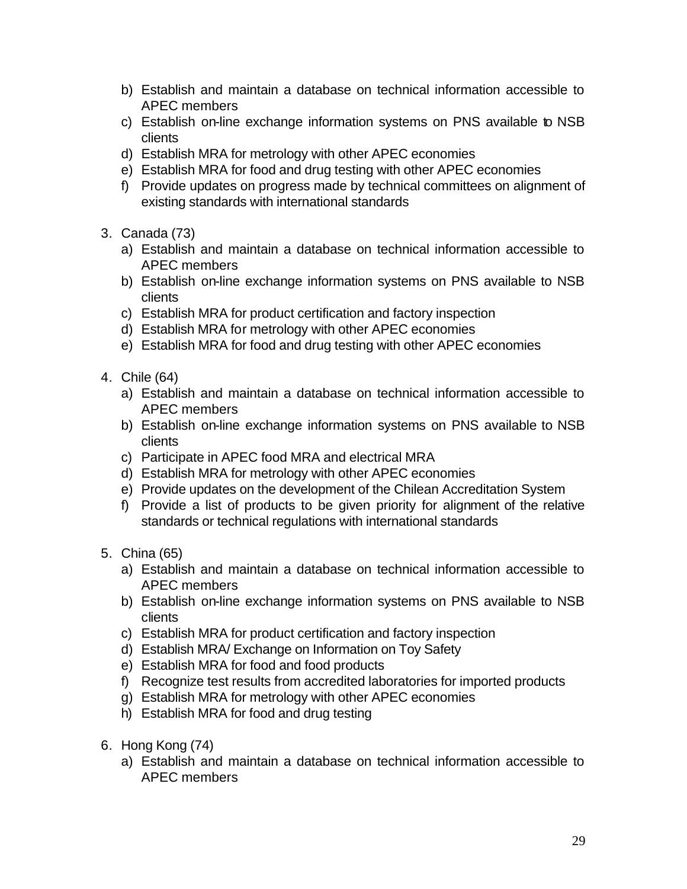b) Establish and maintain a database on technical information accessible to APEC members
c) Establish on-line exchange information systems on PNS available to NSB clients
d) Establish MRA for metrology with other APEC economies
e) Establish MRA for food and drug testing with other APEC economies
f) Provide updates on progress made by technical committees on alignment of existing standards with international standards

3. Canada (73)
   a) Establish and maintain a database on technical information accessible to APEC members
   b) Establish on-line exchange information systems on PNS available to NSB clients
   c) Establish MRA for product certification and factory inspection
   d) Establish MRA for metrology with other APEC economies
   e) Establish MRA for food and drug testing with other APEC economies

4. Chile (64)
   a) Establish and maintain a database on technical information accessible to APEC members
   b) Establish on-line exchange information systems on PNS available to NSB clients
   c) Participate in APEC food MRA and electrical MRA
   d) Establish MRA for metrology with other APEC economies
   e) Provide updates on the development of the Chilean Accreditation System
   f) Provide a list of products to be given priority for alignment of the relative standards or technical regulations with international standards

5. China (65)
   a) Establish and maintain a database on technical information accessible to APEC members
   b) Establish on-line exchange information systems on PNS available to NSB clients
   c) Establish MRA for product certification and factory inspection
   d) Establish MRA/ Exchange on Information on Toy Safety
   e) Establish MRA for food and food products
   f) Recognize test results from accredited laboratories for imported products
   g) Establish MRA for metrology with other APEC economies
   h) Establish MRA for food and drug testing

6. Hong Kong (74)
   a) Establish and maintain a database on technical information accessible to APEC members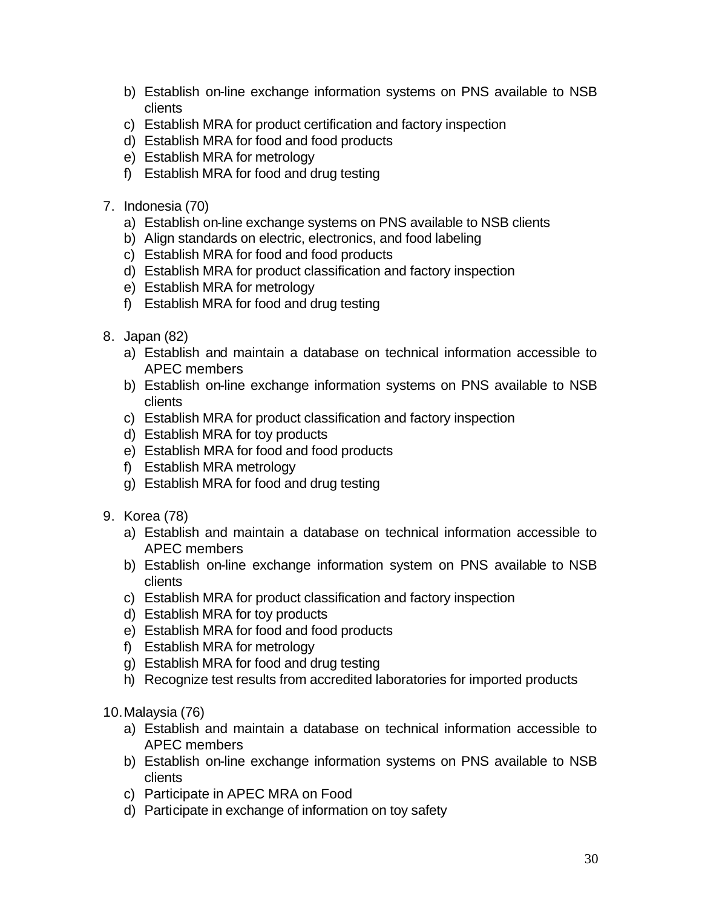b) Establish on-line exchange information systems on PNS available to NSB clients
c) Establish MRA for product certification and factory inspection
d) Establish MRA for food and food products
e) Establish MRA for metrology
f) Establish MRA for food and drug testing

7. Indonesia (70)
   a) Establish on-line exchange systems on PNS available to NSB clients
   b) Align standards on electric, electronics, and food labeling
   c) Establish MRA for food and food products
   d) Establish MRA for product classification and factory inspection
   e) Establish MRA for metrology
   f) Establish MRA for food and drug testing

8. Japan (82)
   a) Establish and maintain a database on technical information accessible to APEC members
   b) Establish on-line exchange information systems on PNS available to NSB clients
   c) Establish MRA for product classification and factory inspection
   d) Establish MRA for toy products
   e) Establish MRA for food and food products
   f) Establish MRA metrology
   g) Establish MRA for food and drug testing

9. Korea (78)
   a) Establish and maintain a database on technical information accessible to APEC members
   b) Establish on-line exchange information system on PNS available to NSB clients
   c) Establish MRA for product classification and factory inspection
   d) Establish MRA for toy products
   e) Establish MRA for food and food products
   f) Establish MRA for metrology
   g) Establish MRA for food and drug testing
   h) Recognize test results from accredited laboratories for imported products

10. Malaysia (76)
    a) Establish and maintain a database on technical information accessible to APEC members
    b) Establish on-line exchange information systems on PNS available to NSB clients
    c) Participate in APEC MRA on Food
    d) Participate in exchange of information on toy safety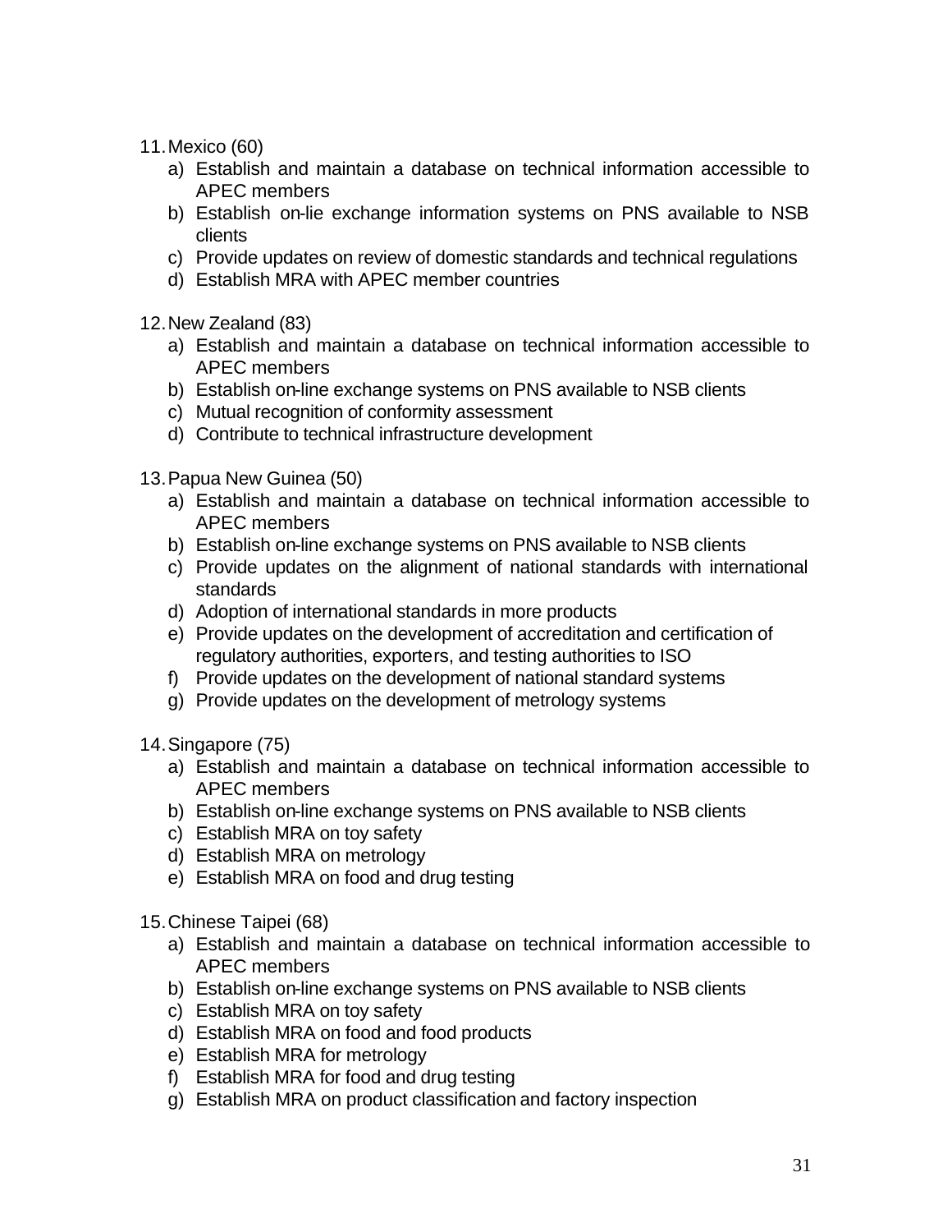11. Mexico (60)
    a) Establish and maintain a database on technical information accessible to APEC members
    b) Establish on-lie exchange information systems on PNS available to NSB clients
    c) Provide updates on review of domestic standards and technical regulations
    d) Establish MRA with APEC member countries

12. New Zealand (83)
    a) Establish and maintain a database on technical information accessible to APEC members
    b) Establish on-line exchange systems on PNS available to NSB clients
    c) Mutual recognition of conformity assessment
    d) Contribute to technical infrastructure development

13. Papua New Guinea (50)
    a) Establish and maintain a database on technical information accessible to APEC members
    b) Establish on-line exchange systems on PNS available to NSB clients
    c) Provide updates on the alignment of national standards with international standards
    d) Adoption of international standards in more products
    e) Provide updates on the development of accreditation and certification of regulatory authorities, exporters, and testing authorities to ISO
    f) Provide updates on the development of national standard systems
    g) Provide updates on the development of metrology systems

14. Singapore (75)
    a) Establish and maintain a database on technical information accessible to APEC members
    b) Establish on-line exchange systems on PNS available to NSB clients
    c) Establish MRA on toy safety
    d) Establish MRA on metrology
    e) Establish MRA on food and drug testing

15. Chinese Taipei (68)
    a) Establish and maintain a database on technical information accessible to APEC members
    b) Establish on-line exchange systems on PNS available to NSB clients
    c) Establish MRA on toy safety
    d) Establish MRA on food and food products
    e) Establish MRA for metrology
    f) Establish MRA for food and drug testing
    g) Establish MRA on product classification and factory inspection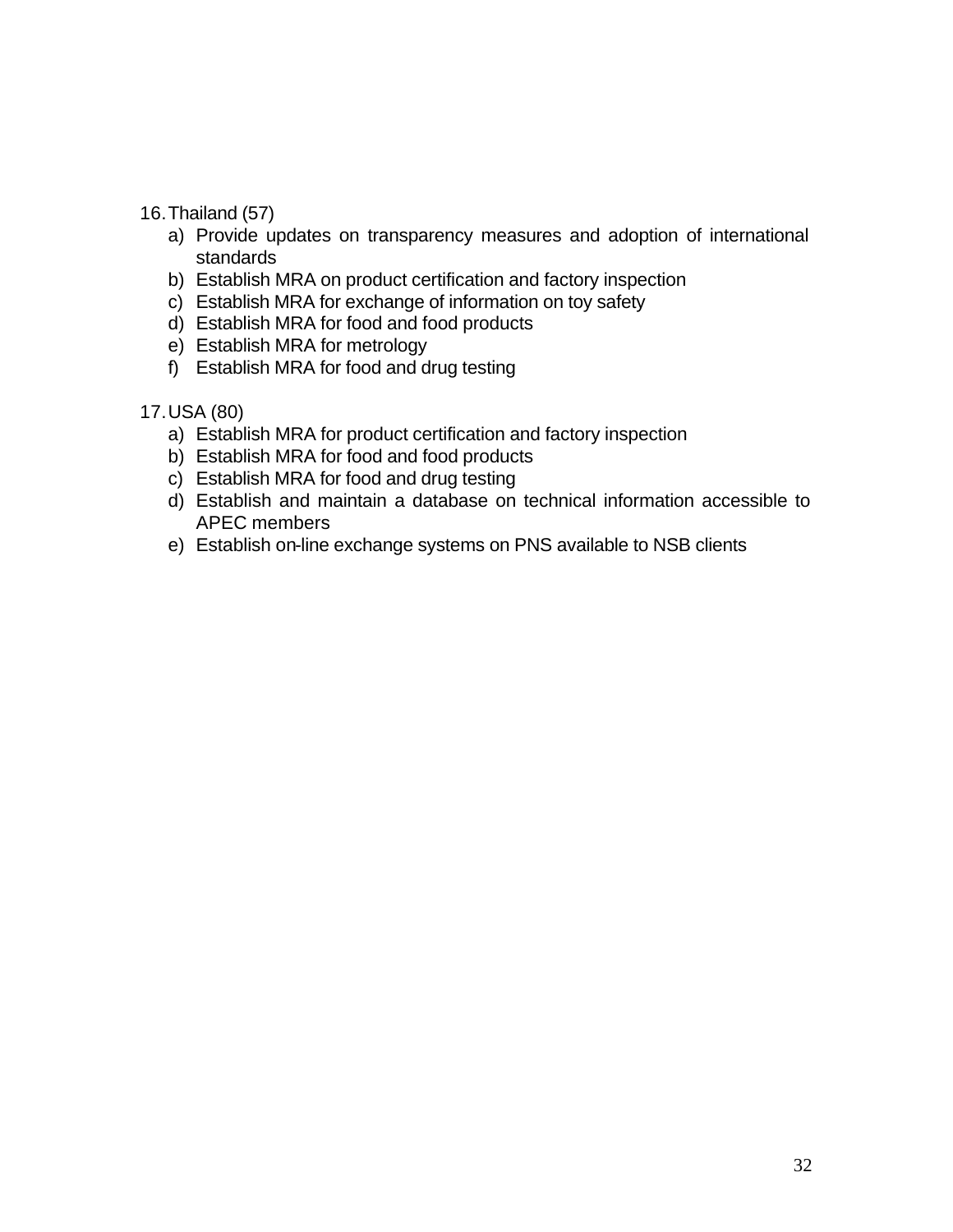16. Thailand (57)
    a) Provide updates on transparency measures and adoption of international standards
    b) Establish MRA on product certification and factory inspection
    c) Establish MRA for exchange of information on toy safety
    d) Establish MRA for food and food products
    e) Establish MRA for metrology
    f) Establish MRA for food and drug testing

17. USA (80)
    a) Establish MRA for product certification and factory inspection
    b) Establish MRA for food and food products
    c) Establish MRA for food and drug testing
    d) Establish and maintain a database on technical information accessible to APEC members
    e) Establish on-line exchange systems on PNS available to NSB clients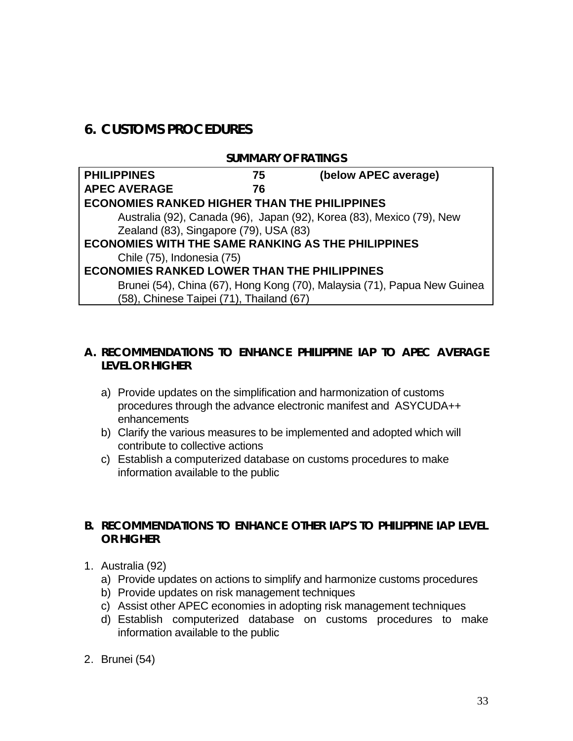## 6. CUSTOMS PROCEDURES

**SUMMARY OF RATINGS**

| **PHILIPPINES** | **75** | **(below APEC average)** |
|---|---|---|
| **APEC AVERAGE** | **76** | |
| **ECONOMIES RANKED HIGHER THAN THE PHILIPPINES** | | |
| Australia (92), Canada (96), Japan (92), Korea (83), Mexico (79), New Zealand (83), Singapore (79), USA (83) | | |
| **ECONOMIES WITH THE SAME RANKING AS THE PHILIPPINES** | | |
| Chile (75), Indonesia (75) | | |
| **ECONOMIES RANKED LOWER THAN THE PHILIPPINES** | | |
| Brunei (54), China (67), Hong Kong (70), Malaysia (71), Papua New Guinea (58), Chinese Taipei (71), Thailand (67) | | |

### A. RECOMMENDATIONS TO ENHANCE PHILIPPINE IAP TO APEC AVERAGE LEVEL OR HIGHER

a) Provide updates on the simplification and harmonization of customs procedures through the advance electronic manifest and ASYCUDA++ enhancements
b) Clarify the various measures to be implemented and adopted which will contribute to collective actions
c) Establish a computerized database on customs procedures to make information available to the public

### B. RECOMMENDATIONS TO ENHANCE OTHER IAP'S TO PHILIPPINE IAP LEVEL OR HIGHER

1. Australia (92)
   a) Provide updates on actions to simplify and harmonize customs procedures
   b) Provide updates on risk management techniques
   c) Assist other APEC economies in adopting risk management techniques
   d) Establish computerized database on customs procedures to make information available to the public

2. Brunei (54)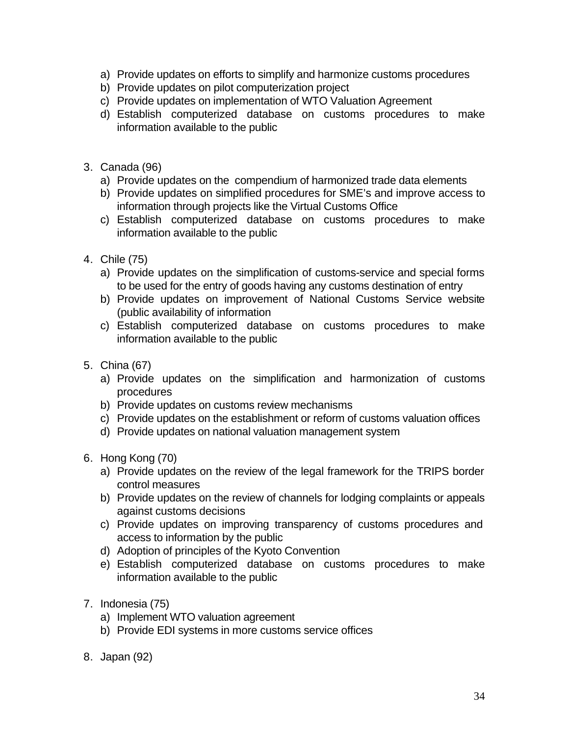a) Provide updates on efforts to simplify and harmonize customs procedures
b) Provide updates on pilot computerization project
c) Provide updates on implementation of WTO Valuation Agreement
d) Establish computerized database on customs procedures to make information available to the public

3. Canada (96)
   a) Provide updates on the compendium of harmonized trade data elements
   b) Provide updates on simplified procedures for SME's and improve access to information through projects like the Virtual Customs Office
   c) Establish computerized database on customs procedures to make information available to the public

4. Chile (75)
   a) Provide updates on the simplification of customs-service and special forms to be used for the entry of goods having any customs destination of entry
   b) Provide updates on improvement of National Customs Service website (public availability of information
   c) Establish computerized database on customs procedures to make information available to the public

5. China (67)
   a) Provide updates on the simplification and harmonization of customs procedures
   b) Provide updates on customs review mechanisms
   c) Provide updates on the establishment or reform of customs valuation offices
   d) Provide updates on national valuation management system

6. Hong Kong (70)
   a) Provide updates on the review of the legal framework for the TRIPS border control measures
   b) Provide updates on the review of channels for lodging complaints or appeals against customs decisions
   c) Provide updates on improving transparency of customs procedures and access to information by the public
   d) Adoption of principles of the Kyoto Convention
   e) Establish computerized database on customs procedures to make information available to the public

7. Indonesia (75)
   a) Implement WTO valuation agreement
   b) Provide EDI systems in more customs service offices

8. Japan (92)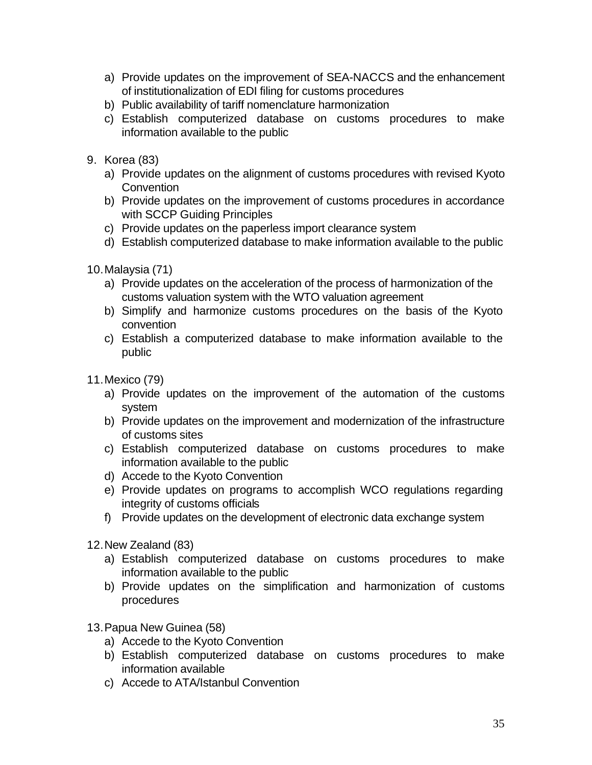a) Provide updates on the improvement of SEA-NACCS and the enhancement of institutionalization of EDI filing for customs procedures
b) Public availability of tariff nomenclature harmonization
c) Establish computerized database on customs procedures to make information available to the public

9. Korea (83)
   a) Provide updates on the alignment of customs procedures with revised Kyoto Convention
   b) Provide updates on the improvement of customs procedures in accordance with SCCP Guiding Principles
   c) Provide updates on the paperless import clearance system
   d) Establish computerized database to make information available to the public

10. Malaysia (71)
    a) Provide updates on the acceleration of the process of harmonization of the customs valuation system with the WTO valuation agreement
    b) Simplify and harmonize customs procedures on the basis of the Kyoto convention
    c) Establish a computerized database to make information available to the public

11. Mexico (79)
    a) Provide updates on the improvement of the automation of the customs system
    b) Provide updates on the improvement and modernization of the infrastructure of customs sites
    c) Establish computerized database on customs procedures to make information available to the public
    d) Accede to the Kyoto Convention
    e) Provide updates on programs to accomplish WCO regulations regarding integrity of customs officials
    f) Provide updates on the development of electronic data exchange system

12. New Zealand (83)
    a) Establish computerized database on customs procedures to make information available to the public
    b) Provide updates on the simplification and harmonization of customs procedures

13. Papua New Guinea (58)
    a) Accede to the Kyoto Convention
    b) Establish computerized database on customs procedures to make information available
    c) Accede to ATA/Istanbul Convention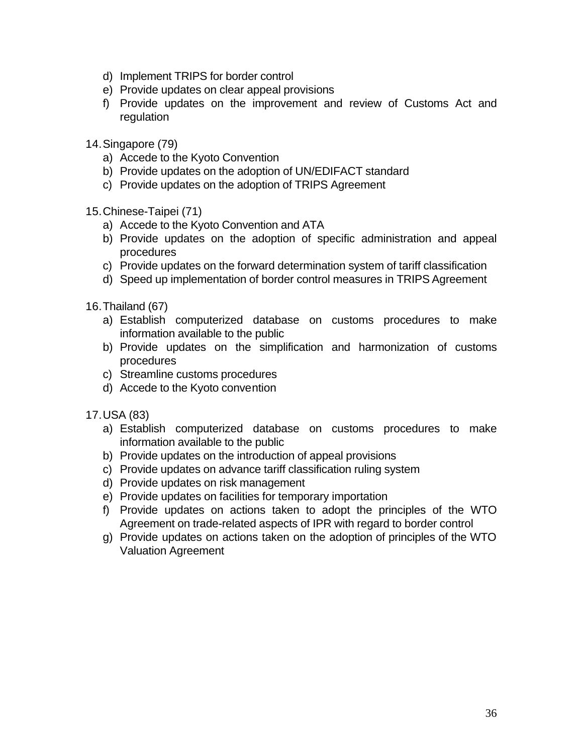d) Implement TRIPS for border control
e) Provide updates on clear appeal provisions
f) Provide updates on the improvement and review of Customs Act and regulation

14. Singapore (79)
    a) Accede to the Kyoto Convention
    b) Provide updates on the adoption of UN/EDIFACT standard
    c) Provide updates on the adoption of TRIPS Agreement

15. Chinese-Taipei (71)
    a) Accede to the Kyoto Convention and ATA
    b) Provide updates on the adoption of specific administration and appeal procedures
    c) Provide updates on the forward determination system of tariff classification
    d) Speed up implementation of border control measures in TRIPS Agreement

16. Thailand (67)
    a) Establish computerized database on customs procedures to make information available to the public
    b) Provide updates on the simplification and harmonization of customs procedures
    c) Streamline customs procedures
    d) Accede to the Kyoto convention

17. USA (83)
    a) Establish computerized database on customs procedures to make information available to the public
    b) Provide updates on the introduction of appeal provisions
    c) Provide updates on advance tariff classification ruling system
    d) Provide updates on risk management
    e) Provide updates on facilities for temporary importation
    f) Provide updates on actions taken to adopt the principles of the WTO Agreement on trade-related aspects of IPR with regard to border control
    g) Provide updates on actions taken on the adoption of principles of the WTO Valuation Agreement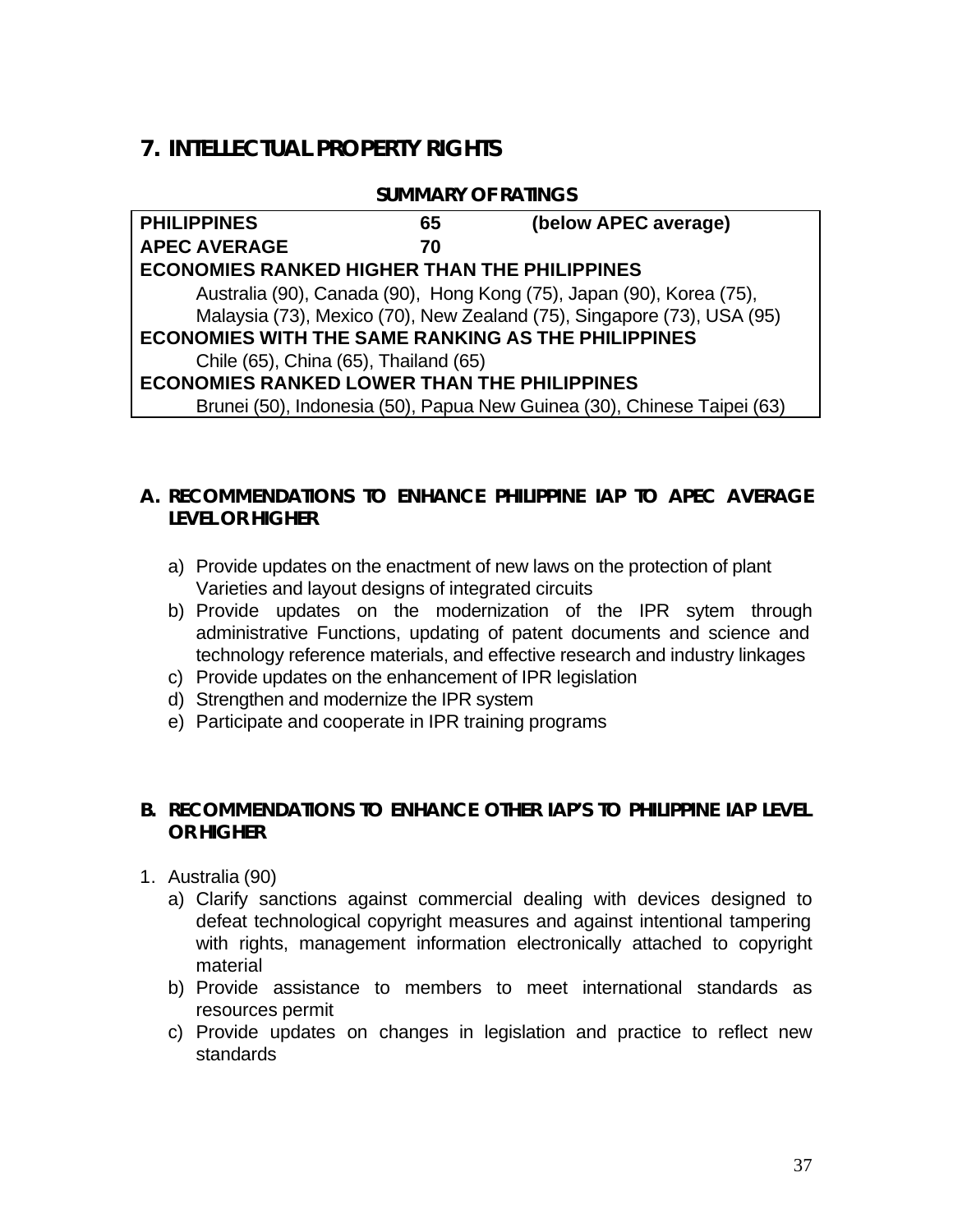## 7. INTELLECTUAL PROPERTY RIGHTS

**SUMMARY OF RATINGS**

| | | |
|---|---|---|
| **PHILIPPINES** | **65** | **(below APEC average)** |
| **APEC AVERAGE** | **70** | |
| **ECONOMIES RANKED HIGHER THAN THE PHILIPPINES** | | |
| Australia (90), Canada (90), Hong Kong (75), Japan (90), Korea (75), Malaysia (73), Mexico (70), New Zealand (75), Singapore (73), USA (95) | | |
| **ECONOMIES WITH THE SAME RANKING AS THE PHILIPPINES** | | |
| Chile (65), China (65), Thailand (65) | | |
| **ECONOMIES RANKED LOWER THAN THE PHILIPPINES** | | |
| Brunei (50), Indonesia (50), Papua New Guinea (30), Chinese Taipei (63) | | |

### A. RECOMMENDATIONS TO ENHANCE PHILIPPINE IAP TO APEC AVERAGE LEVEL OR HIGHER

a) Provide updates on the enactment of new laws on the protection of plant Varieties and layout designs of integrated circuits
b) Provide updates on the modernization of the IPR sytem through administrative Functions, updating of patent documents and science and technology reference materials, and effective research and industry linkages
c) Provide updates on the enhancement of IPR legislation
d) Strengthen and modernize the IPR system
e) Participate and cooperate in IPR training programs

### B. RECOMMENDATIONS TO ENHANCE OTHER IAP'S TO PHILIPPINE IAP LEVEL OR HIGHER

1. Australia (90)
   a) Clarify sanctions against commercial dealing with devices designed to defeat technological copyright measures and against intentional tampering with rights, management information electronically attached to copyright material
   b) Provide assistance to members to meet international standards as resources permit
   c) Provide updates on changes in legislation and practice to reflect new standards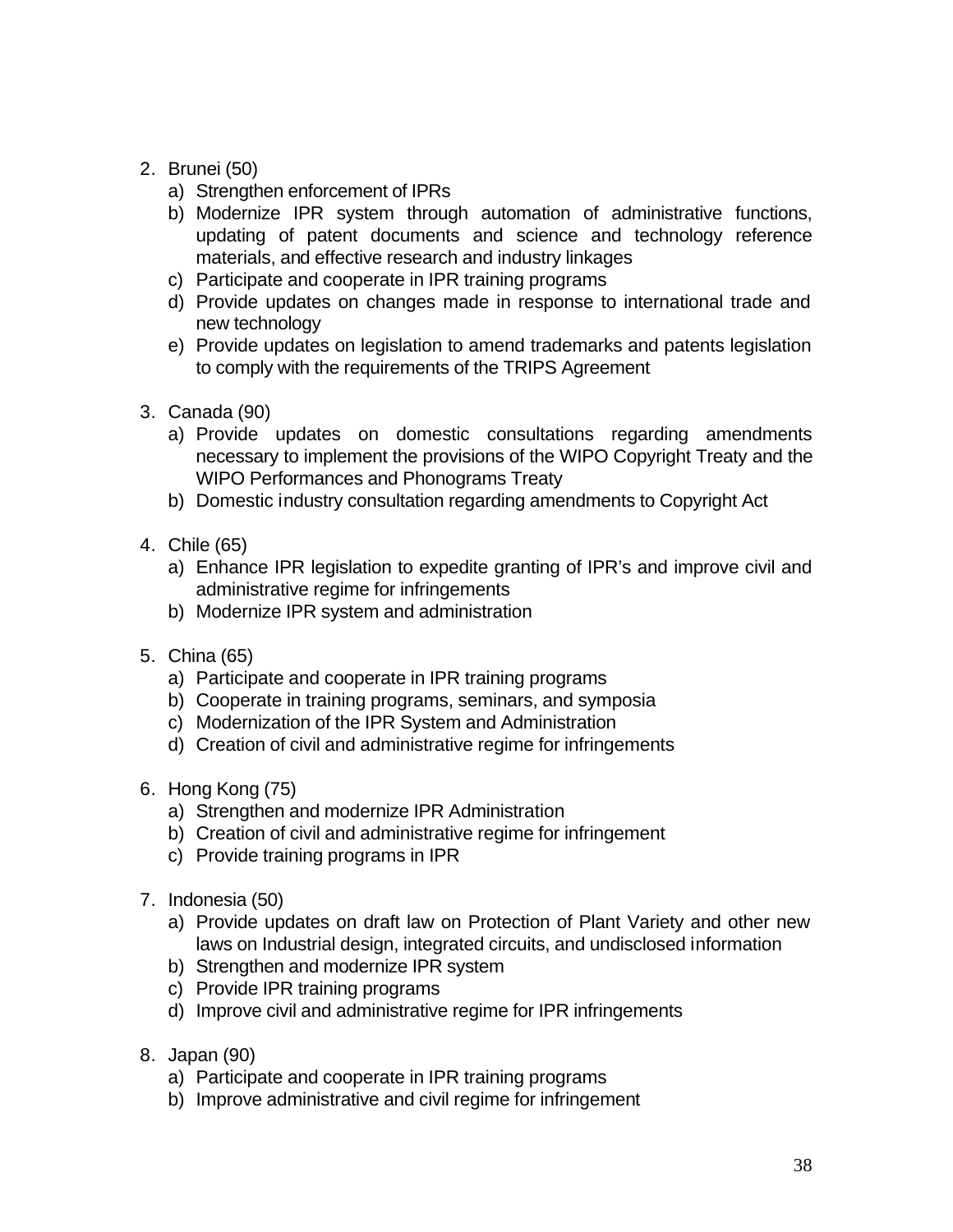2. Brunei (50)
    a) Strengthen enforcement of IPRs
    b) Modernize IPR system through automation of administrative functions, updating of patent documents and science and technology reference materials, and effective research and industry linkages
    c) Participate and cooperate in IPR training programs
    d) Provide updates on changes made in response to international trade and new technology
    e) Provide updates on legislation to amend trademarks and patents legislation to comply with the requirements of the TRIPS Agreement

3. Canada (90)
    a) Provide updates on domestic consultations regarding amendments necessary to implement the provisions of the WIPO Copyright Treaty and the WIPO Performances and Phonograms Treaty
    b) Domestic industry consultation regarding amendments to Copyright Act

4. Chile (65)
    a) Enhance IPR legislation to expedite granting of IPR's and improve civil and administrative regime for infringements
    b) Modernize IPR system and administration

5. China (65)
    a) Participate and cooperate in IPR training programs
    b) Cooperate in training programs, seminars, and symposia
    c) Modernization of the IPR System and Administration
    d) Creation of civil and administrative regime for infringements

6. Hong Kong (75)
    a) Strengthen and modernize IPR Administration
    b) Creation of civil and administrative regime for infringement
    c) Provide training programs in IPR

7. Indonesia (50)
    a) Provide updates on draft law on Protection of Plant Variety and other new laws on Industrial design, integrated circuits, and undisclosed information
    b) Strengthen and modernize IPR system
    c) Provide IPR training programs
    d) Improve civil and administrative regime for IPR infringements

8. Japan (90)
    a) Participate and cooperate in IPR training programs
    b) Improve administrative and civil regime for infringement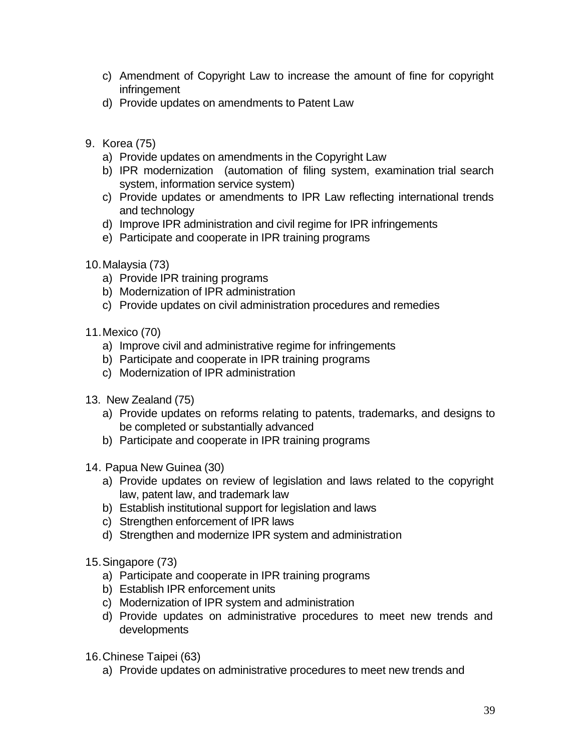c) Amendment of Copyright Law to increase the amount of fine for copyright infringement
d) Provide updates on amendments to Patent Law

9. Korea (75)
   a) Provide updates on amendments in the Copyright Law
   b) IPR modernization (automation of filing system, examination trial search system, information service system)
   c) Provide updates or amendments to IPR Law reflecting international trends and technology
   d) Improve IPR administration and civil regime for IPR infringements
   e) Participate and cooperate in IPR training programs

10. Malaysia (73)
    a) Provide IPR training programs
    b) Modernization of IPR administration
    c) Provide updates on civil administration procedures and remedies

11. Mexico (70)
    a) Improve civil and administrative regime for infringements
    b) Participate and cooperate in IPR training programs
    c) Modernization of IPR administration

13. New Zealand (75)
    a) Provide updates on reforms relating to patents, trademarks, and designs to be completed or substantially advanced
    b) Participate and cooperate in IPR training programs

14. Papua New Guinea (30)
    a) Provide updates on review of legislation and laws related to the copyright law, patent law, and trademark law
    b) Establish institutional support for legislation and laws
    c) Strengthen enforcement of IPR laws
    d) Strengthen and modernize IPR system and administration

15. Singapore (73)
    a) Participate and cooperate in IPR training programs
    b) Establish IPR enforcement units
    c) Modernization of IPR system and administration
    d) Provide updates on administrative procedures to meet new trends and developments

16. Chinese Taipei (63)
    a) Provide updates on administrative procedures to meet new trends and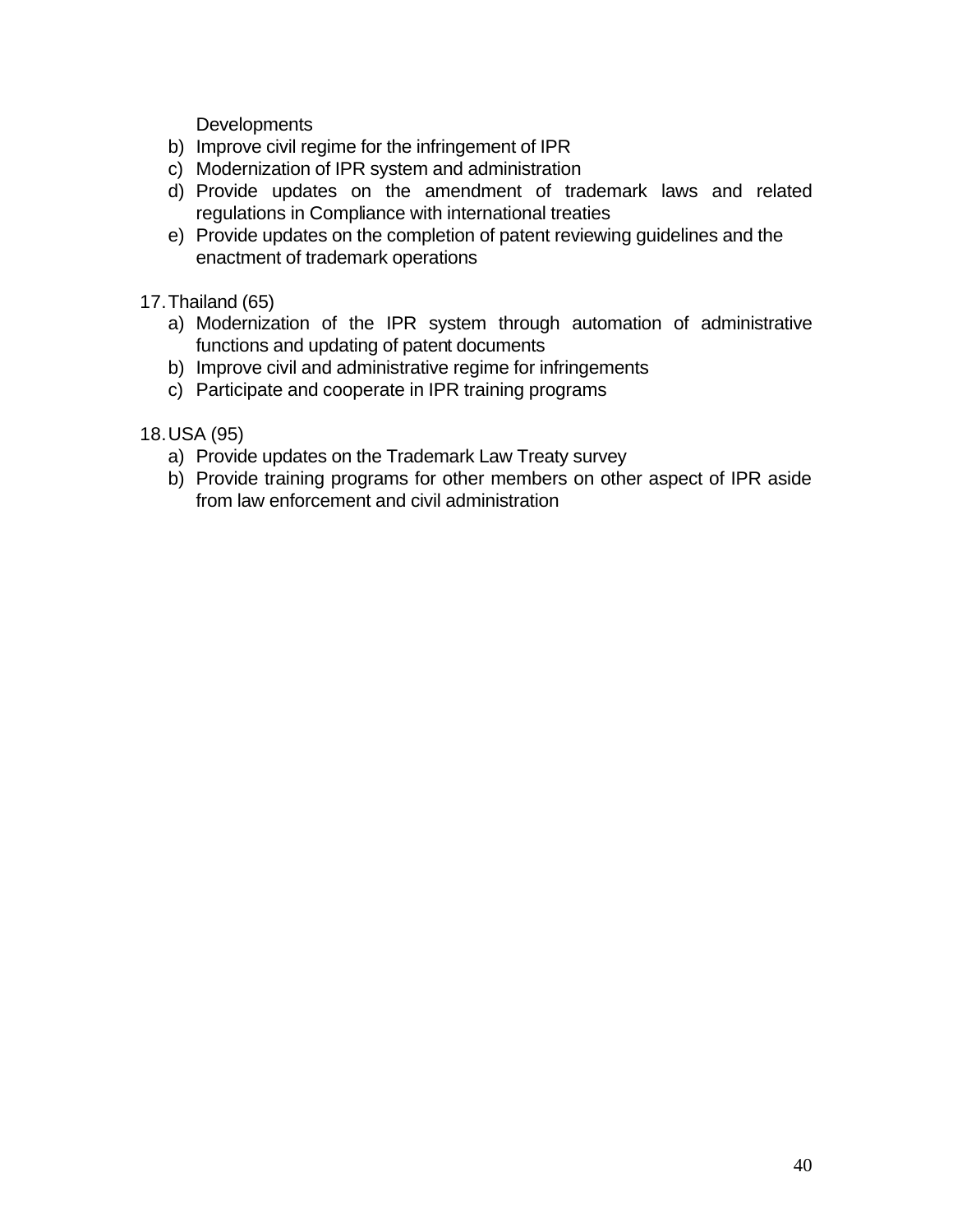Developments

   b) Improve civil regime for the infringement of IPR
   c) Modernization of IPR system and administration
   d) Provide updates on the amendment of trademark laws and related regulations in Compliance with international treaties
   e) Provide updates on the completion of patent reviewing guidelines and the enactment of trademark operations

17. Thailand (65)
   a) Modernization of the IPR system through automation of administrative functions and updating of patent documents
   b) Improve civil and administrative regime for infringements
   c) Participate and cooperate in IPR training programs

18. USA (95)
   a) Provide updates on the Trademark Law Treaty survey
   b) Provide training programs for other members on other aspect of IPR aside from law enforcement and civil administration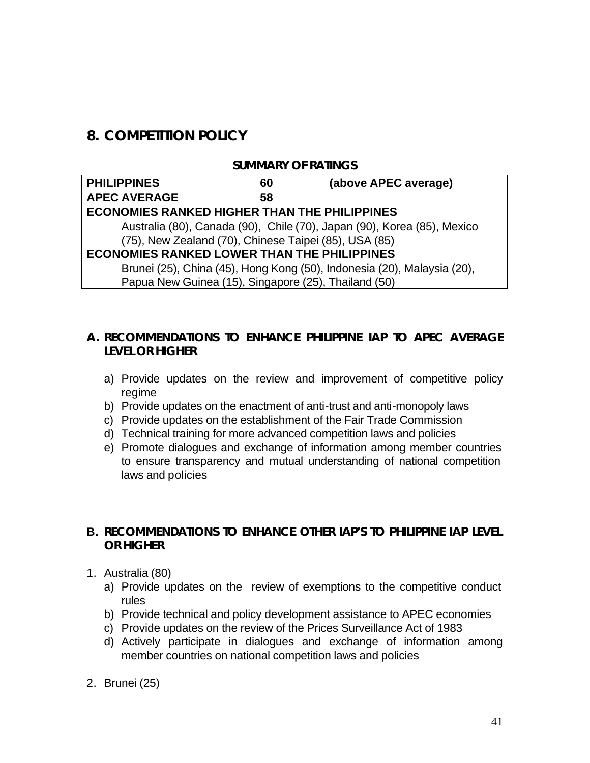## 8. COMPETITION POLICY

**SUMMARY OF RATINGS**

| | | |
|---|---|---|
| **PHILIPPINES** | **60** | **(above APEC average)** |
| **APEC AVERAGE** | **58** | |
| **ECONOMIES RANKED HIGHER THAN THE PHILIPPINES** | | |
| Australia (80), Canada (90), Chile (70), Japan (90), Korea (85), Mexico (75), New Zealand (70), Chinese Taipei (85), USA (85) | | |
| **ECONOMIES RANKED LOWER THAN THE PHILIPPINES** | | |
| Brunei (25), China (45), Hong Kong (50), Indonesia (20), Malaysia (20), Papua New Guinea (15), Singapore (25), Thailand (50) | | |

### A. RECOMMENDATIONS TO ENHANCE PHILIPPINE IAP TO APEC AVERAGE LEVEL OR HIGHER

a) Provide updates on the review and improvement of competitive policy regime
b) Provide updates on the enactment of anti-trust and anti-monopoly laws
c) Provide updates on the establishment of the Fair Trade Commission
d) Technical training for more advanced competition laws and policies
e) Promote dialogues and exchange of information among member countries to ensure transparency and mutual understanding of national competition laws and policies

### B. RECOMMENDATIONS TO ENHANCE OTHER IAP'S TO PHILIPPINE IAP LEVEL OR HIGHER

1. Australia (80)
   a) Provide updates on the review of exemptions to the competitive conduct rules
   b) Provide technical and policy development assistance to APEC economies
   c) Provide updates on the review of the Prices Surveillance Act of 1983
   d) Actively participate in dialogues and exchange of information among member countries on national competition laws and policies

2. Brunei (25)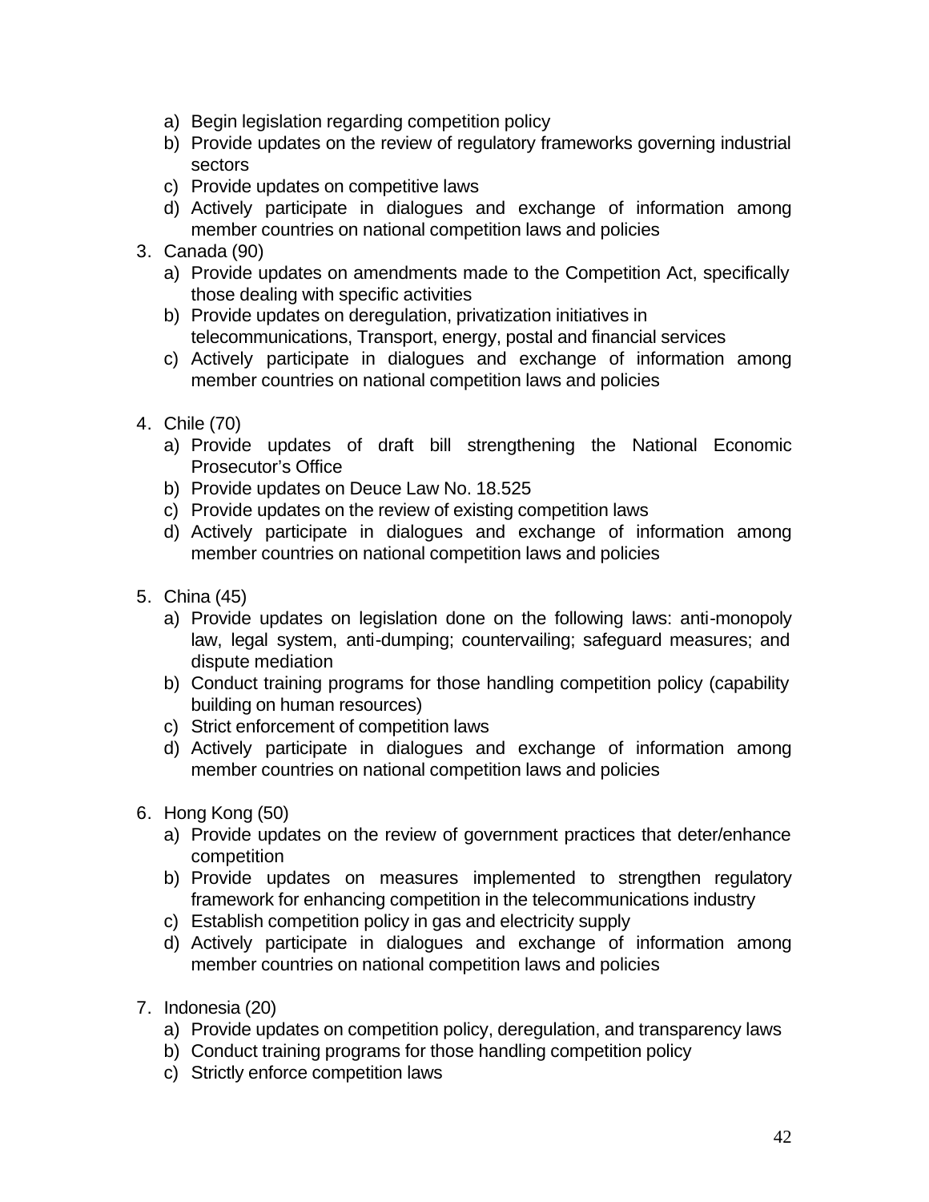a) Begin legislation regarding competition policy
   b) Provide updates on the review of regulatory frameworks governing industrial sectors
   c) Provide updates on competitive laws
   d) Actively participate in dialogues and exchange of information among member countries on national competition laws and policies

3. Canada (90)
   a) Provide updates on amendments made to the Competition Act, specifically those dealing with specific activities
   b) Provide updates on deregulation, privatization initiatives in telecommunications, Transport, energy, postal and financial services
   c) Actively participate in dialogues and exchange of information among member countries on national competition laws and policies

4. Chile (70)
   a) Provide updates of draft bill strengthening the National Economic Prosecutor's Office
   b) Provide updates on Deuce Law No. 18.525
   c) Provide updates on the review of existing competition laws
   d) Actively participate in dialogues and exchange of information among member countries on national competition laws and policies

5. China (45)
   a) Provide updates on legislation done on the following laws: anti-monopoly law, legal system, anti-dumping; countervailing; safeguard measures; and dispute mediation
   b) Conduct training programs for those handling competition policy (capability building on human resources)
   c) Strict enforcement of competition laws
   d) Actively participate in dialogues and exchange of information among member countries on national competition laws and policies

6. Hong Kong (50)
   a) Provide updates on the review of government practices that deter/enhance competition
   b) Provide updates on measures implemented to strengthen regulatory framework for enhancing competition in the telecommunications industry
   c) Establish competition policy in gas and electricity supply
   d) Actively participate in dialogues and exchange of information among member countries on national competition laws and policies

7. Indonesia (20)
   a) Provide updates on competition policy, deregulation, and transparency laws
   b) Conduct training programs for those handling competition policy
   c) Strictly enforce competition laws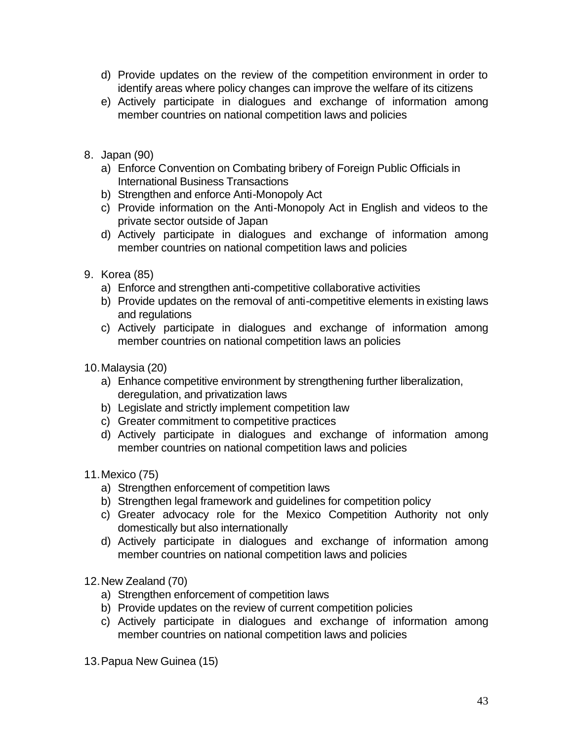d) Provide updates on the review of the competition environment in order to identify areas where policy changes can improve the welfare of its citizens
e) Actively participate in dialogues and exchange of information among member countries on national competition laws and policies

8. Japan (90)
   a) Enforce Convention on Combating bribery of Foreign Public Officials in International Business Transactions
   b) Strengthen and enforce Anti-Monopoly Act
   c) Provide information on the Anti-Monopoly Act in English and videos to the private sector outside of Japan
   d) Actively participate in dialogues and exchange of information among member countries on national competition laws and policies

9. Korea (85)
   a) Enforce and strengthen anti-competitive collaborative activities
   b) Provide updates on the removal of anti-competitive elements in existing laws and regulations
   c) Actively participate in dialogues and exchange of information among member countries on national competition laws an policies

10. Malaysia (20)
    a) Enhance competitive environment by strengthening further liberalization, deregulation, and privatization laws
    b) Legislate and strictly implement competition law
    c) Greater commitment to competitive practices
    d) Actively participate in dialogues and exchange of information among member countries on national competition laws and policies

11. Mexico (75)
    a) Strengthen enforcement of competition laws
    b) Strengthen legal framework and guidelines for competition policy
    c) Greater advocacy role for the Mexico Competition Authority not only domestically but also internationally
    d) Actively participate in dialogues and exchange of information among member countries on national competition laws and policies

12. New Zealand (70)
    a) Strengthen enforcement of competition laws
    b) Provide updates on the review of current competition policies
    c) Actively participate in dialogues and exchange of information among member countries on national competition laws and policies

13. Papua New Guinea (15)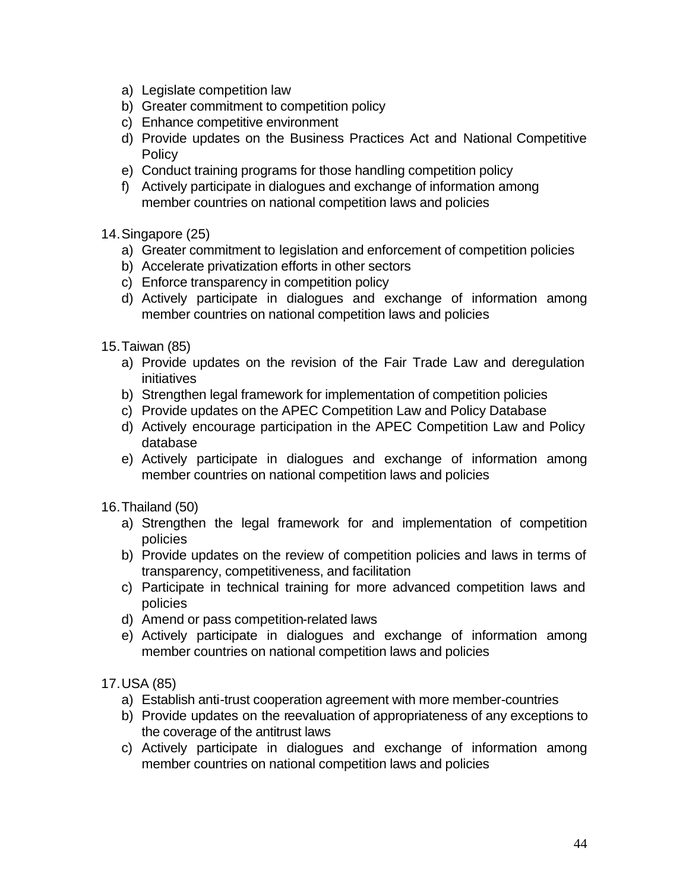a) Legislate competition law
b) Greater commitment to competition policy
c) Enhance competitive environment
d) Provide updates on the Business Practices Act and National Competitive Policy
e) Conduct training programs for those handling competition policy
f) Actively participate in dialogues and exchange of information among member countries on national competition laws and policies

14. Singapore (25)
    a) Greater commitment to legislation and enforcement of competition policies
    b) Accelerate privatization efforts in other sectors
    c) Enforce transparency in competition policy
    d) Actively participate in dialogues and exchange of information among member countries on national competition laws and policies

15. Taiwan (85)
    a) Provide updates on the revision of the Fair Trade Law and deregulation initiatives
    b) Strengthen legal framework for implementation of competition policies
    c) Provide updates on the APEC Competition Law and Policy Database
    d) Actively encourage participation in the APEC Competition Law and Policy database
    e) Actively participate in dialogues and exchange of information among member countries on national competition laws and policies

16. Thailand (50)
    a) Strengthen the legal framework for and implementation of competition policies
    b) Provide updates on the review of competition policies and laws in terms of transparency, competitiveness, and facilitation
    c) Participate in technical training for more advanced competition laws and policies
    d) Amend or pass competition-related laws
    e) Actively participate in dialogues and exchange of information among member countries on national competition laws and policies

17. USA (85)
    a) Establish anti-trust cooperation agreement with more member-countries
    b) Provide updates on the reevaluation of appropriateness of any exceptions to the coverage of the antitrust laws
    c) Actively participate in dialogues and exchange of information among member countries on national competition laws and policies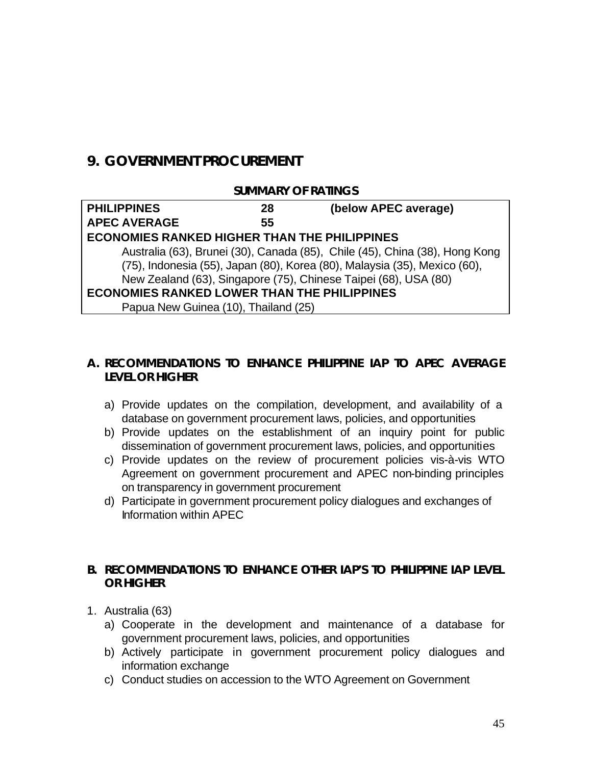## 9. GOVERNMENT PROCUREMENT

**SUMMARY OF RATINGS**

| | | |
|---|---|---|
| **PHILIPPINES** | **28** | **(below APEC average)** |
| **APEC AVERAGE** | **55** | |
| **ECONOMIES RANKED HIGHER THAN THE PHILIPPINES** | | |
| Australia (63), Brunei (30), Canada (85), Chile (45), China (38), Hong Kong (75), Indonesia (55), Japan (80), Korea (80), Malaysia (35), Mexico (60), New Zealand (63), Singapore (75), Chinese Taipei (68), USA (80) | | |
| **ECONOMIES RANKED LOWER THAN THE PHILIPPINES** | | |
| Papua New Guinea (10), Thailand (25) | | |

### A. RECOMMENDATIONS TO ENHANCE PHILIPPINE IAP TO APEC AVERAGE LEVEL OR HIGHER

a) Provide updates on the compilation, development, and availability of a database on government procurement laws, policies, and opportunities
b) Provide updates on the establishment of an inquiry point for public dissemination of government procurement laws, policies, and opportunities
c) Provide updates on the review of procurement policies vis-à-vis WTO Agreement on government procurement and APEC non-binding principles on transparency in government procurement
d) Participate in government procurement policy dialogues and exchanges of Information within APEC

### B. RECOMMENDATIONS TO ENHANCE OTHER IAP'S TO PHILIPPINE IAP LEVEL OR HIGHER

1. Australia (63)
   a) Cooperate in the development and maintenance of a database for government procurement laws, policies, and opportunities
   b) Actively participate in government procurement policy dialogues and information exchange
   c) Conduct studies on accession to the WTO Agreement on Government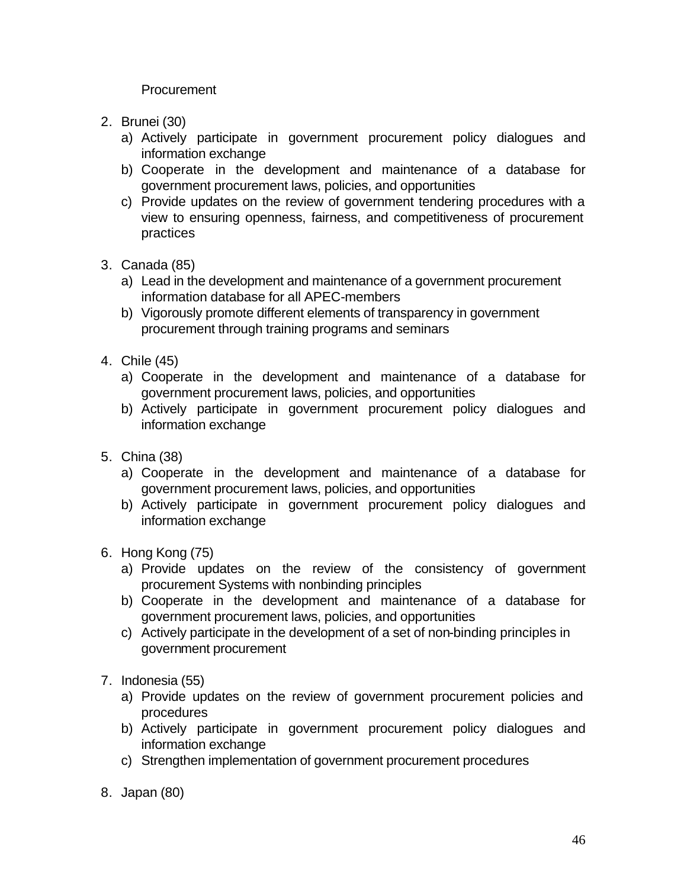Procurement

2. Brunei (30)
   a) Actively participate in government procurement policy dialogues and information exchange
   b) Cooperate in the development and maintenance of a database for government procurement laws, policies, and opportunities
   c) Provide updates on the review of government tendering procedures with a view to ensuring openness, fairness, and competitiveness of procurement practices

3. Canada (85)
   a) Lead in the development and maintenance of a government procurement information database for all APEC-members
   b) Vigorously promote different elements of transparency in government procurement through training programs and seminars

4. Chile (45)
   a) Cooperate in the development and maintenance of a database for government procurement laws, policies, and opportunities
   b) Actively participate in government procurement policy dialogues and information exchange

5. China (38)
   a) Cooperate in the development and maintenance of a database for government procurement laws, policies, and opportunities
   b) Actively participate in government procurement policy dialogues and information exchange

6. Hong Kong (75)
   a) Provide updates on the review of the consistency of government procurement Systems with nonbinding principles
   b) Cooperate in the development and maintenance of a database for government procurement laws, policies, and opportunities
   c) Actively participate in the development of a set of non-binding principles in government procurement

7. Indonesia (55)
   a) Provide updates on the review of government procurement policies and procedures
   b) Actively participate in government procurement policy dialogues and information exchange
   c) Strengthen implementation of government procurement procedures

8. Japan (80)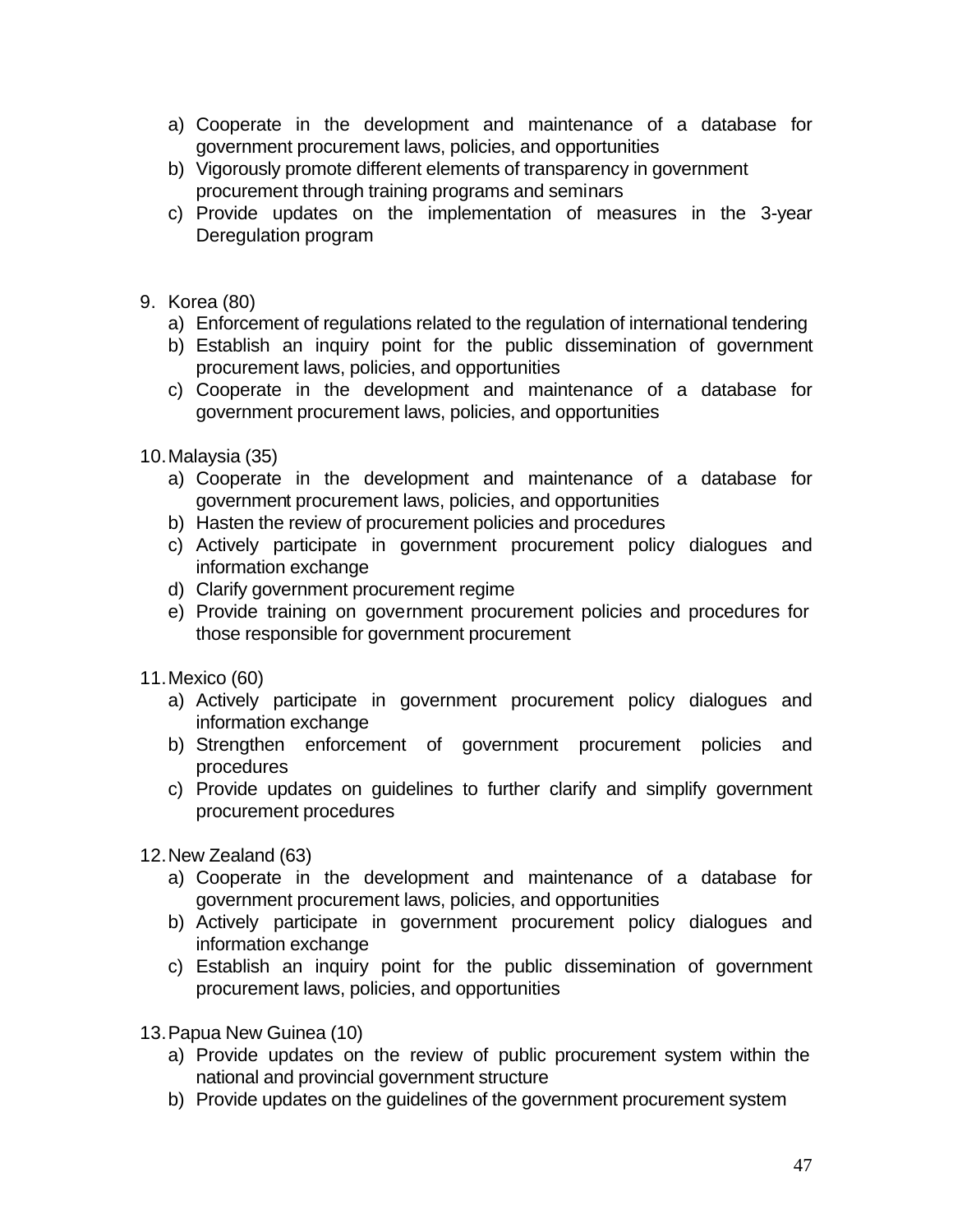a) Cooperate in the development and maintenance of a database for government procurement laws, policies, and opportunities
   b) Vigorously promote different elements of transparency in government procurement through training programs and seminars
   c) Provide updates on the implementation of measures in the 3-year Deregulation program

9. Korea (80)
   a) Enforcement of regulations related to the regulation of international tendering
   b) Establish an inquiry point for the public dissemination of government procurement laws, policies, and opportunities
   c) Cooperate in the development and maintenance of a database for government procurement laws, policies, and opportunities

10. Malaysia (35)
    a) Cooperate in the development and maintenance of a database for government procurement laws, policies, and opportunities
    b) Hasten the review of procurement policies and procedures
    c) Actively participate in government procurement policy dialogues and information exchange
    d) Clarify government procurement regime
    e) Provide training on government procurement policies and procedures for those responsible for government procurement

11. Mexico (60)
    a) Actively participate in government procurement policy dialogues and information exchange
    b) Strengthen enforcement of government procurement policies and procedures
    c) Provide updates on guidelines to further clarify and simplify government procurement procedures

12. New Zealand (63)
    a) Cooperate in the development and maintenance of a database for government procurement laws, policies, and opportunities
    b) Actively participate in government procurement policy dialogues and information exchange
    c) Establish an inquiry point for the public dissemination of government procurement laws, policies, and opportunities

13. Papua New Guinea (10)
    a) Provide updates on the review of public procurement system within the national and provincial government structure
    b) Provide updates on the guidelines of the government procurement system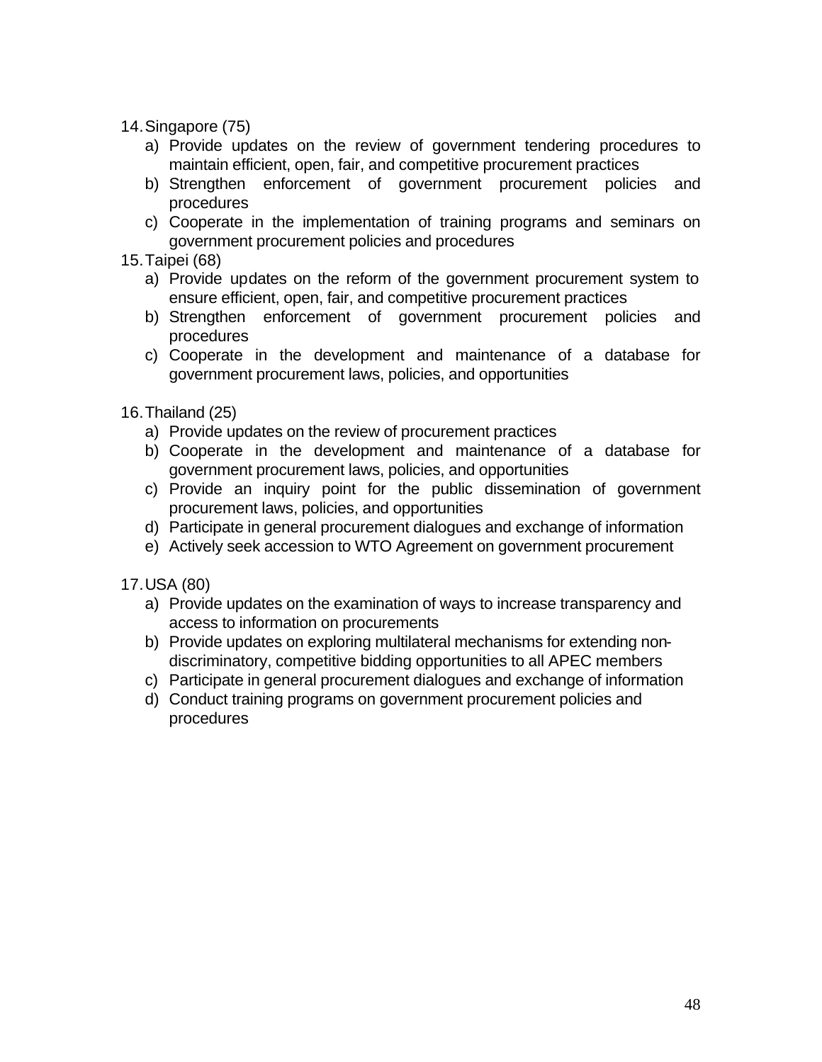14. Singapore (75)
    a) Provide updates on the review of government tendering procedures to maintain efficient, open, fair, and competitive procurement practices
    b) Strengthen enforcement of government procurement policies and procedures
    c) Cooperate in the implementation of training programs and seminars on government procurement policies and procedures
15. Taipei (68)
    a) Provide updates on the reform of the government procurement system to ensure efficient, open, fair, and competitive procurement practices
    b) Strengthen enforcement of government procurement policies and procedures
    c) Cooperate in the development and maintenance of a database for government procurement laws, policies, and opportunities

16. Thailand (25)
    a) Provide updates on the review of procurement practices
    b) Cooperate in the development and maintenance of a database for government procurement laws, policies, and opportunities
    c) Provide an inquiry point for the public dissemination of government procurement laws, policies, and opportunities
    d) Participate in general procurement dialogues and exchange of information
    e) Actively seek accession to WTO Agreement on government procurement

17. USA (80)
    a) Provide updates on the examination of ways to increase transparency and access to information on procurements
    b) Provide updates on exploring multilateral mechanisms for extending non-discriminatory, competitive bidding opportunities to all APEC members
    c) Participate in general procurement dialogues and exchange of information
    d) Conduct training programs on government procurement policies and procedures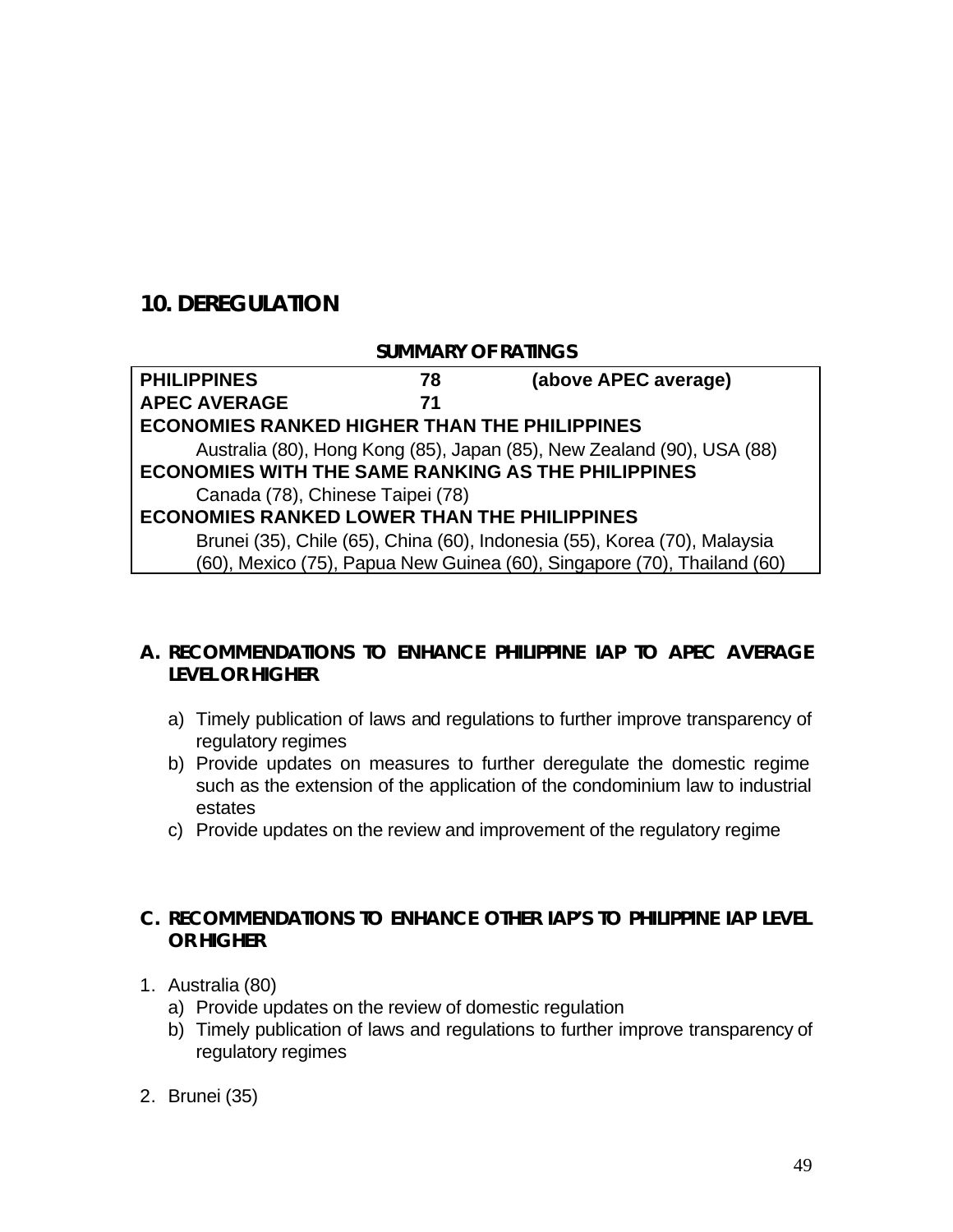## 10. DEREGULATION

**SUMMARY OF RATINGS**

| | | |
|---|---|---|
| **PHILIPPINES** | **78** | **(above APEC average)** |
| **APEC AVERAGE** | **71** | |
| **ECONOMIES RANKED HIGHER THAN THE PHILIPPINES** | | |
| Australia (80), Hong Kong (85), Japan (85), New Zealand (90), USA (88) | | |
| **ECONOMIES WITH THE SAME RANKING AS THE PHILIPPINES** | | |
| Canada (78), Chinese Taipei (78) | | |
| **ECONOMIES RANKED LOWER THAN THE PHILIPPINES** | | |
| Brunei (35), Chile (65), China (60), Indonesia (55), Korea (70), Malaysia (60), Mexico (75), Papua New Guinea (60), Singapore (70), Thailand (60) | | |

### A. RECOMMENDATIONS TO ENHANCE PHILIPPINE IAP TO APEC AVERAGE LEVEL OR HIGHER

a) Timely publication of laws and regulations to further improve transparency of regulatory regimes
b) Provide updates on measures to further deregulate the domestic regime such as the extension of the application of the condominium law to industrial estates
c) Provide updates on the review and improvement of the regulatory regime

### C. RECOMMENDATIONS TO ENHANCE OTHER IAP'S TO PHILIPPINE IAP LEVEL OR HIGHER

1. Australia (80)
   a) Provide updates on the review of domestic regulation
   b) Timely publication of laws and regulations to further improve transparency of regulatory regimes

2. Brunei (35)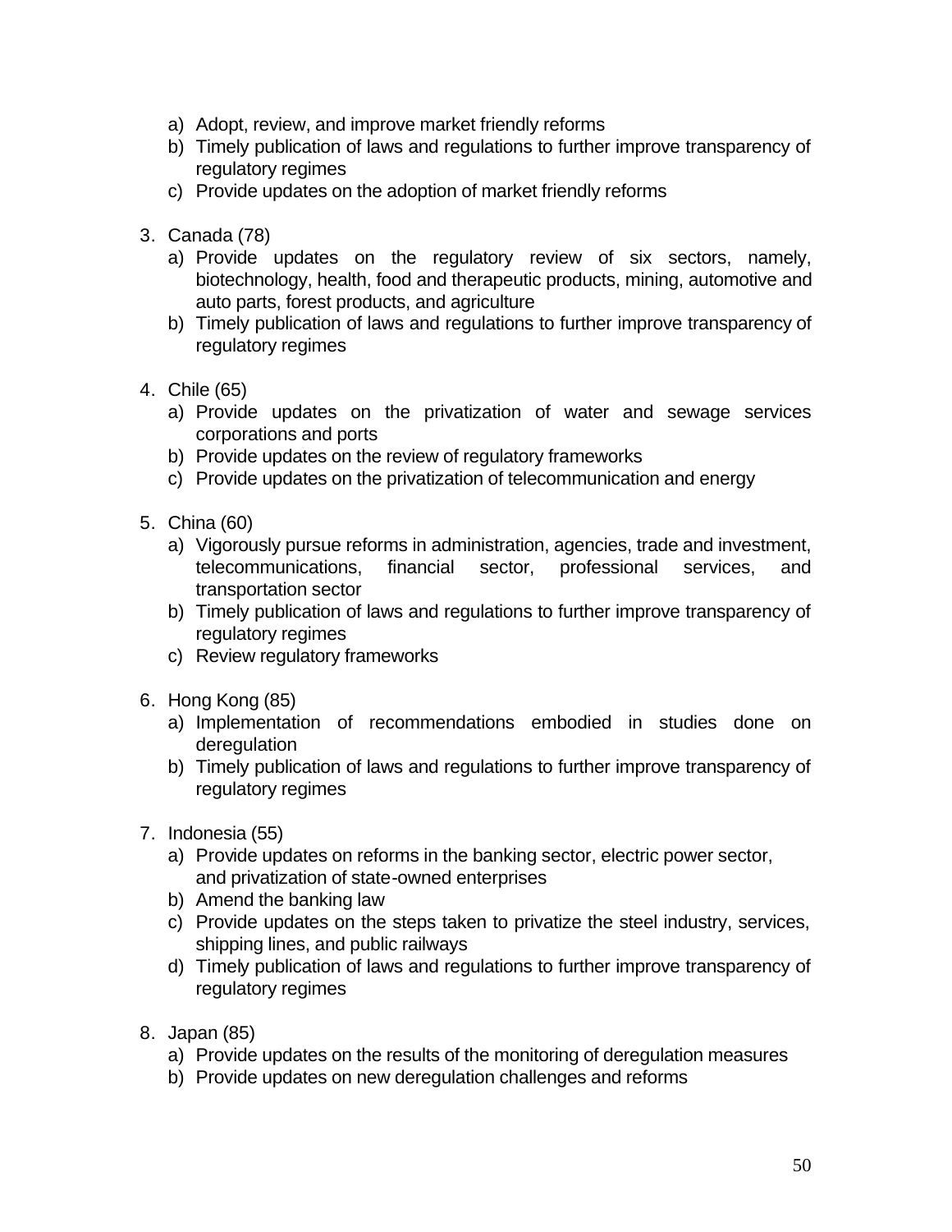a) Adopt, review, and improve market friendly reforms
b) Timely publication of laws and regulations to further improve transparency of regulatory regimes
c) Provide updates on the adoption of market friendly reforms

3. Canada (78)
    a) Provide updates on the regulatory review of six sectors, namely, biotechnology, health, food and therapeutic products, mining, automotive and auto parts, forest products, and agriculture
    b) Timely publication of laws and regulations to further improve transparency of regulatory regimes

4. Chile (65)
    a) Provide updates on the privatization of water and sewage services corporations and ports
    b) Provide updates on the review of regulatory frameworks
    c) Provide updates on the privatization of telecommunication and energy

5. China (60)
    a) Vigorously pursue reforms in administration, agencies, trade and investment, telecommunications, financial sector, professional services, and transportation sector
    b) Timely publication of laws and regulations to further improve transparency of regulatory regimes
    c) Review regulatory frameworks

6. Hong Kong (85)
    a) Implementation of recommendations embodied in studies done on deregulation
    b) Timely publication of laws and regulations to further improve transparency of regulatory regimes

7. Indonesia (55)
    a) Provide updates on reforms in the banking sector, electric power sector, and privatization of state-owned enterprises
    b) Amend the banking law
    c) Provide updates on the steps taken to privatize the steel industry, services, shipping lines, and public railways
    d) Timely publication of laws and regulations to further improve transparency of regulatory regimes

8. Japan (85)
    a) Provide updates on the results of the monitoring of deregulation measures
    b) Provide updates on new deregulation challenges and reforms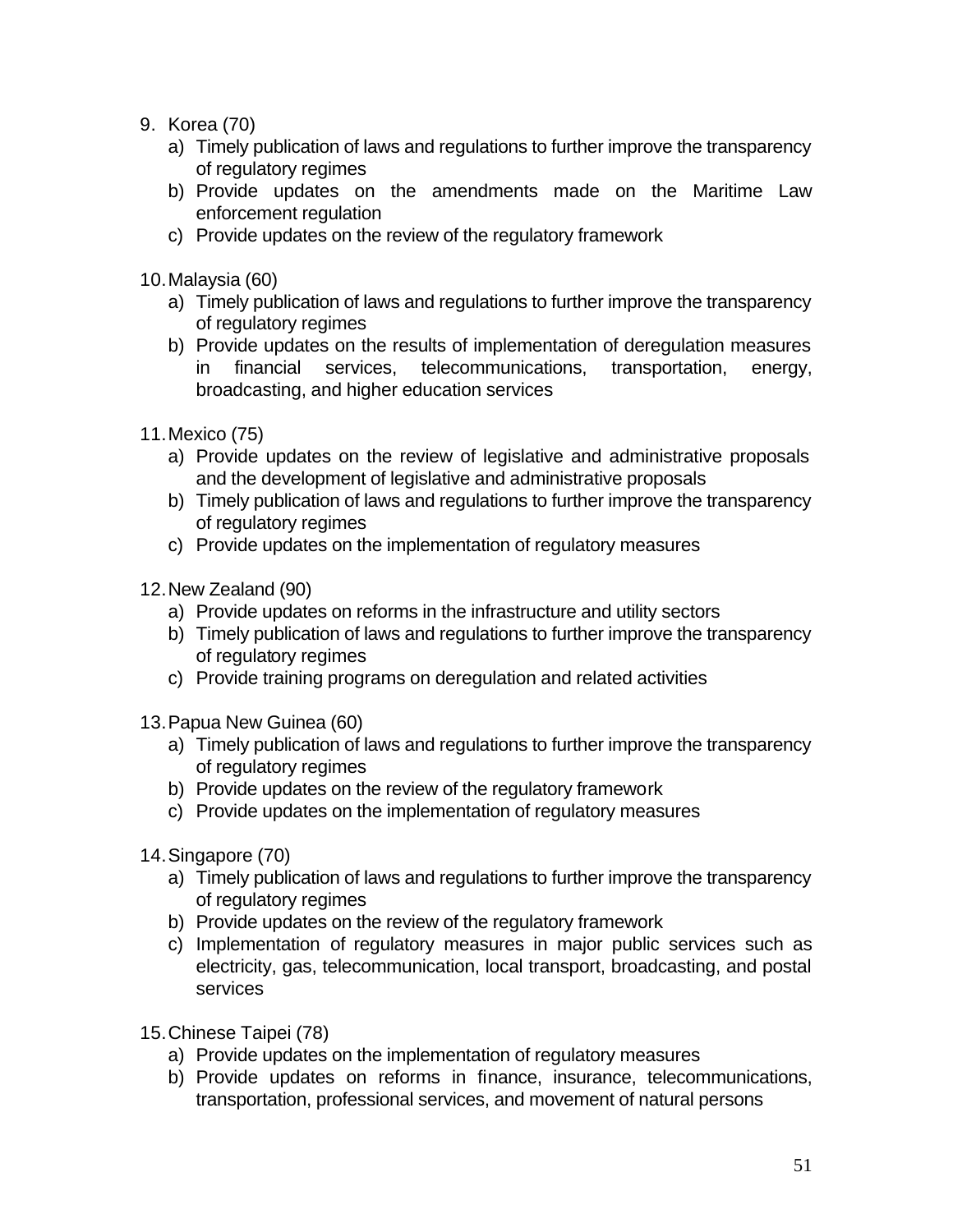9. Korea (70)
   a) Timely publication of laws and regulations to further improve the transparency of regulatory regimes
   b) Provide updates on the amendments made on the Maritime Law enforcement regulation
   c) Provide updates on the review of the regulatory framework

10. Malaysia (60)
    a) Timely publication of laws and regulations to further improve the transparency of regulatory regimes
    b) Provide updates on the results of implementation of deregulation measures in financial services, telecommunications, transportation, energy, broadcasting, and higher education services

11. Mexico (75)
    a) Provide updates on the review of legislative and administrative proposals and the development of legislative and administrative proposals
    b) Timely publication of laws and regulations to further improve the transparency of regulatory regimes
    c) Provide updates on the implementation of regulatory measures

12. New Zealand (90)
    a) Provide updates on reforms in the infrastructure and utility sectors
    b) Timely publication of laws and regulations to further improve the transparency of regulatory regimes
    c) Provide training programs on deregulation and related activities

13. Papua New Guinea (60)
    a) Timely publication of laws and regulations to further improve the transparency of regulatory regimes
    b) Provide updates on the review of the regulatory framework
    c) Provide updates on the implementation of regulatory measures

14. Singapore (70)
    a) Timely publication of laws and regulations to further improve the transparency of regulatory regimes
    b) Provide updates on the review of the regulatory framework
    c) Implementation of regulatory measures in major public services such as electricity, gas, telecommunication, local transport, broadcasting, and postal services

15. Chinese Taipei (78)
    a) Provide updates on the implementation of regulatory measures
    b) Provide updates on reforms in finance, insurance, telecommunications, transportation, professional services, and movement of natural persons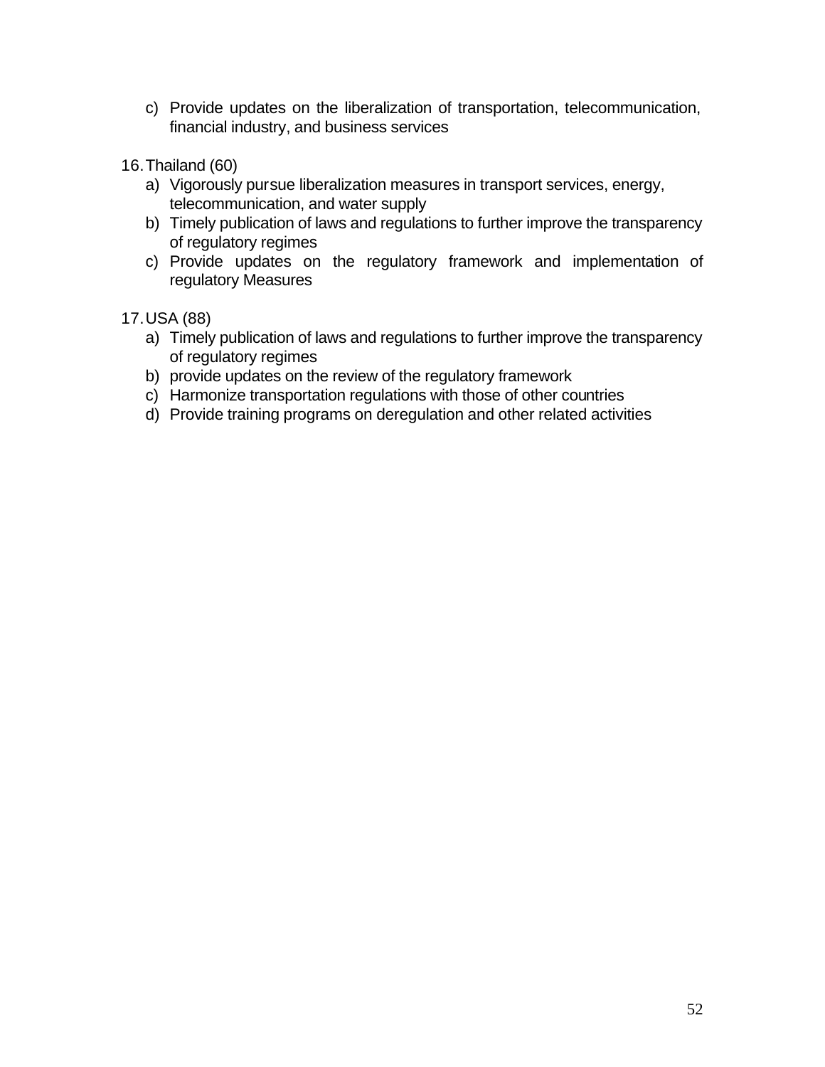c) Provide updates on the liberalization of transportation, telecommunication, financial industry, and business services

16. Thailand (60)
    a) Vigorously pursue liberalization measures in transport services, energy, telecommunication, and water supply
    b) Timely publication of laws and regulations to further improve the transparency of regulatory regimes
    c) Provide updates on the regulatory framework and implementation of regulatory Measures

17. USA (88)
    a) Timely publication of laws and regulations to further improve the transparency of regulatory regimes
    b) provide updates on the review of the regulatory framework
    c) Harmonize transportation regulations with those of other countries
    d) Provide training programs on deregulation and other related activities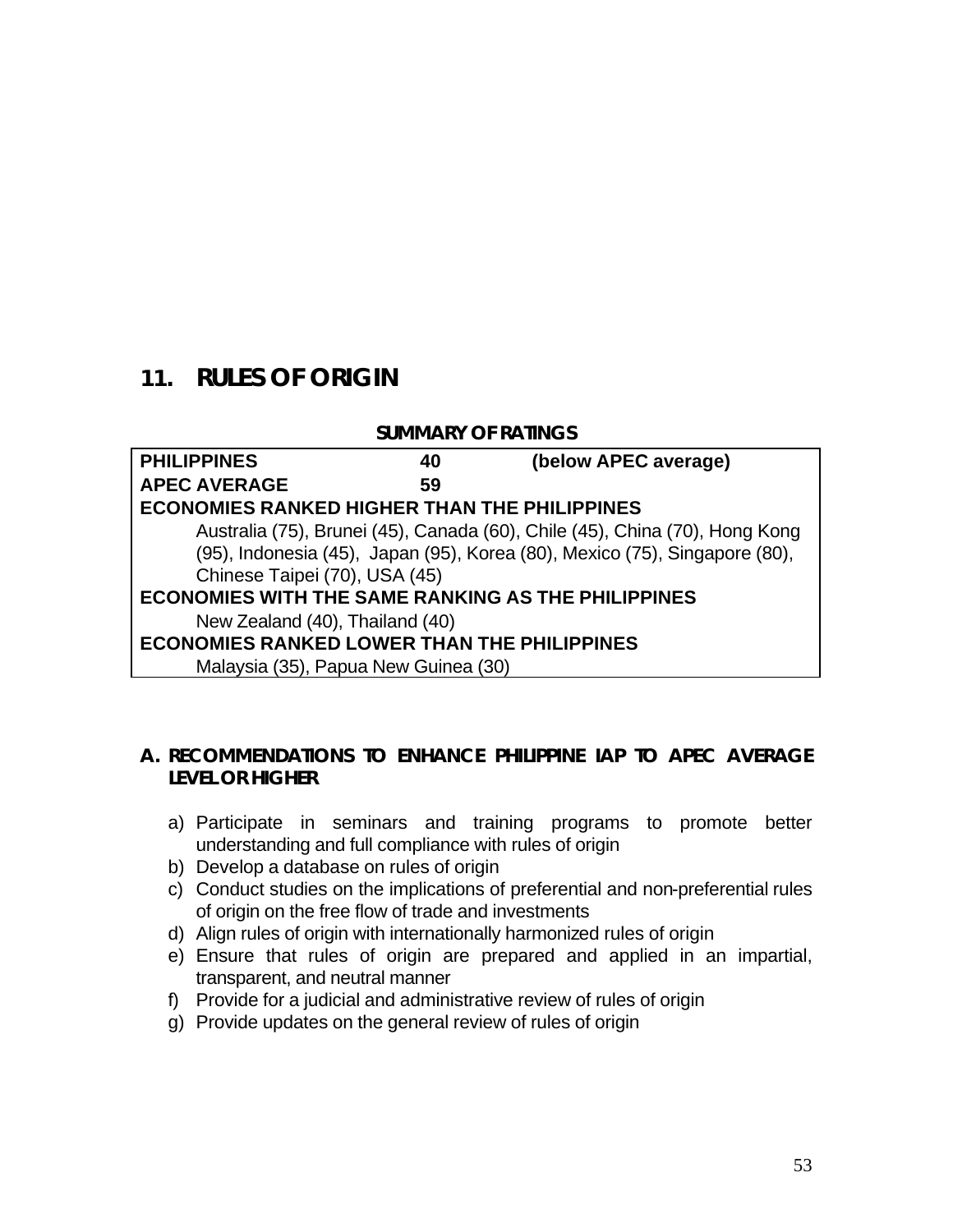## 11. RULES OF ORIGIN

**SUMMARY OF RATINGS**

| | | |
|---|---|---|
| **PHILIPPINES** | **40** | **(below APEC average)** |
| **APEC AVERAGE** | **59** | |
| **ECONOMIES RANKED HIGHER THAN THE PHILIPPINES** | | |
| Australia (75), Brunei (45), Canada (60), Chile (45), China (70), Hong Kong (95), Indonesia (45), Japan (95), Korea (80), Mexico (75), Singapore (80), Chinese Taipei (70), USA (45) | | |
| **ECONOMIES WITH THE SAME RANKING AS THE PHILIPPINES** | | |
| New Zealand (40), Thailand (40) | | |
| **ECONOMIES RANKED LOWER THAN THE PHILIPPINES** | | |
| Malaysia (35), Papua New Guinea (30) | | |

### A. RECOMMENDATIONS TO ENHANCE PHILIPPINE IAP TO APEC AVERAGE LEVEL OR HIGHER

a) Participate in seminars and training programs to promote better understanding and full compliance with rules of origin
b) Develop a database on rules of origin
c) Conduct studies on the implications of preferential and non-preferential rules of origin on the free flow of trade and investments
d) Align rules of origin with internationally harmonized rules of origin
e) Ensure that rules of origin are prepared and applied in an impartial, transparent, and neutral manner
f) Provide for a judicial and administrative review of rules of origin
g) Provide updates on the general review of rules of origin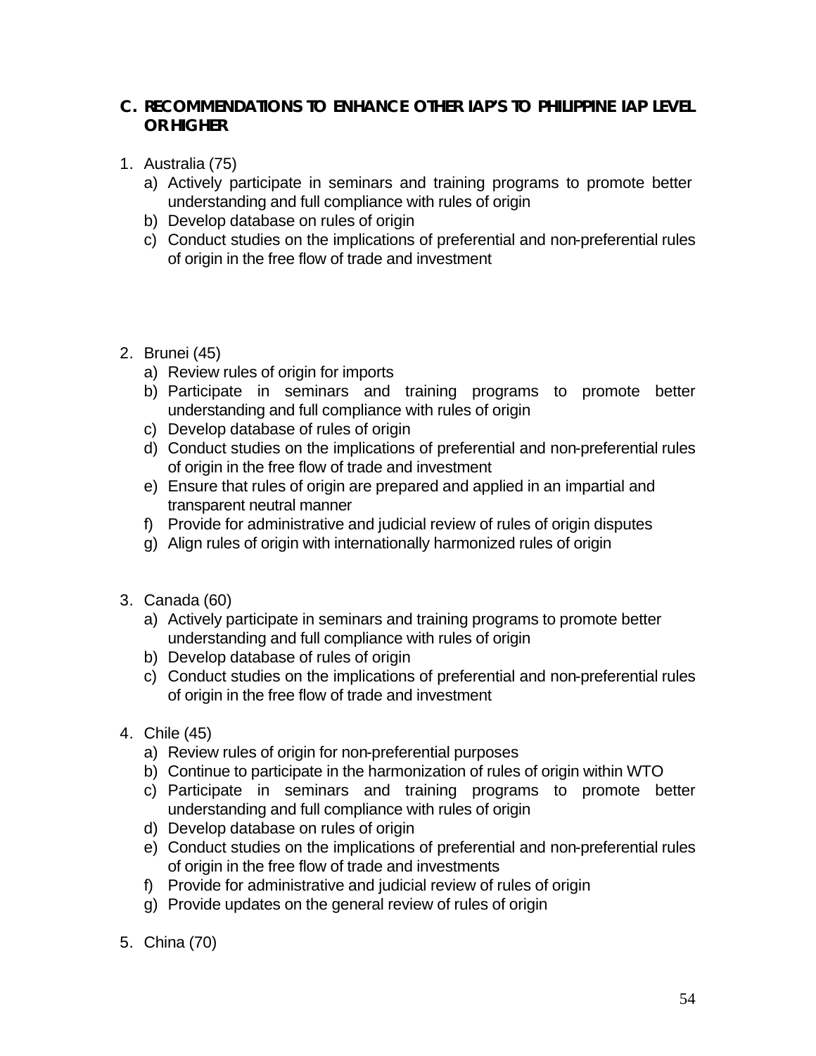## C. RECOMMENDATIONS TO ENHANCE OTHER IAP'S TO PHILIPPINE IAP LEVEL OR HIGHER

1. Australia (75)
   a) Actively participate in seminars and training programs to promote better understanding and full compliance with rules of origin
   b) Develop database on rules of origin
   c) Conduct studies on the implications of preferential and non-preferential rules of origin in the free flow of trade and investment

2. Brunei (45)
   a) Review rules of origin for imports
   b) Participate in seminars and training programs to promote better understanding and full compliance with rules of origin
   c) Develop database of rules of origin
   d) Conduct studies on the implications of preferential and non-preferential rules of origin in the free flow of trade and investment
   e) Ensure that rules of origin are prepared and applied in an impartial and transparent neutral manner
   f) Provide for administrative and judicial review of rules of origin disputes
   g) Align rules of origin with internationally harmonized rules of origin

3. Canada (60)
   a) Actively participate in seminars and training programs to promote better understanding and full compliance with rules of origin
   b) Develop database of rules of origin
   c) Conduct studies on the implications of preferential and non-preferential rules of origin in the free flow of trade and investment

4. Chile (45)
   a) Review rules of origin for non-preferential purposes
   b) Continue to participate in the harmonization of rules of origin within WTO
   c) Participate in seminars and training programs to promote better understanding and full compliance with rules of origin
   d) Develop database on rules of origin
   e) Conduct studies on the implications of preferential and non-preferential rules of origin in the free flow of trade and investments
   f) Provide for administrative and judicial review of rules of origin
   g) Provide updates on the general review of rules of origin

5. China (70)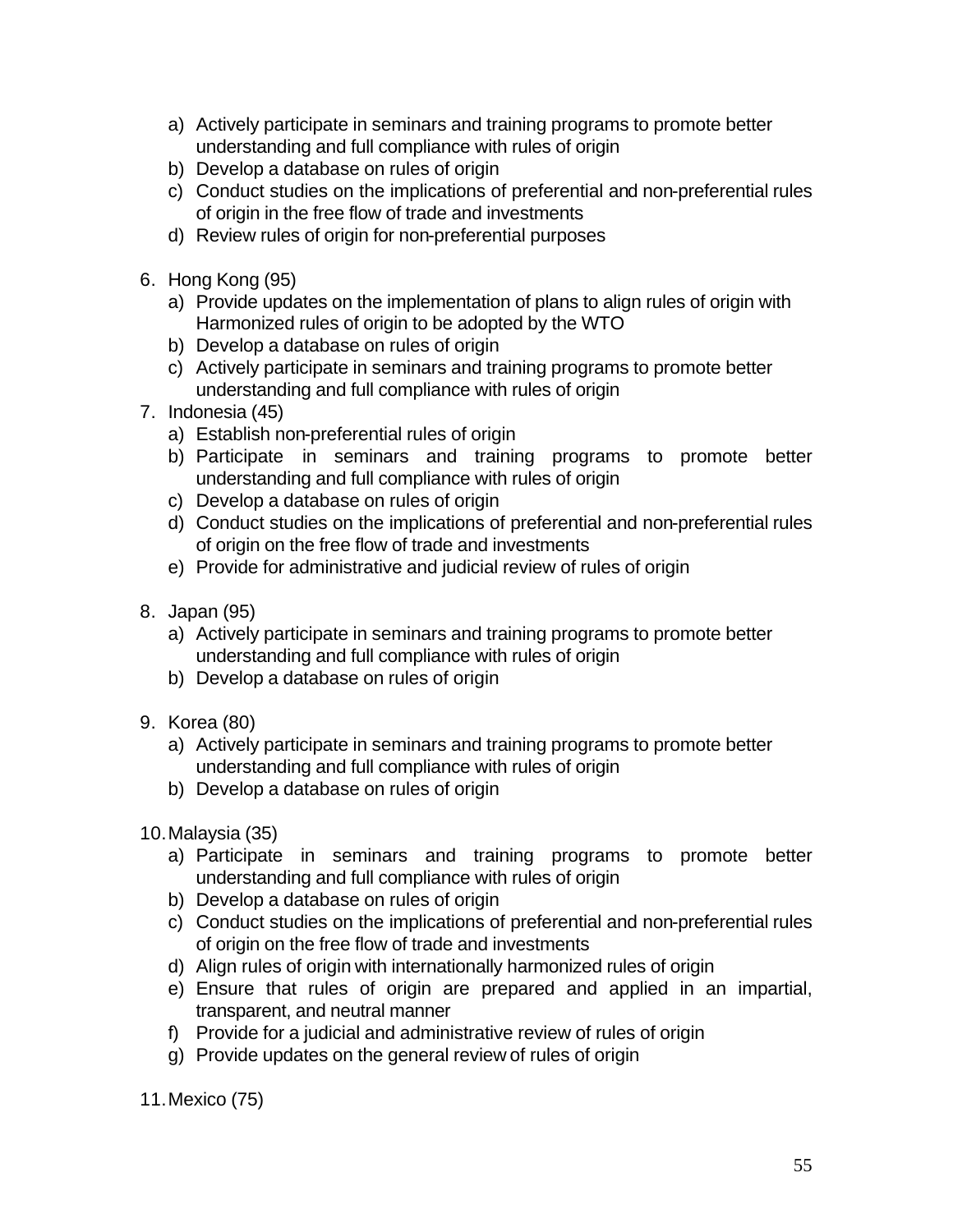a) Actively participate in seminars and training programs to promote better understanding and full compliance with rules of origin
b) Develop a database on rules of origin
c) Conduct studies on the implications of preferential and non-preferential rules of origin in the free flow of trade and investments
d) Review rules of origin for non-preferential purposes

6. Hong Kong (95)
   a) Provide updates on the implementation of plans to align rules of origin with Harmonized rules of origin to be adopted by the WTO
   b) Develop a database on rules of origin
   c) Actively participate in seminars and training programs to promote better understanding and full compliance with rules of origin
7. Indonesia (45)
   a) Establish non-preferential rules of origin
   b) Participate in seminars and training programs to promote better understanding and full compliance with rules of origin
   c) Develop a database on rules of origin
   d) Conduct studies on the implications of preferential and non-preferential rules of origin on the free flow of trade and investments
   e) Provide for administrative and judicial review of rules of origin

8. Japan (95)
   a) Actively participate in seminars and training programs to promote better understanding and full compliance with rules of origin
   b) Develop a database on rules of origin

9. Korea (80)
   a) Actively participate in seminars and training programs to promote better understanding and full compliance with rules of origin
   b) Develop a database on rules of origin

10. Malaysia (35)
    a) Participate in seminars and training programs to promote better understanding and full compliance with rules of origin
    b) Develop a database on rules of origin
    c) Conduct studies on the implications of preferential and non-preferential rules of origin on the free flow of trade and investments
    d) Align rules of origin with internationally harmonized rules of origin
    e) Ensure that rules of origin are prepared and applied in an impartial, transparent, and neutral manner
    f) Provide for a judicial and administrative review of rules of origin
    g) Provide updates on the general review of rules of origin

11. Mexico (75)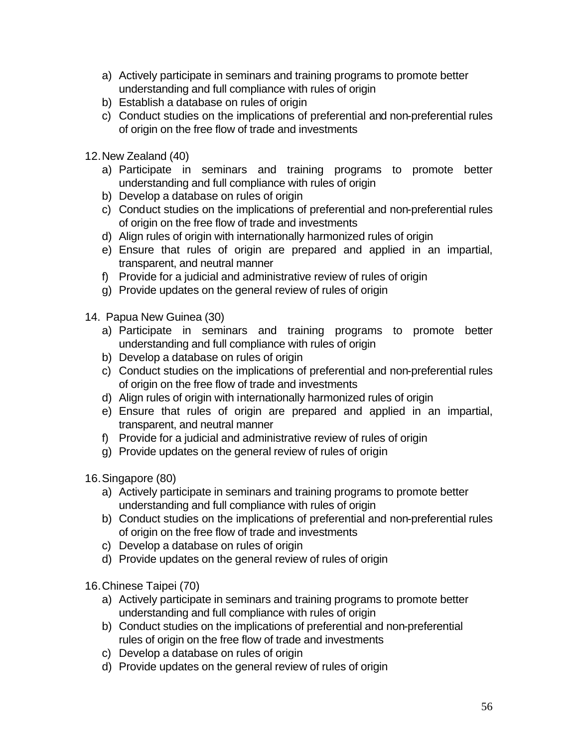a) Actively participate in seminars and training programs to promote better understanding and full compliance with rules of origin
b) Establish a database on rules of origin
c) Conduct studies on the implications of preferential and non-preferential rules of origin on the free flow of trade and investments

12. New Zealand (40)
    a) Participate in seminars and training programs to promote better understanding and full compliance with rules of origin
    b) Develop a database on rules of origin
    c) Conduct studies on the implications of preferential and non-preferential rules of origin on the free flow of trade and investments
    d) Align rules of origin with internationally harmonized rules of origin
    e) Ensure that rules of origin are prepared and applied in an impartial, transparent, and neutral manner
    f) Provide for a judicial and administrative review of rules of origin
    g) Provide updates on the general review of rules of origin

14. Papua New Guinea (30)
    a) Participate in seminars and training programs to promote better understanding and full compliance with rules of origin
    b) Develop a database on rules of origin
    c) Conduct studies on the implications of preferential and non-preferential rules of origin on the free flow of trade and investments
    d) Align rules of origin with internationally harmonized rules of origin
    e) Ensure that rules of origin are prepared and applied in an impartial, transparent, and neutral manner
    f) Provide for a judicial and administrative review of rules of origin
    g) Provide updates on the general review of rules of origin

16. Singapore (80)
    a) Actively participate in seminars and training programs to promote better understanding and full compliance with rules of origin
    b) Conduct studies on the implications of preferential and non-preferential rules of origin on the free flow of trade and investments
    c) Develop a database on rules of origin
    d) Provide updates on the general review of rules of origin

16. Chinese Taipei (70)
    a) Actively participate in seminars and training programs to promote better understanding and full compliance with rules of origin
    b) Conduct studies on the implications of preferential and non-preferential rules of origin on the free flow of trade and investments
    c) Develop a database on rules of origin
    d) Provide updates on the general review of rules of origin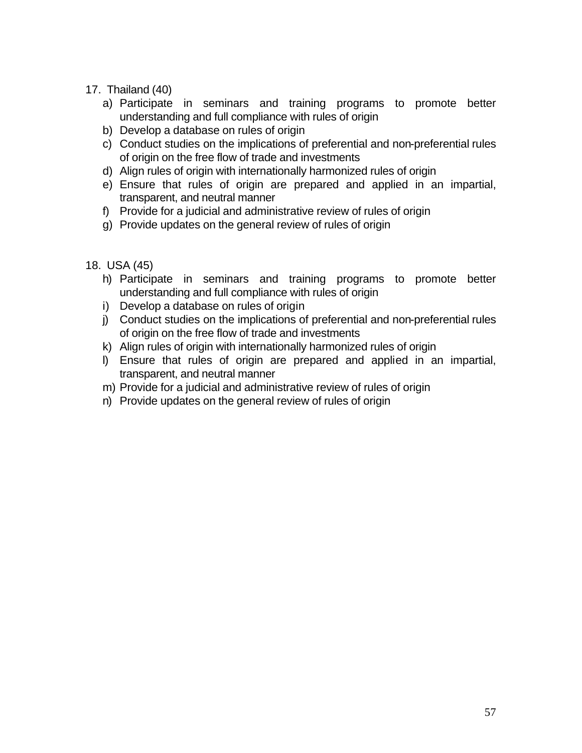17. Thailand (40)
    a) Participate in seminars and training programs to promote better understanding and full compliance with rules of origin
    b) Develop a database on rules of origin
    c) Conduct studies on the implications of preferential and non-preferential rules of origin on the free flow of trade and investments
    d) Align rules of origin with internationally harmonized rules of origin
    e) Ensure that rules of origin are prepared and applied in an impartial, transparent, and neutral manner
    f) Provide for a judicial and administrative review of rules of origin
    g) Provide updates on the general review of rules of origin

18. USA (45)
    h) Participate in seminars and training programs to promote better understanding and full compliance with rules of origin
    i) Develop a database on rules of origin
    j) Conduct studies on the implications of preferential and non-preferential rules of origin on the free flow of trade and investments
    k) Align rules of origin with internationally harmonized rules of origin
    l) Ensure that rules of origin are prepared and applied in an impartial, transparent, and neutral manner
    m) Provide for a judicial and administrative review of rules of origin
    n) Provide updates on the general review of rules of origin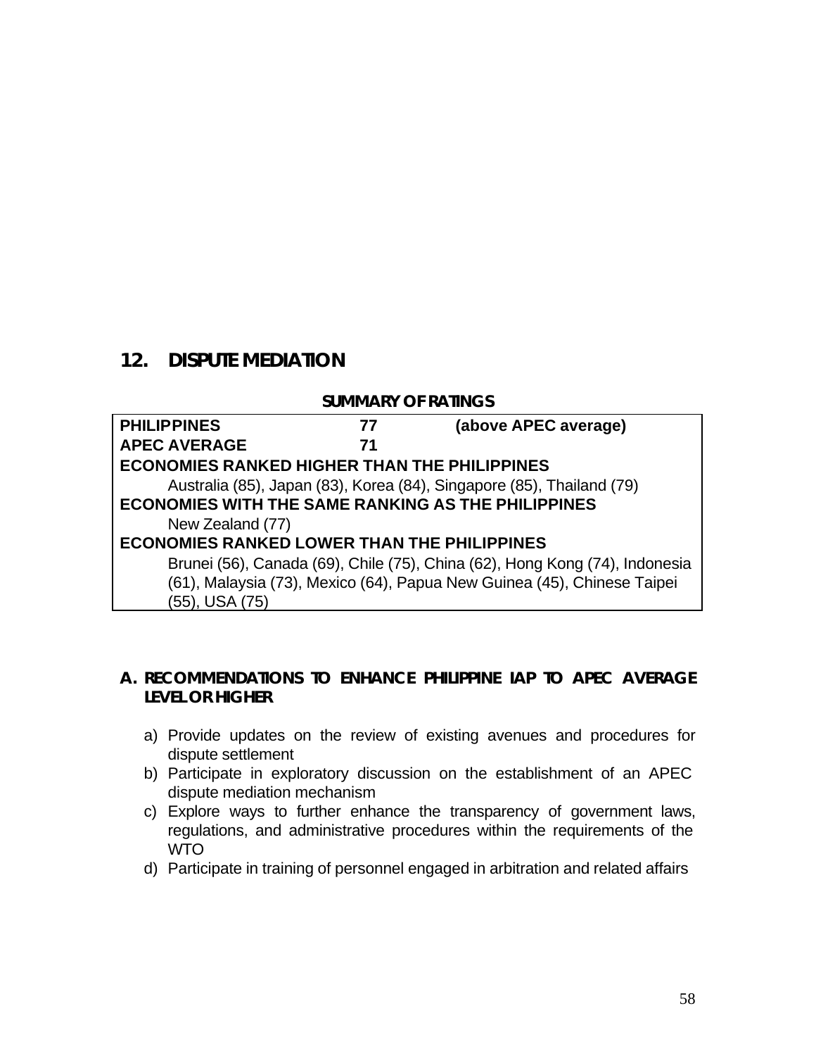## 12. DISPUTE MEDIATION

**SUMMARY OF RATINGS**

| | | |
|---|---|---|
| **PHILIPPINES** | **77** | **(above APEC average)** |
| **APEC AVERAGE** | **71** | |
| **ECONOMIES RANKED HIGHER THAN THE PHILIPPINES** | | |
| Australia (85), Japan (83), Korea (84), Singapore (85), Thailand (79) | | |
| **ECONOMIES WITH THE SAME RANKING AS THE PHILIPPINES** | | |
| New Zealand (77) | | |
| **ECONOMIES RANKED LOWER THAN THE PHILIPPINES** | | |
| Brunei (56), Canada (69), Chile (75), China (62), Hong Kong (74), Indonesia (61), Malaysia (73), Mexico (64), Papua New Guinea (45), Chinese Taipei (55), USA (75) | | |

### A. RECOMMENDATIONS TO ENHANCE PHILIPPINE IAP TO APEC AVERAGE LEVEL OR HIGHER

a) Provide updates on the review of existing avenues and procedures for dispute settlement
b) Participate in exploratory discussion on the establishment of an APEC dispute mediation mechanism
c) Explore ways to further enhance the transparency of government laws, regulations, and administrative procedures within the requirements of the WTO
d) Participate in training of personnel engaged in arbitration and related affairs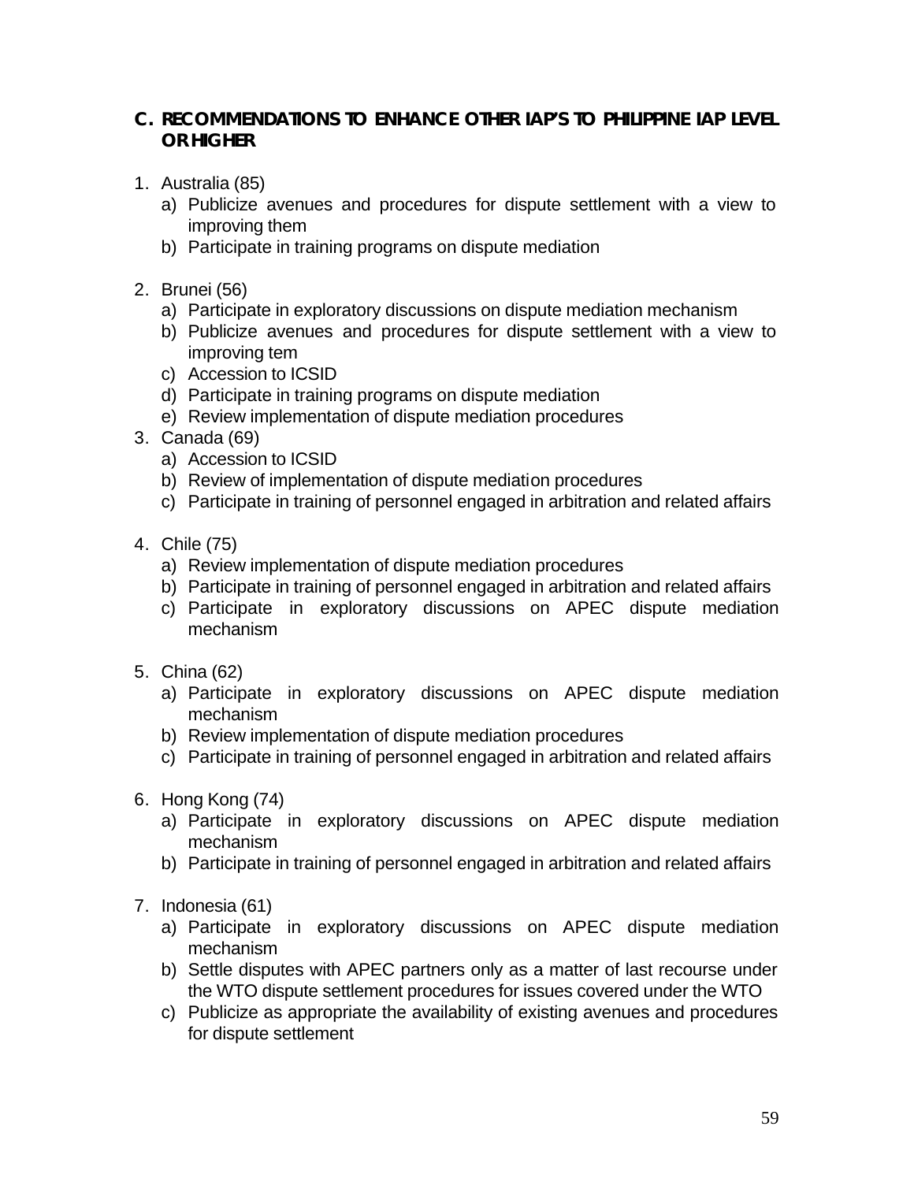## C. RECOMMENDATIONS TO ENHANCE OTHER IAP'S TO PHILIPPINE IAP LEVEL OR HIGHER

1. Australia (85)
   a) Publicize avenues and procedures for dispute settlement with a view to improving them
   b) Participate in training programs on dispute mediation

2. Brunei (56)
   a) Participate in exploratory discussions on dispute mediation mechanism
   b) Publicize avenues and procedures for dispute settlement with a view to improving tem
   c) Accession to ICSID
   d) Participate in training programs on dispute mediation
   e) Review implementation of dispute mediation procedures

3. Canada (69)
   a) Accession to ICSID
   b) Review of implementation of dispute mediation procedures
   c) Participate in training of personnel engaged in arbitration and related affairs

4. Chile (75)
   a) Review implementation of dispute mediation procedures
   b) Participate in training of personnel engaged in arbitration and related affairs
   c) Participate in exploratory discussions on APEC dispute mediation mechanism

5. China (62)
   a) Participate in exploratory discussions on APEC dispute mediation mechanism
   b) Review implementation of dispute mediation procedures
   c) Participate in training of personnel engaged in arbitration and related affairs

6. Hong Kong (74)
   a) Participate in exploratory discussions on APEC dispute mediation mechanism
   b) Participate in training of personnel engaged in arbitration and related affairs

7. Indonesia (61)
   a) Participate in exploratory discussions on APEC dispute mediation mechanism
   b) Settle disputes with APEC partners only as a matter of last recourse under the WTO dispute settlement procedures for issues covered under the WTO
   c) Publicize as appropriate the availability of existing avenues and procedures for dispute settlement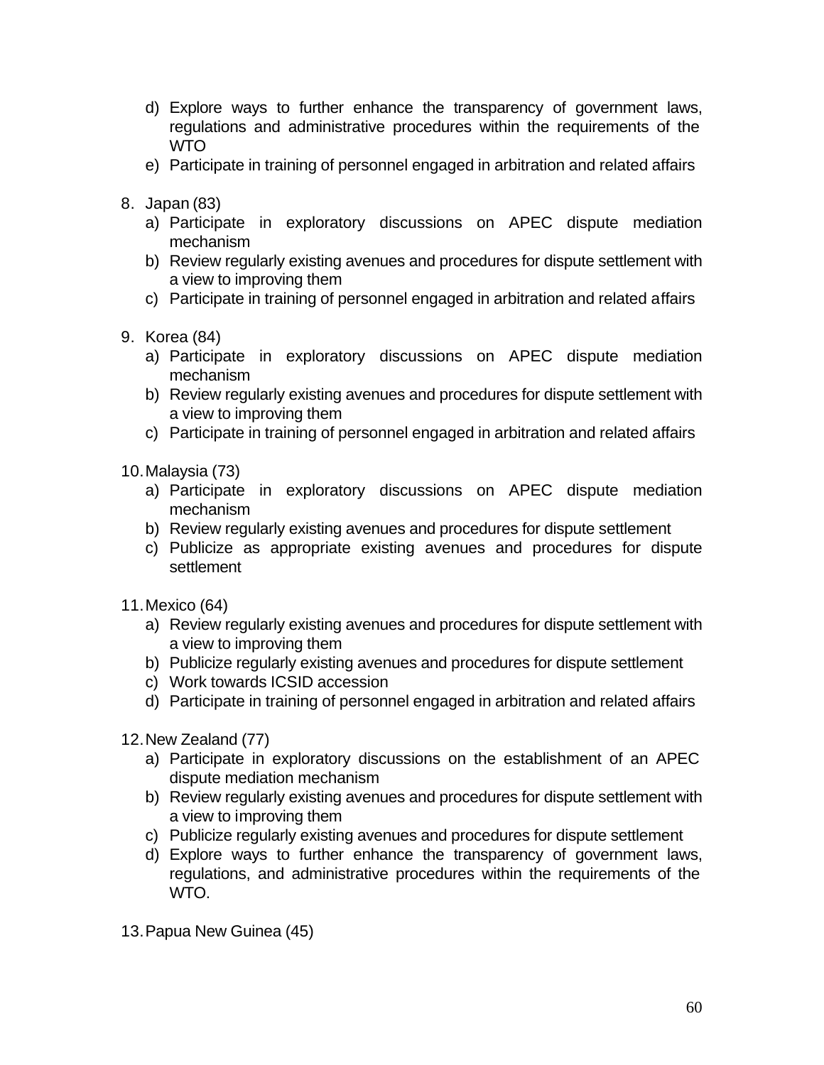d) Explore ways to further enhance the transparency of government laws, regulations and administrative procedures within the requirements of the WTO
   e) Participate in training of personnel engaged in arbitration and related affairs

8. Japan (83)
   a) Participate in exploratory discussions on APEC dispute mediation mechanism
   b) Review regularly existing avenues and procedures for dispute settlement with a view to improving them
   c) Participate in training of personnel engaged in arbitration and related affairs

9. Korea (84)
   a) Participate in exploratory discussions on APEC dispute mediation mechanism
   b) Review regularly existing avenues and procedures for dispute settlement with a view to improving them
   c) Participate in training of personnel engaged in arbitration and related affairs

10. Malaysia (73)
    a) Participate in exploratory discussions on APEC dispute mediation mechanism
    b) Review regularly existing avenues and procedures for dispute settlement
    c) Publicize as appropriate existing avenues and procedures for dispute settlement

11. Mexico (64)
    a) Review regularly existing avenues and procedures for dispute settlement with a view to improving them
    b) Publicize regularly existing avenues and procedures for dispute settlement
    c) Work towards ICSID accession
    d) Participate in training of personnel engaged in arbitration and related affairs

12. New Zealand (77)
    a) Participate in exploratory discussions on the establishment of an APEC dispute mediation mechanism
    b) Review regularly existing avenues and procedures for dispute settlement with a view to improving them
    c) Publicize regularly existing avenues and procedures for dispute settlement
    d) Explore ways to further enhance the transparency of government laws, regulations, and administrative procedures within the requirements of the WTO.

13. Papua New Guinea (45)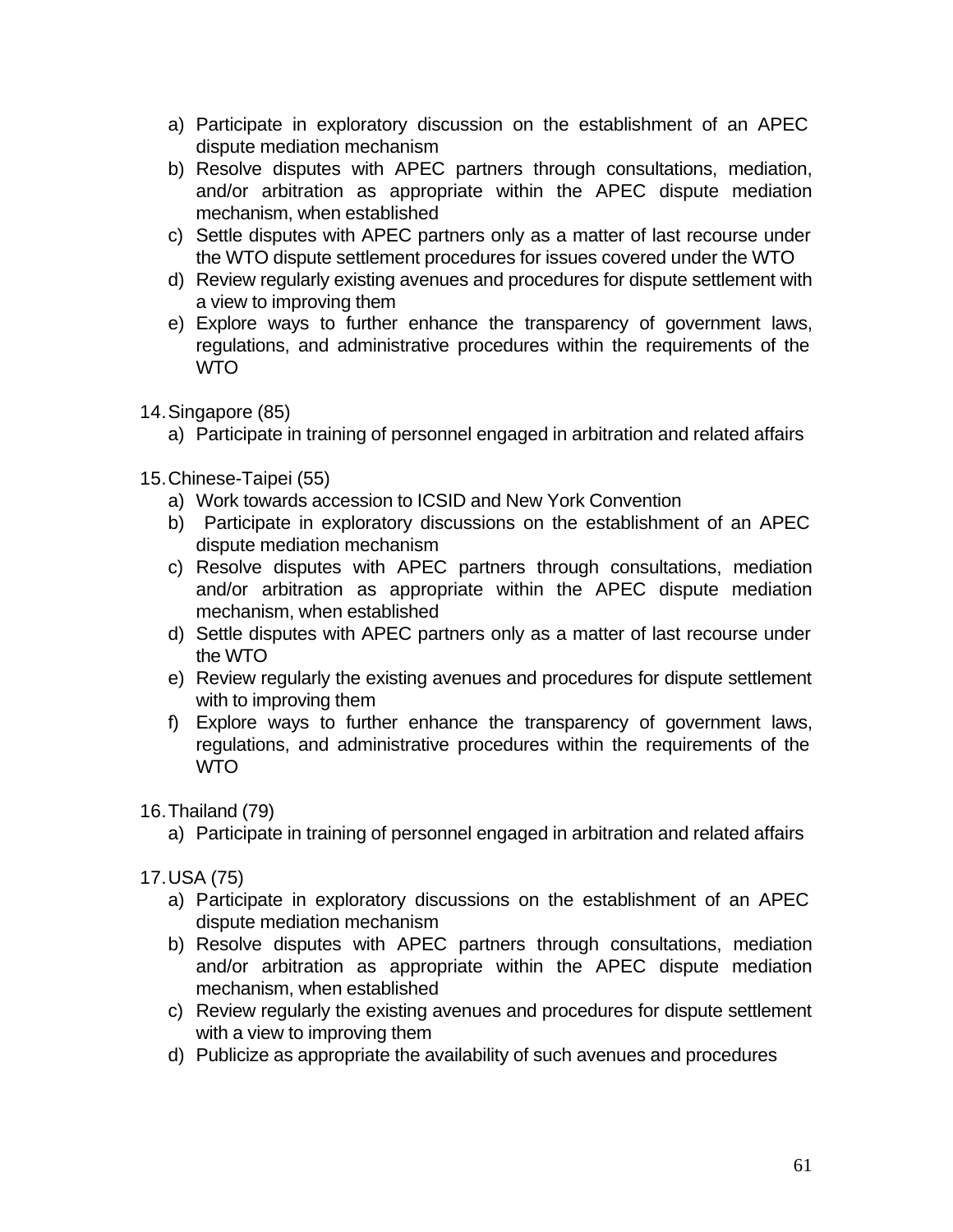a) Participate in exploratory discussion on the establishment of an APEC dispute mediation mechanism
b) Resolve disputes with APEC partners through consultations, mediation, and/or arbitration as appropriate within the APEC dispute mediation mechanism, when established
c) Settle disputes with APEC partners only as a matter of last recourse under the WTO dispute settlement procedures for issues covered under the WTO
d) Review regularly existing avenues and procedures for dispute settlement with a view to improving them
e) Explore ways to further enhance the transparency of government laws, regulations, and administrative procedures within the requirements of the WTO

14. Singapore (85)
    a) Participate in training of personnel engaged in arbitration and related affairs

15. Chinese-Taipei (55)
    a) Work towards accession to ICSID and New York Convention
    b) Participate in exploratory discussions on the establishment of an APEC dispute mediation mechanism
    c) Resolve disputes with APEC partners through consultations, mediation and/or arbitration as appropriate within the APEC dispute mediation mechanism, when established
    d) Settle disputes with APEC partners only as a matter of last recourse under the WTO
    e) Review regularly the existing avenues and procedures for dispute settlement with to improving them
    f) Explore ways to further enhance the transparency of government laws, regulations, and administrative procedures within the requirements of the WTO

16. Thailand (79)
    a) Participate in training of personnel engaged in arbitration and related affairs

17. USA (75)
    a) Participate in exploratory discussions on the establishment of an APEC dispute mediation mechanism
    b) Resolve disputes with APEC partners through consultations, mediation and/or arbitration as appropriate within the APEC dispute mediation mechanism, when established
    c) Review regularly the existing avenues and procedures for dispute settlement with a view to improving them
    d) Publicize as appropriate the availability of such avenues and procedures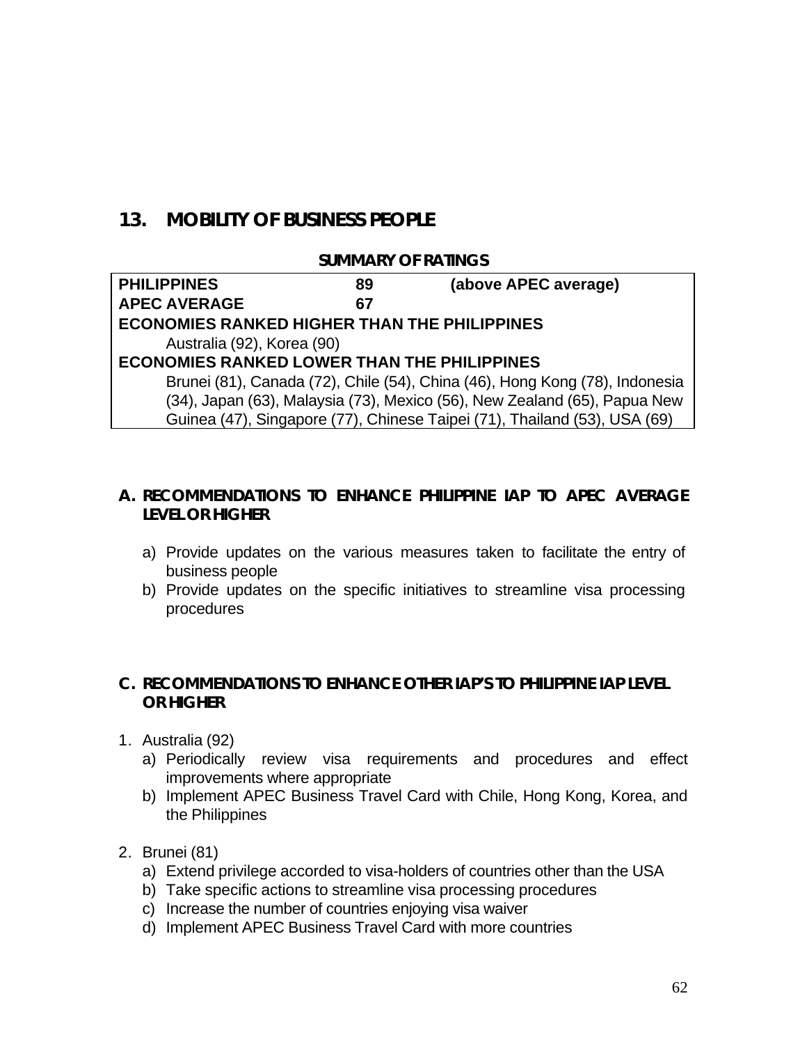## 13. MOBILITY OF BUSINESS PEOPLE

**SUMMARY OF RATINGS**

| | | |
|---|---|---|
| **PHILIPPINES** | **89** | **(above APEC average)** |
| **APEC AVERAGE** | **67** | |
| **ECONOMIES RANKED HIGHER THAN THE PHILIPPINES** | | |
| Australia (92), Korea (90) | | |
| **ECONOMIES RANKED LOWER THAN THE PHILIPPINES** | | |
| Brunei (81), Canada (72), Chile (54), China (46), Hong Kong (78), Indonesia (34), Japan (63), Malaysia (73), Mexico (56), New Zealand (65), Papua New Guinea (47), Singapore (77), Chinese Taipei (71), Thailand (53), USA (69) | | |

### A. RECOMMENDATIONS TO ENHANCE PHILIPPINE IAP TO APEC AVERAGE LEVEL OR HIGHER

a) Provide updates on the various measures taken to facilitate the entry of business people
b) Provide updates on the specific initiatives to streamline visa processing procedures

### C. RECOMMENDATIONS TO ENHANCE OTHER IAP'S TO PHILIPPINE IAP LEVEL OR HIGHER

1. Australia (92)
   a) Periodically review visa requirements and procedures and effect improvements where appropriate
   b) Implement APEC Business Travel Card with Chile, Hong Kong, Korea, and the Philippines
2. Brunei (81)
   a) Extend privilege accorded to visa-holders of countries other than the USA
   b) Take specific actions to streamline visa processing procedures
   c) Increase the number of countries enjoying visa waiver
   d) Implement APEC Business Travel Card with more countries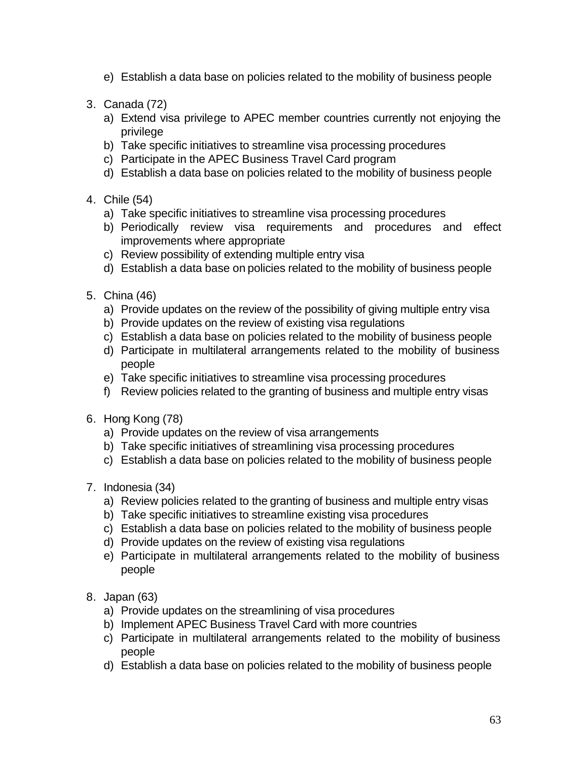e) Establish a data base on policies related to the mobility of business people

3. Canada (72)
   a) Extend visa privilege to APEC member countries currently not enjoying the privilege
   b) Take specific initiatives to streamline visa processing procedures
   c) Participate in the APEC Business Travel Card program
   d) Establish a data base on policies related to the mobility of business people

4. Chile (54)
   a) Take specific initiatives to streamline visa processing procedures
   b) Periodically review visa requirements and procedures and effect improvements where appropriate
   c) Review possibility of extending multiple entry visa
   d) Establish a data base on policies related to the mobility of business people

5. China (46)
   a) Provide updates on the review of the possibility of giving multiple entry visa
   b) Provide updates on the review of existing visa regulations
   c) Establish a data base on policies related to the mobility of business people
   d) Participate in multilateral arrangements related to the mobility of business people
   e) Take specific initiatives to streamline visa processing procedures
   f) Review policies related to the granting of business and multiple entry visas

6. Hong Kong (78)
   a) Provide updates on the review of visa arrangements
   b) Take specific initiatives of streamlining visa processing procedures
   c) Establish a data base on policies related to the mobility of business people

7. Indonesia (34)
   a) Review policies related to the granting of business and multiple entry visas
   b) Take specific initiatives to streamline existing visa procedures
   c) Establish a data base on policies related to the mobility of business people
   d) Provide updates on the review of existing visa regulations
   e) Participate in multilateral arrangements related to the mobility of business people

8. Japan (63)
   a) Provide updates on the streamlining of visa procedures
   b) Implement APEC Business Travel Card with more countries
   c) Participate in multilateral arrangements related to the mobility of business people
   d) Establish a data base on policies related to the mobility of business people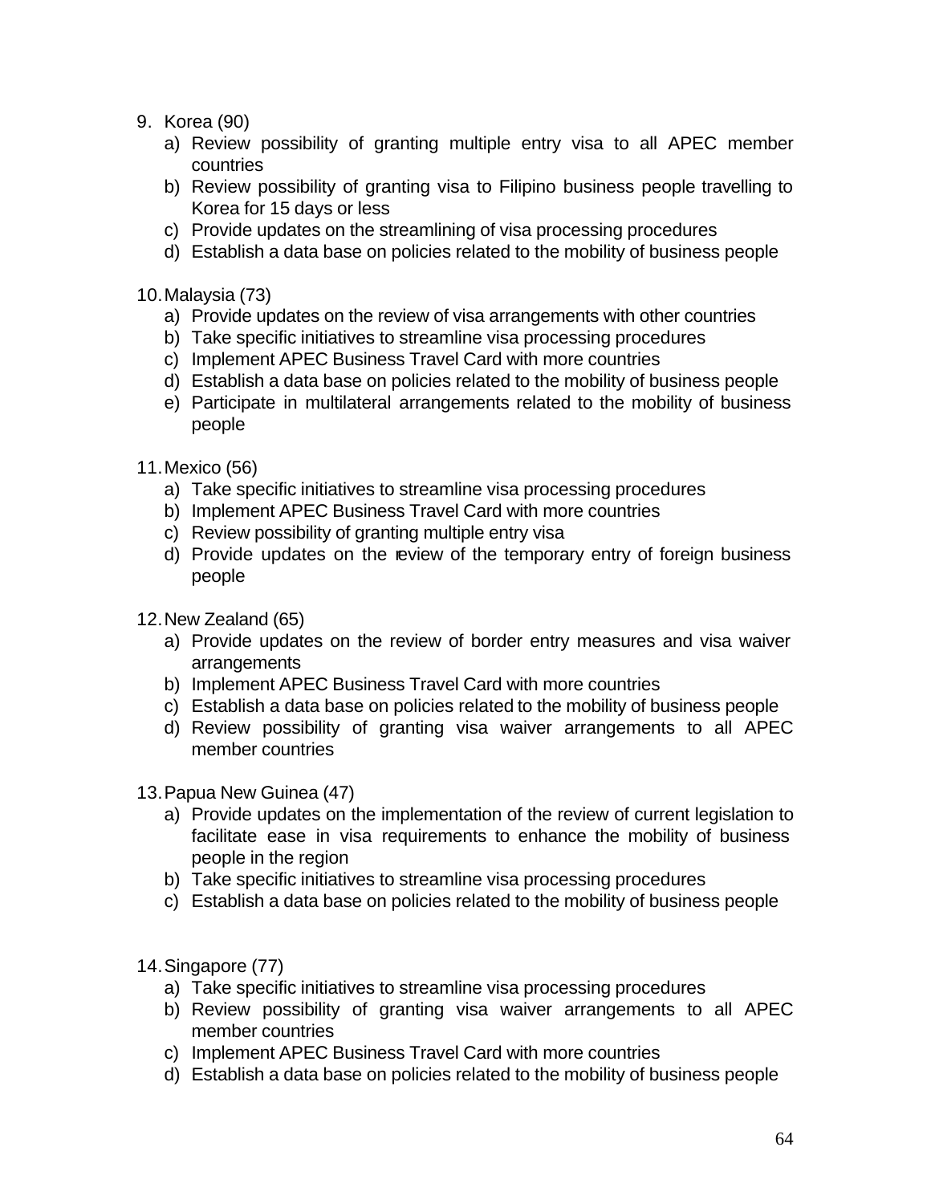9. Korea (90)
   a) Review possibility of granting multiple entry visa to all APEC member countries
   b) Review possibility of granting visa to Filipino business people travelling to Korea for 15 days or less
   c) Provide updates on the streamlining of visa processing procedures
   d) Establish a data base on policies related to the mobility of business people

10. Malaysia (73)
    a) Provide updates on the review of visa arrangements with other countries
    b) Take specific initiatives to streamline visa processing procedures
    c) Implement APEC Business Travel Card with more countries
    d) Establish a data base on policies related to the mobility of business people
    e) Participate in multilateral arrangements related to the mobility of business people

11. Mexico (56)
    a) Take specific initiatives to streamline visa processing procedures
    b) Implement APEC Business Travel Card with more countries
    c) Review possibility of granting multiple entry visa
    d) Provide updates on the review of the temporary entry of foreign business people

12. New Zealand (65)
    a) Provide updates on the review of border entry measures and visa waiver arrangements
    b) Implement APEC Business Travel Card with more countries
    c) Establish a data base on policies related to the mobility of business people
    d) Review possibility of granting visa waiver arrangements to all APEC member countries

13. Papua New Guinea (47)
    a) Provide updates on the implementation of the review of current legislation to facilitate ease in visa requirements to enhance the mobility of business people in the region
    b) Take specific initiatives to streamline visa processing procedures
    c) Establish a data base on policies related to the mobility of business people

14. Singapore (77)
    a) Take specific initiatives to streamline visa processing procedures
    b) Review possibility of granting visa waiver arrangements to all APEC member countries
    c) Implement APEC Business Travel Card with more countries
    d) Establish a data base on policies related to the mobility of business people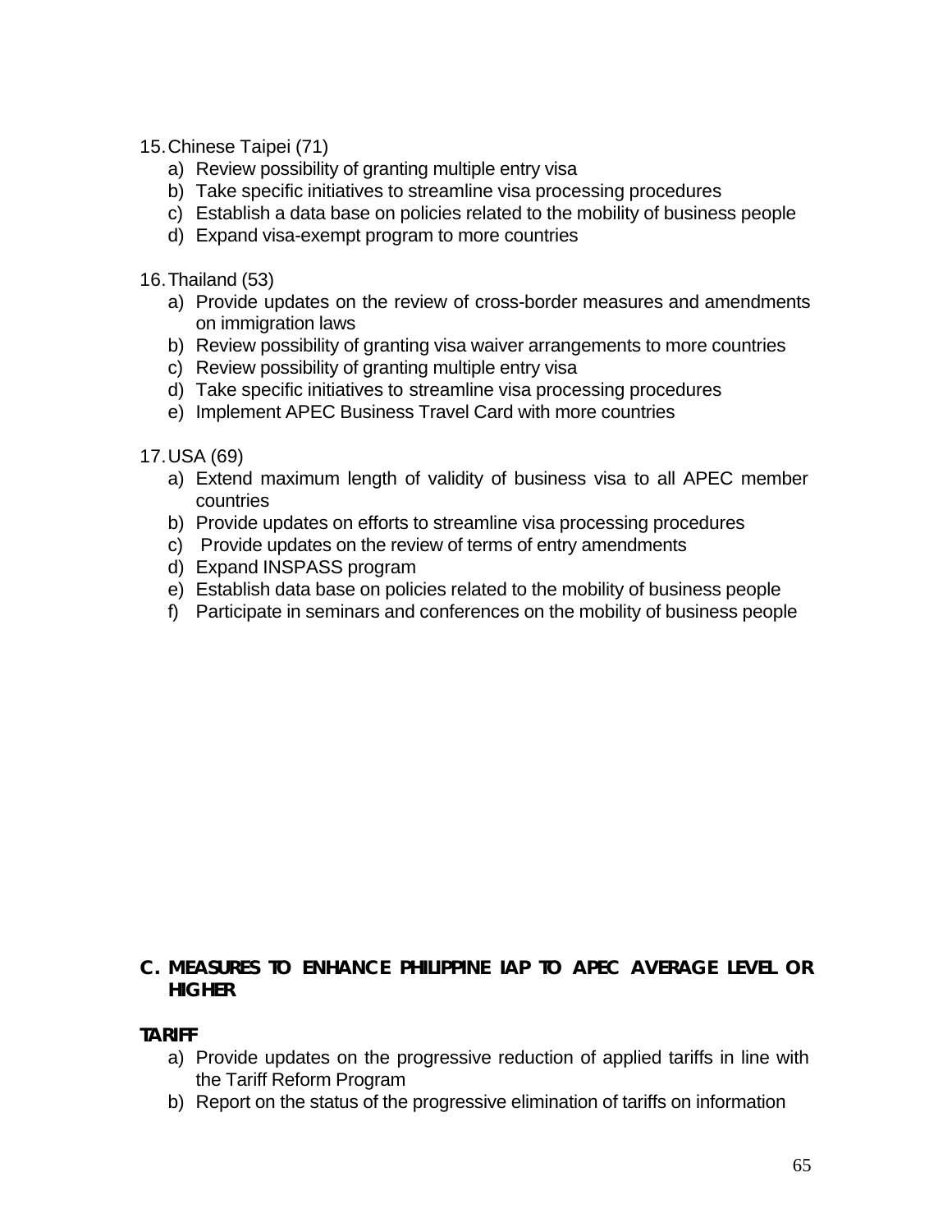15. Chinese Taipei (71)
    a) Review possibility of granting multiple entry visa
    b) Take specific initiatives to streamline visa processing procedures
    c) Establish a data base on policies related to the mobility of business people
    d) Expand visa-exempt program to more countries

16. Thailand (53)
    a) Provide updates on the review of cross-border measures and amendments on immigration laws
    b) Review possibility of granting visa waiver arrangements to more countries
    c) Review possibility of granting multiple entry visa
    d) Take specific initiatives to streamline visa processing procedures
    e) Implement APEC Business Travel Card with more countries

17. USA (69)
    a) Extend maximum length of validity of business visa to all APEC member countries
    b) Provide updates on efforts to streamline visa processing procedures
    c) Provide updates on the review of terms of entry amendments
    d) Expand INSPASS program
    e) Establish data base on policies related to the mobility of business people
    f) Participate in seminars and conferences on the mobility of business people

## C. MEASURES TO ENHANCE PHILIPPINE IAP TO APEC AVERAGE LEVEL OR HIGHER

### TARIFF

a) Provide updates on the progressive reduction of applied tariffs in line with the Tariff Reform Program
b) Report on the status of the progressive elimination of tariffs on information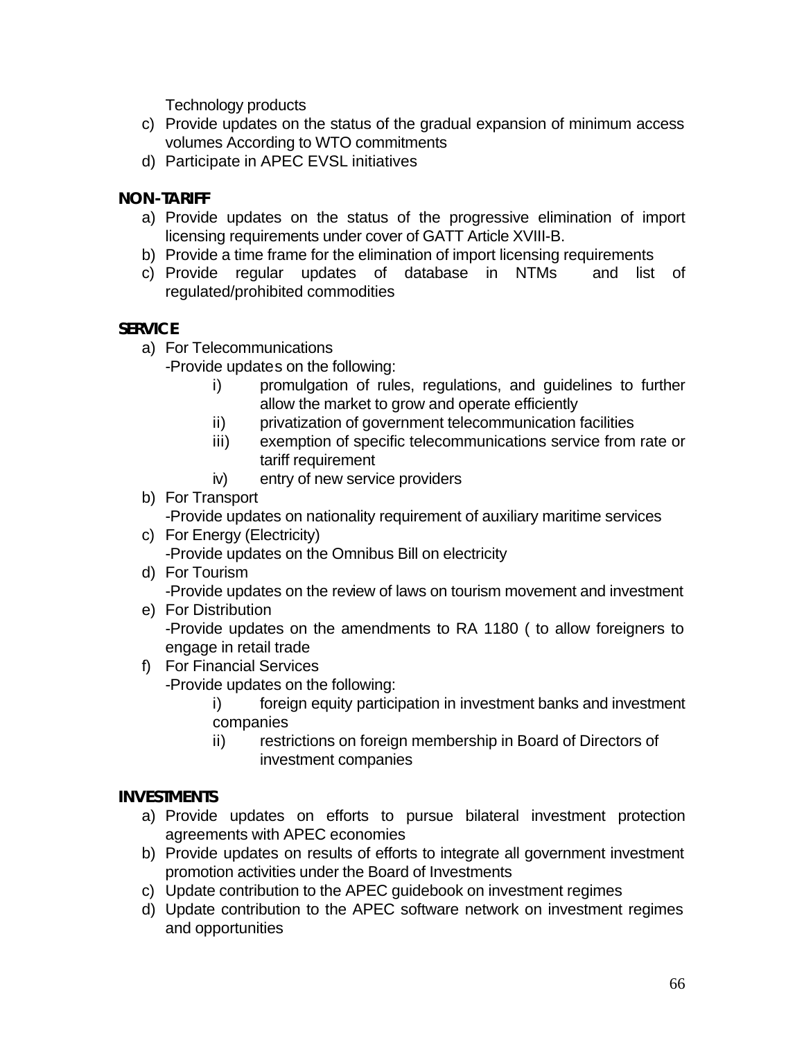Technology products

c) Provide updates on the status of the gradual expansion of minimum access volumes According to WTO commitments
d) Participate in APEC EVSL initiatives

**NON-TARIFF**

a) Provide updates on the status of the progressive elimination of import licensing requirements under cover of GATT Article XVIII-B.
b) Provide a time frame for the elimination of import licensing requirements
c) Provide regular updates of database in NTMs and list of regulated/prohibited commodities

**SERVICE**

a) For Telecommunications
   -Provide updates on the following:
   i) promulgation of rules, regulations, and guidelines to further allow the market to grow and operate efficiently
   ii) privatization of government telecommunication facilities
   iii) exemption of specific telecommunications service from rate or tariff requirement
   iv) entry of new service providers
b) For Transport
   -Provide updates on nationality requirement of auxiliary maritime services
c) For Energy (Electricity)
   -Provide updates on the Omnibus Bill on electricity
d) For Tourism
   -Provide updates on the review of laws on tourism movement and investment
e) For Distribution
   -Provide updates on the amendments to RA 1180 ( to allow foreigners to engage in retail trade
f) For Financial Services
   -Provide updates on the following:
   i) foreign equity participation in investment banks and investment companies
   ii) restrictions on foreign membership in Board of Directors of investment companies

**INVESTMENTS**

a) Provide updates on efforts to pursue bilateral investment protection agreements with APEC economies
b) Provide updates on results of efforts to integrate all government investment promotion activities under the Board of Investments
c) Update contribution to the APEC guidebook on investment regimes
d) Update contribution to the APEC software network on investment regimes and opportunities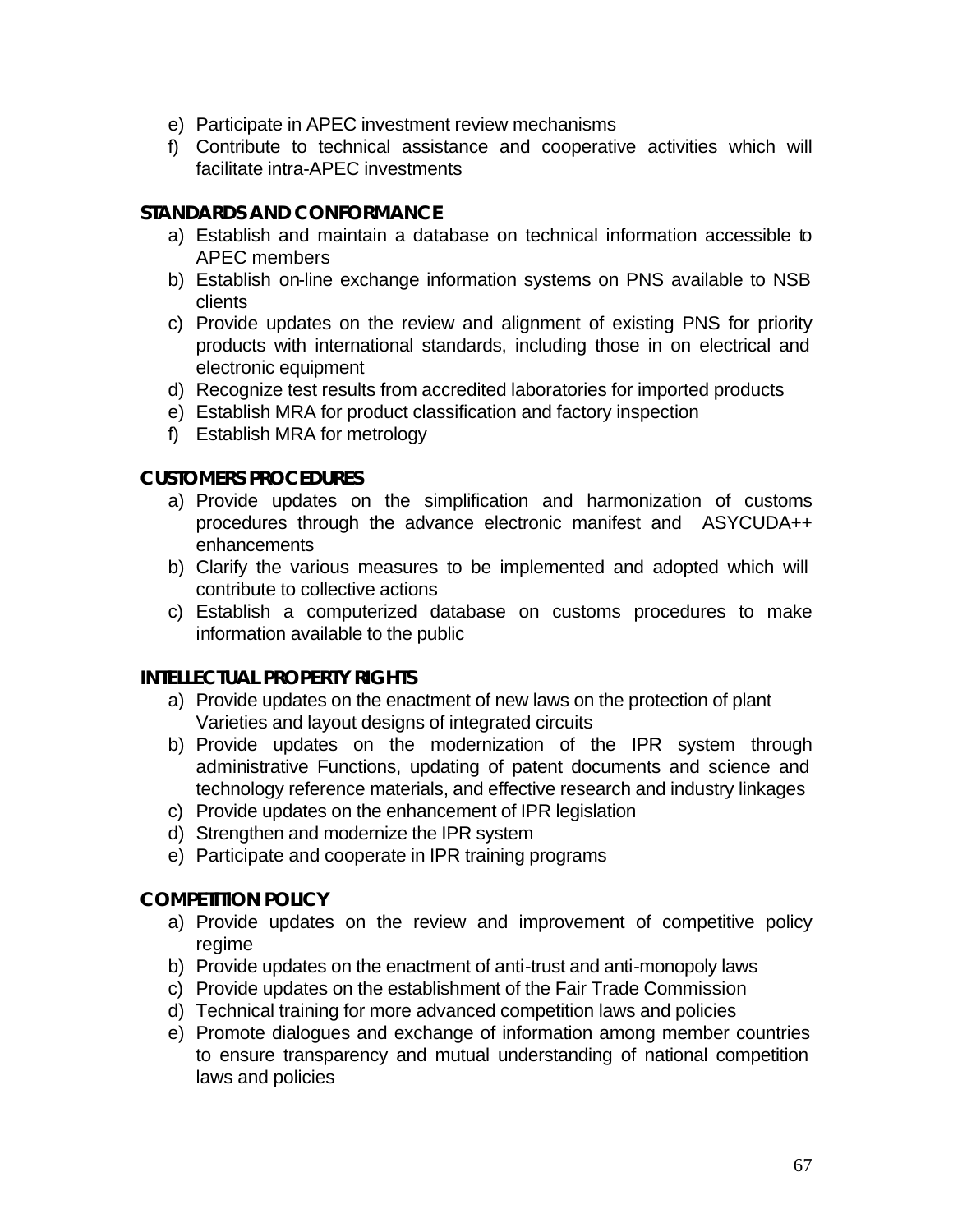e) Participate in APEC investment review mechanisms
f) Contribute to technical assistance and cooperative activities which will facilitate intra-APEC investments

**STANDARDS AND CONFORMANCE**

a) Establish and maintain a database on technical information accessible to APEC members
b) Establish on-line exchange information systems on PNS available to NSB clients
c) Provide updates on the review and alignment of existing PNS for priority products with international standards, including those in on electrical and electronic equipment
d) Recognize test results from accredited laboratories for imported products
e) Establish MRA for product classification and factory inspection
f) Establish MRA for metrology

**CUSTOMERS PROCEDURES**

a) Provide updates on the simplification and harmonization of customs procedures through the advance electronic manifest and ASYCUDA++ enhancements
b) Clarify the various measures to be implemented and adopted which will contribute to collective actions
c) Establish a computerized database on customs procedures to make information available to the public

**INTELLECTUAL PROPERTY RIGHTS**

a) Provide updates on the enactment of new laws on the protection of plant Varieties and layout designs of integrated circuits
b) Provide updates on the modernization of the IPR system through administrative Functions, updating of patent documents and science and technology reference materials, and effective research and industry linkages
c) Provide updates on the enhancement of IPR legislation
d) Strengthen and modernize the IPR system
e) Participate and cooperate in IPR training programs

**COMPETITION POLICY**

a) Provide updates on the review and improvement of competitive policy regime
b) Provide updates on the enactment of anti-trust and anti-monopoly laws
c) Provide updates on the establishment of the Fair Trade Commission
d) Technical training for more advanced competition laws and policies
e) Promote dialogues and exchange of information among member countries to ensure transparency and mutual understanding of national competition laws and policies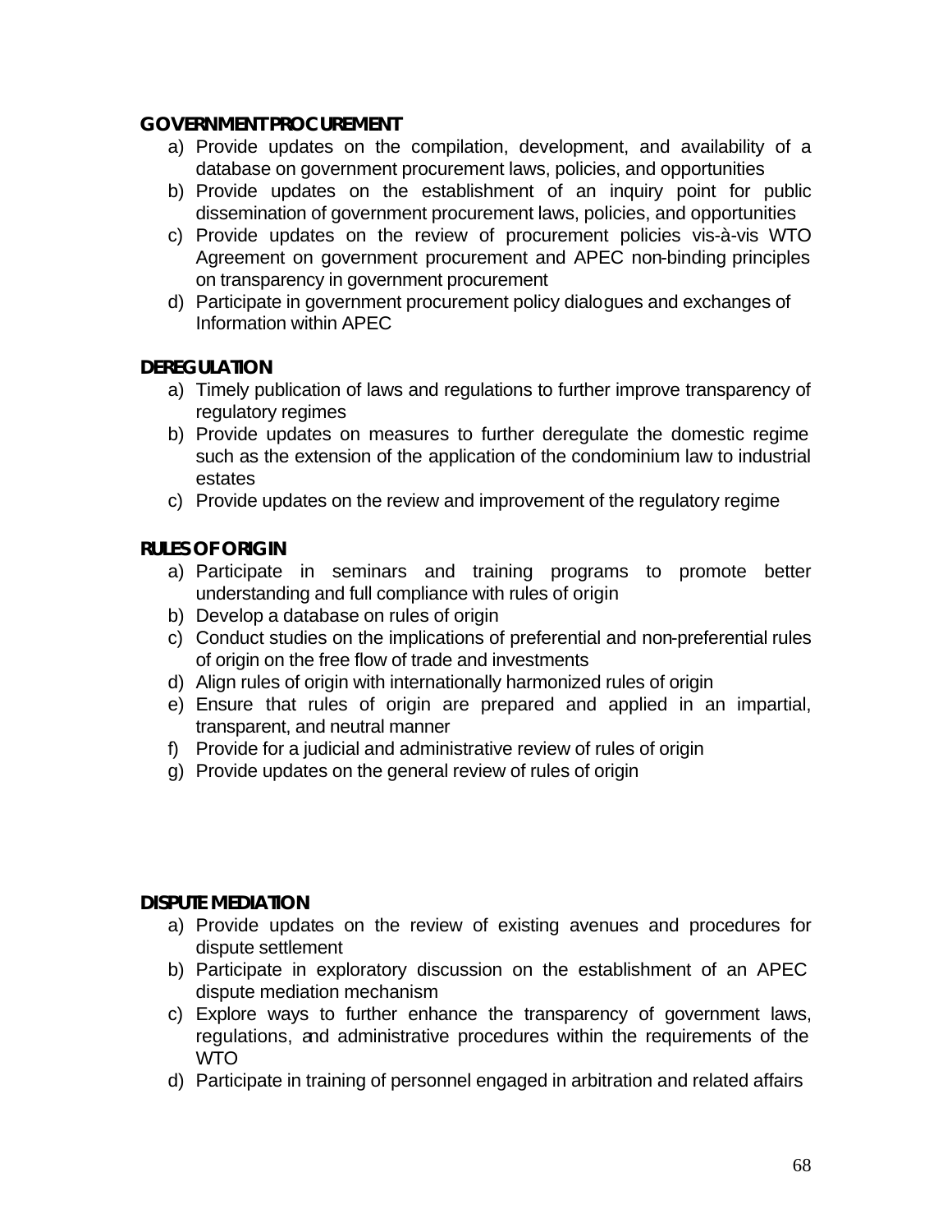**GOVERNMENT PROCUREMENT**

a) Provide updates on the compilation, development, and availability of a database on government procurement laws, policies, and opportunities
b) Provide updates on the establishment of an inquiry point for public dissemination of government procurement laws, policies, and opportunities
c) Provide updates on the review of procurement policies vis-à-vis WTO Agreement on government procurement and APEC non-binding principles on transparency in government procurement
d) Participate in government procurement policy dialogues and exchanges of Information within APEC

**DEREGULATION**

a) Timely publication of laws and regulations to further improve transparency of regulatory regimes
b) Provide updates on measures to further deregulate the domestic regime such as the extension of the application of the condominium law to industrial estates
c) Provide updates on the review and improvement of the regulatory regime

**RULES OF ORIGIN**

a) Participate in seminars and training programs to promote better understanding and full compliance with rules of origin
b) Develop a database on rules of origin
c) Conduct studies on the implications of preferential and non-preferential rules of origin on the free flow of trade and investments
d) Align rules of origin with internationally harmonized rules of origin
e) Ensure that rules of origin are prepared and applied in an impartial, transparent, and neutral manner
f) Provide for a judicial and administrative review of rules of origin
g) Provide updates on the general review of rules of origin

**DISPUTE MEDIATION**

a) Provide updates on the review of existing avenues and procedures for dispute settlement
b) Participate in exploratory discussion on the establishment of an APEC dispute mediation mechanism
c) Explore ways to further enhance the transparency of government laws, regulations, and administrative procedures within the requirements of the WTO
d) Participate in training of personnel engaged in arbitration and related affairs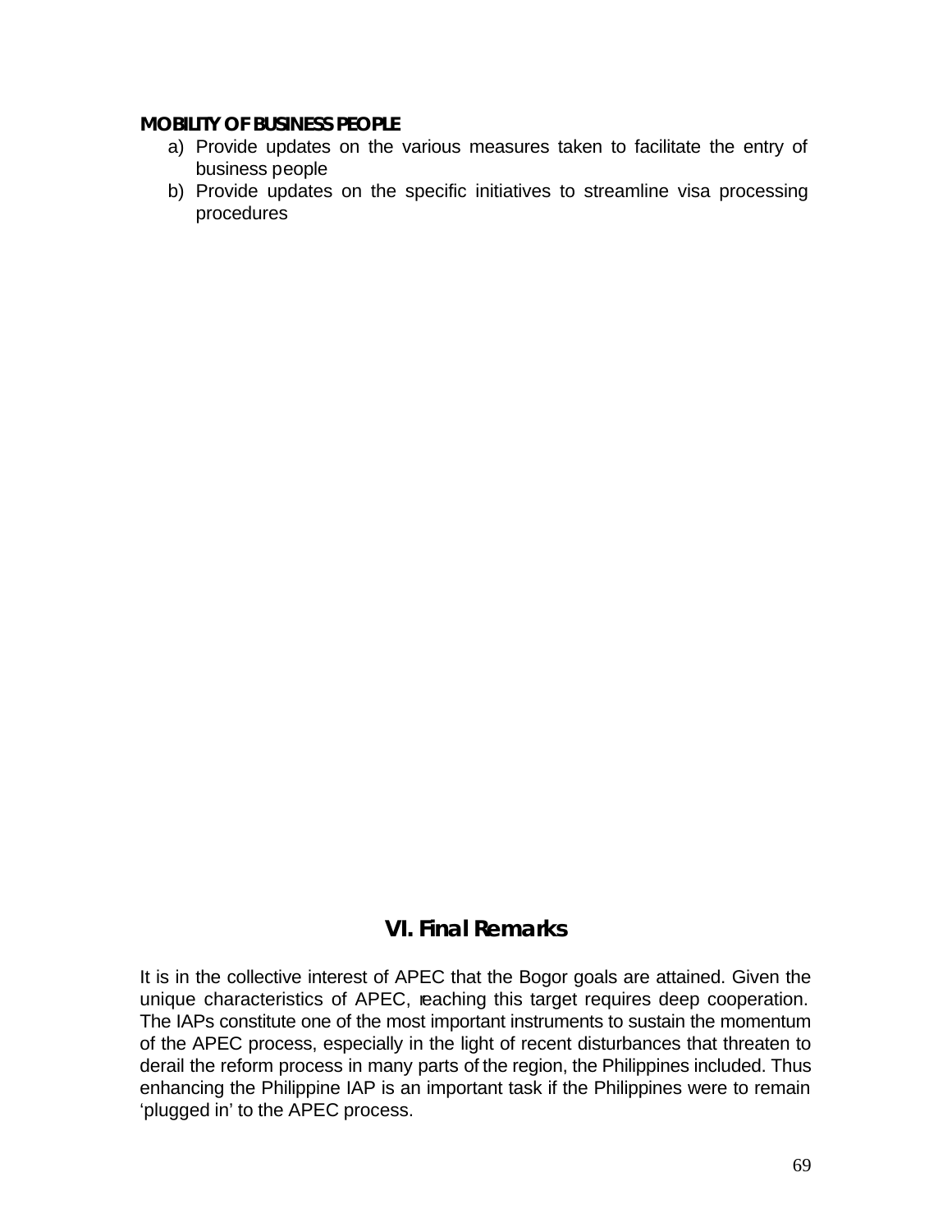**MOBILITY OF BUSINESS PEOPLE**

a) Provide updates on the various measures taken to facilitate the entry of business people
b) Provide updates on the specific initiatives to streamline visa processing procedures

## VI. Final Remarks

It is in the collective interest of APEC that the Bogor goals are attained. Given the unique characteristics of APEC, reaching this target requires deep cooperation. The IAPs constitute one of the most important instruments to sustain the momentum of the APEC process, especially in the light of recent disturbances that threaten to derail the reform process in many parts of the region, the Philippines included. Thus enhancing the Philippine IAP is an important task if the Philippines were to remain 'plugged in' to the APEC process.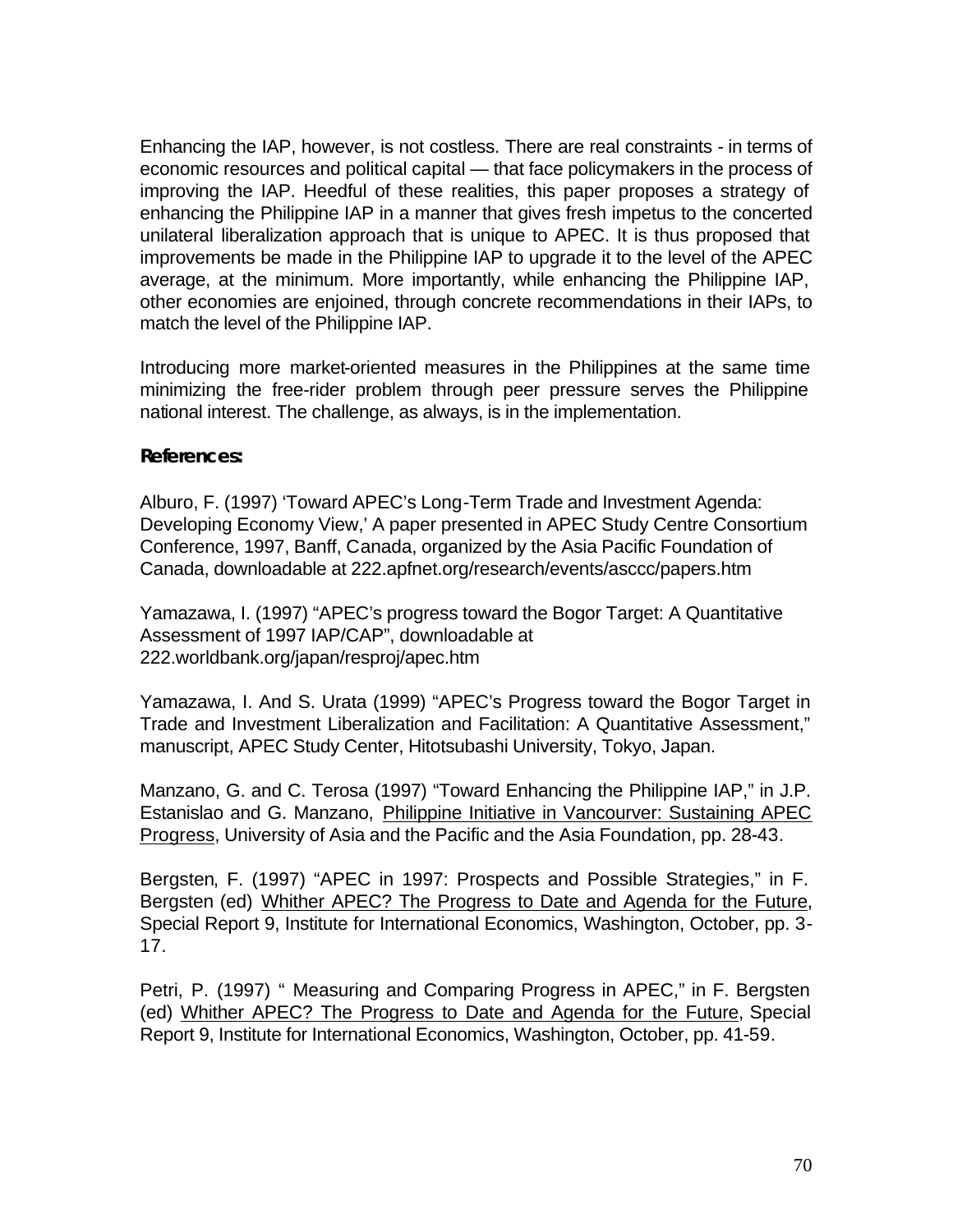Enhancing the IAP, however, is not costless. There are real constraints - in terms of economic resources and political capital — that face policymakers in the process of improving the IAP. Heedful of these realities, this paper proposes a strategy of enhancing the Philippine IAP in a manner that gives fresh impetus to the concerted unilateral liberalization approach that is unique to APEC. It is thus proposed that improvements be made in the Philippine IAP to upgrade it to the level of the APEC average, at the minimum. More importantly, while enhancing the Philippine IAP, other economies are enjoined, through concrete recommendations in their IAPs, to match the level of the Philippine IAP.

Introducing more market-oriented measures in the Philippines at the same time minimizing the free-rider problem through peer pressure serves the Philippine national interest. The challenge, as always, is in the implementation.

**References:**

Alburo, F. (1997) 'Toward APEC's Long-Term Trade and Investment Agenda: Developing Economy View,' A paper presented in APEC Study Centre Consortium Conference, 1997, Banff, Canada, organized by the Asia Pacific Foundation of Canada, downloadable at 222.apfnet.org/research/events/asccc/papers.htm

Yamazawa, I. (1997) "APEC's progress toward the Bogor Target: A Quantitative Assessment of 1997 IAP/CAP", downloadable at 222.worldbank.org/japan/resproj/apec.htm

Yamazawa, I. And S. Urata (1999) "APEC's Progress toward the Bogor Target in Trade and Investment Liberalization and Facilitation: A Quantitative Assessment," manuscript, APEC Study Center, Hitotsubashi University, Tokyo, Japan.

Manzano, G. and C. Terosa (1997) "Toward Enhancing the Philippine IAP," in J.P. Estanislao and G. Manzano, Philippine Initiative in Vancourver: Sustaining APEC Progress, University of Asia and the Pacific and the Asia Foundation, pp. 28-43.

Bergsten, F. (1997) "APEC in 1997: Prospects and Possible Strategies," in F. Bergsten (ed) Whither APEC? The Progress to Date and Agenda for the Future, Special Report 9, Institute for International Economics, Washington, October, pp. 3-17.

Petri, P. (1997) " Measuring and Comparing Progress in APEC," in F. Bergsten (ed) Whither APEC? The Progress to Date and Agenda for the Future, Special Report 9, Institute for International Economics, Washington, October, pp. 41-59.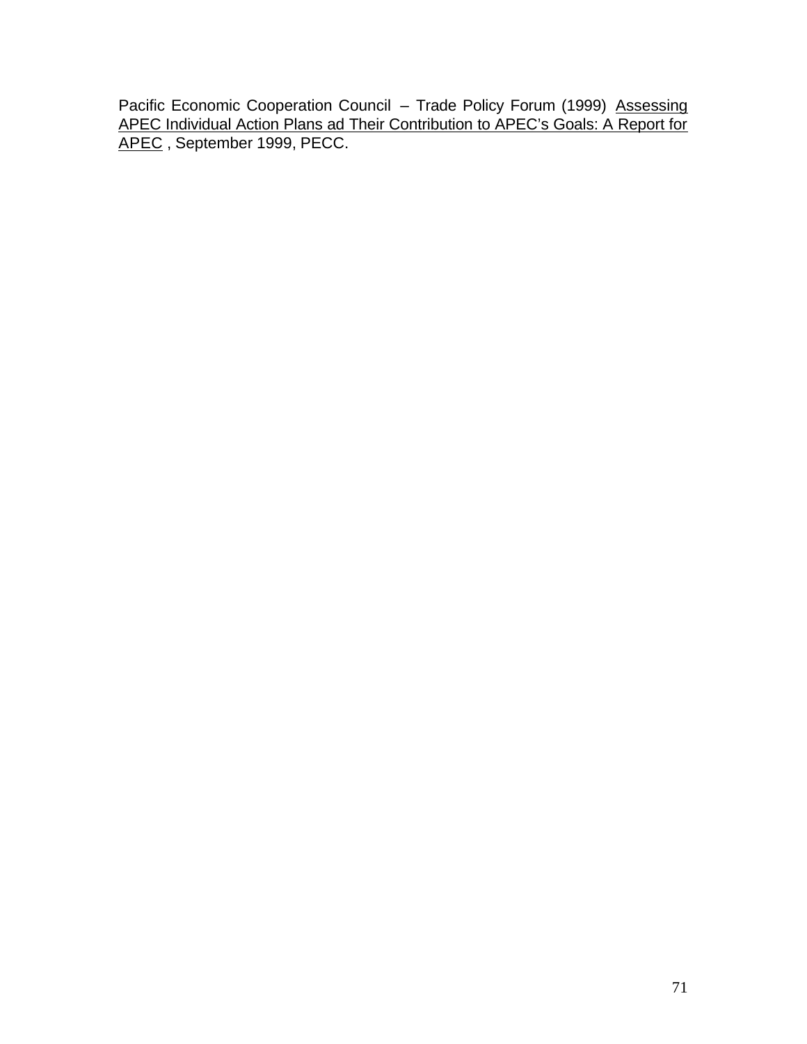Pacific Economic Cooperation Council – Trade Policy Forum (1999) Assessing APEC Individual Action Plans ad Their Contribution to APEC's Goals: A Report for APEC , September 1999, PECC.